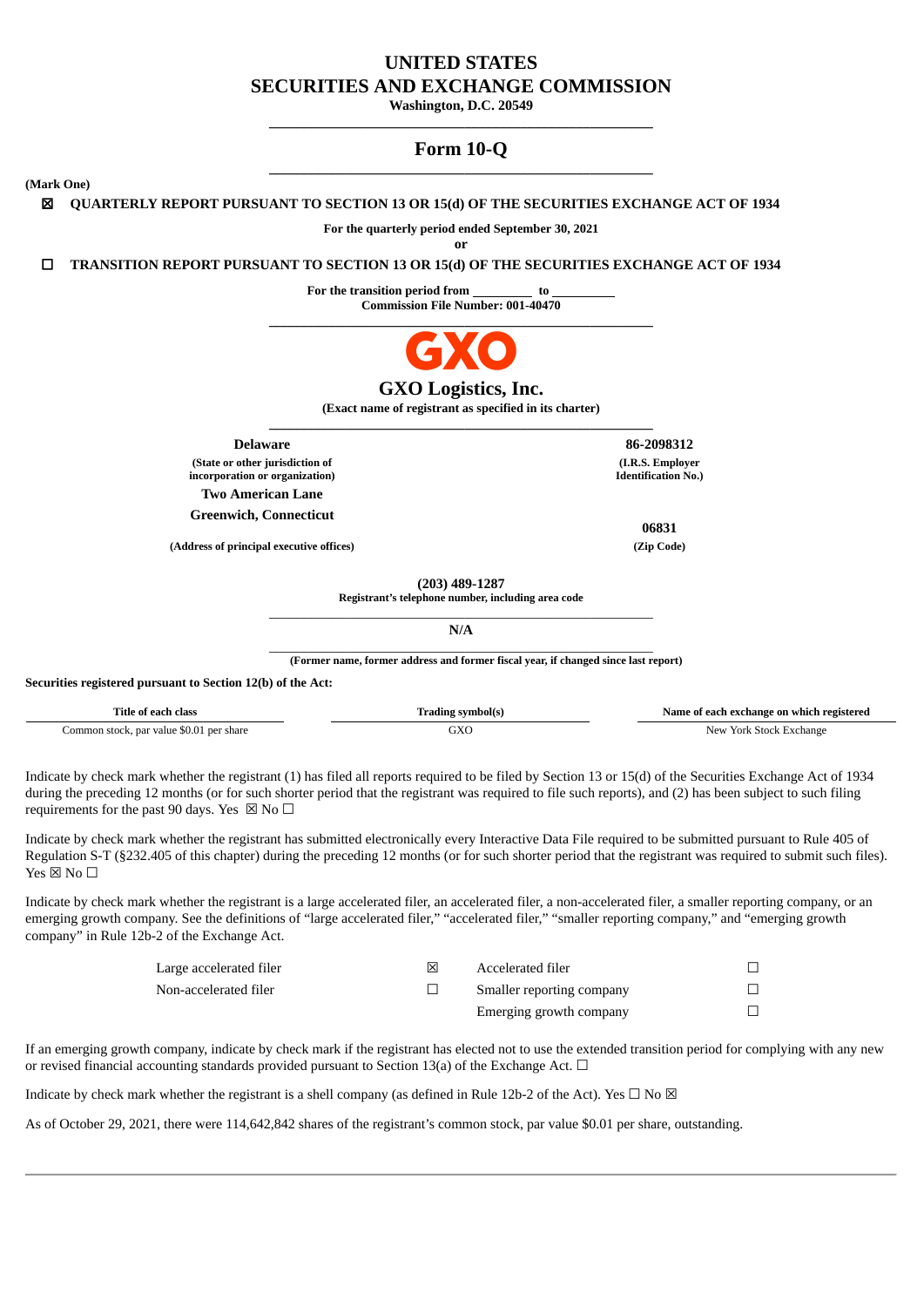# UNITED STATES
# SECURITIES AND EXCHANGE COMMISSION

**Washington, D.C. 20549**

## Form 10-Q

**(Mark One)**

☒ **QUARTERLY REPORT PURSUANT TO SECTION 13 OR 15(d) OF THE SECURITIES EXCHANGE ACT OF 1934**

**For the quarterly period ended September 30, 2021**

**or**

☐ **TRANSITION REPORT PURSUANT TO SECTION 13 OR 15(d) OF THE SECURITIES EXCHANGE ACT OF 1934**

**For the transition period from \_\_\_\_\_\_\_\_\_ to \_\_\_\_\_\_\_\_\_**

**Commission File Number: 001-40470**

GXO

**GXO Logistics, Inc.**

**(Exact name of registrant as specified in its charter)**

| **Delaware** | **86-2098312** |
|---|---|
| **(State or other jurisdiction of incorporation or organization)** | **(I.R.S. Employer Identification No.)** |
| **Two American Lane Greenwich, Connecticut** | **06831** |
| **(Address of principal executive offices)** | **(Zip Code)** |

**(203) 489-1287**

**Registrant's telephone number, including area code**

**N/A**

**(Former name, former address and former fiscal year, if changed since last report)**

**Securities registered pursuant to Section 12(b) of the Act:**

| Title of each class | Trading symbol(s) | Name of each exchange on which registered |
|---|---|---|
| Common stock, par value $0.01 per share | GXO | New York Stock Exchange |

Indicate by check mark whether the registrant (1) has filed all reports required to be filed by Section 13 or 15(d) of the Securities Exchange Act of 1934 during the preceding 12 months (or for such shorter period that the registrant was required to file such reports), and (2) has been subject to such filing requirements for the past 90 days. Yes ☒ No ☐

Indicate by check mark whether the registrant has submitted electronically every Interactive Data File required to be submitted pursuant to Rule 405 of Regulation S-T (§232.405 of this chapter) during the preceding 12 months (or for such shorter period that the registrant was required to submit such files). Yes ☒ No ☐

Indicate by check mark whether the registrant is a large accelerated filer, an accelerated filer, a non-accelerated filer, a smaller reporting company, or an emerging growth company. See the definitions of "large accelerated filer," "accelerated filer," "smaller reporting company," and "emerging growth company" in Rule 12b-2 of the Exchange Act.

| | | | |
|---|---|---|---|
| Large accelerated filer | ☒ | Accelerated filer | ☐ |
| Non-accelerated filer | ☐ | Smaller reporting company | ☐ |
| | | Emerging growth company | ☐ |

If an emerging growth company, indicate by check mark if the registrant has elected not to use the extended transition period for complying with any new or revised financial accounting standards provided pursuant to Section 13(a) of the Exchange Act. ☐

Indicate by check mark whether the registrant is a shell company (as defined in Rule 12b-2 of the Act). Yes ☐ No ☒

As of October 29, 2021, there were 114,642,842 shares of the registrant's common stock, par value $0.01 per share, outstanding.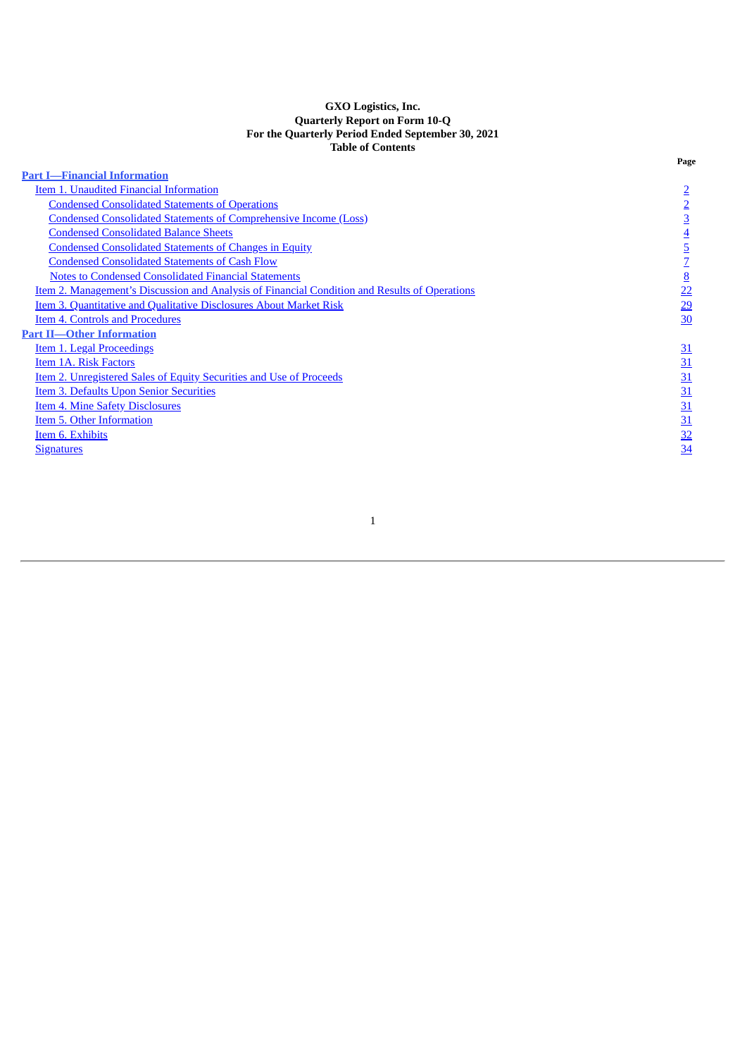**GXO Logistics, Inc.**
**Quarterly Report on Form 10-Q**
**For the Quarterly Period Ended September 30, 2021**
**Table of Contents**

| | Page |
|---|---|
| **Part I—Financial Information** | |
| Item 1. Unaudited Financial Information | 2 |
| Condensed Consolidated Statements of Operations | 2 |
| Condensed Consolidated Statements of Comprehensive Income (Loss) | 3 |
| Condensed Consolidated Balance Sheets | 4 |
| Condensed Consolidated Statements of Changes in Equity | 5 |
| Condensed Consolidated Statements of Cash Flow | 7 |
| Notes to Condensed Consolidated Financial Statements | 8 |
| Item 2. Management's Discussion and Analysis of Financial Condition and Results of Operations | 22 |
| Item 3. Quantitative and Qualitative Disclosures About Market Risk | 29 |
| Item 4. Controls and Procedures | 30 |
| **Part II—Other Information** | |
| Item 1. Legal Proceedings | 31 |
| Item 1A. Risk Factors | 31 |
| Item 2. Unregistered Sales of Equity Securities and Use of Proceeds | 31 |
| Item 3. Defaults Upon Senior Securities | 31 |
| Item 4. Mine Safety Disclosures | 31 |
| Item 5. Other Information | 31 |
| Item 6. Exhibits | 32 |
| Signatures | 34 |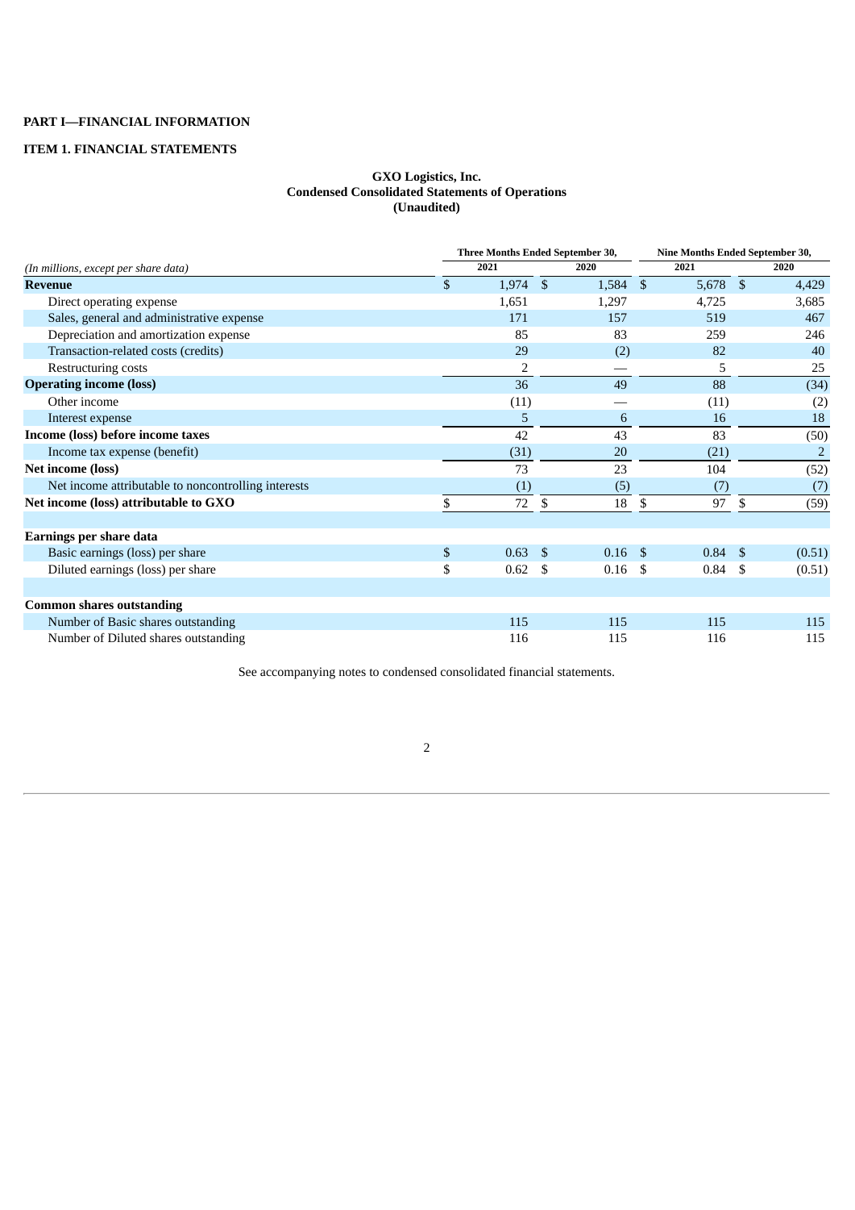**PART I—FINANCIAL INFORMATION**

**ITEM 1. FINANCIAL STATEMENTS**

**GXO Logistics, Inc.**
**Condensed Consolidated Statements of Operations**
**(Unaudited)**

| *(In millions, except per share data)* | Three Months Ended September 30, | | Nine Months Ended September 30, | |
|---|---|---|---|---|
| | 2021 | 2020 | 2021 | 2020 |
| **Revenue** | $ 1,974 | $ 1,584 | $ 5,678 | $ 4,429 |
| Direct operating expense | 1,651 | 1,297 | 4,725 | 3,685 |
| Sales, general and administrative expense | 171 | 157 | 519 | 467 |
| Depreciation and amortization expense | 85 | 83 | 259 | 246 |
| Transaction-related costs (credits) | 29 | (2) | 82 | 40 |
| Restructuring costs | 2 | — | 5 | 25 |
| **Operating income (loss)** | 36 | 49 | 88 | (34) |
| Other income | (11) | — | (11) | (2) |
| Interest expense | 5 | 6 | 16 | 18 |
| **Income (loss) before income taxes** | 42 | 43 | 83 | (50) |
| Income tax expense (benefit) | (31) | 20 | (21) | 2 |
| **Net income (loss)** | 73 | 23 | 104 | (52) |
| Net income attributable to noncontrolling interests | (1) | (5) | (7) | (7) |
| **Net income (loss) attributable to GXO** | $ 72 | $ 18 | $ 97 | $ (59) |
| | | | | |
| **Earnings per share data** | | | | |
| Basic earnings (loss) per share | $ 0.63 | $ 0.16 | $ 0.84 | $ (0.51) |
| Diluted earnings (loss) per share | $ 0.62 | $ 0.16 | $ 0.84 | $ (0.51) |
| | | | | |
| **Common shares outstanding** | | | | |
| Number of Basic shares outstanding | 115 | 115 | 115 | 115 |
| Number of Diluted shares outstanding | 116 | 115 | 116 | 115 |

See accompanying notes to condensed consolidated financial statements.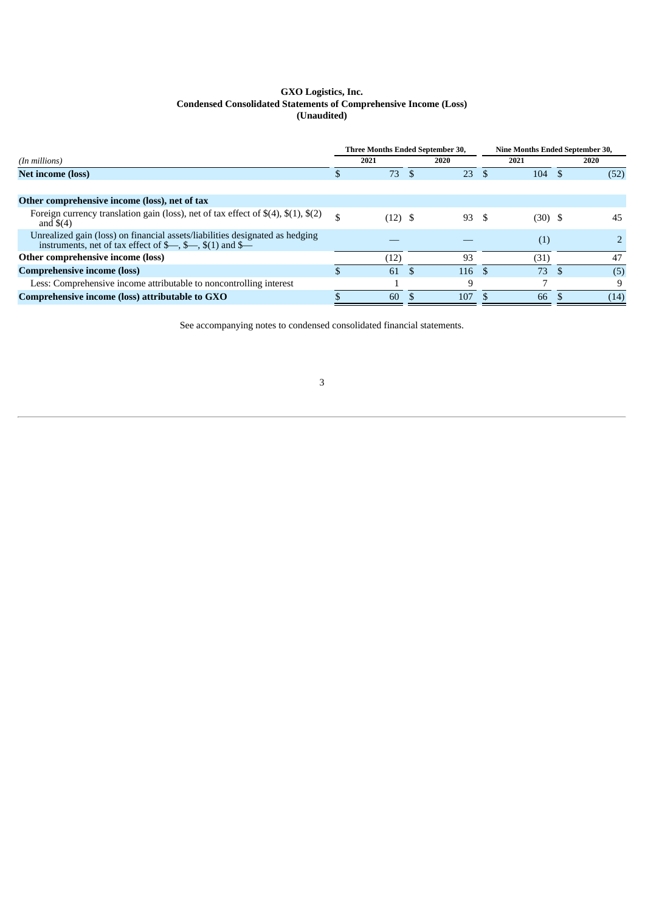**GXO Logistics, Inc.**
**Condensed Consolidated Statements of Comprehensive Income (Loss)**
**(Unaudited)**

| *(In millions)* | Three Months Ended September 30, 2021 | Three Months Ended September 30, 2020 | Nine Months Ended September 30, 2021 | Nine Months Ended September 30, 2020 |
|---|---|---|---|---|
| **Net income (loss)** | $ 73 | $ 23 | $ 104 | $ (52) |
| **Other comprehensive income (loss), net of tax** | | | | |
| Foreign currency translation gain (loss), net of tax effect of $(4), $(1), $(2) and $(4) | $ (12) | $ 93 | $ (30) | $ 45 |
| Unrealized gain (loss) on financial assets/liabilities designated as hedging instruments, net of tax effect of $—, $—, $(1) and $— | — | — | (1) | 2 |
| **Other comprehensive income (loss)** | (12) | 93 | (31) | 47 |
| **Comprehensive income (loss)** | $ 61 | $ 116 | $ 73 | $ (5) |
| Less: Comprehensive income attributable to noncontrolling interest | 1 | 9 | 7 | 9 |
| **Comprehensive income (loss) attributable to GXO** | $ 60 | $ 107 | $ 66 | $ (14) |

See accompanying notes to condensed consolidated financial statements.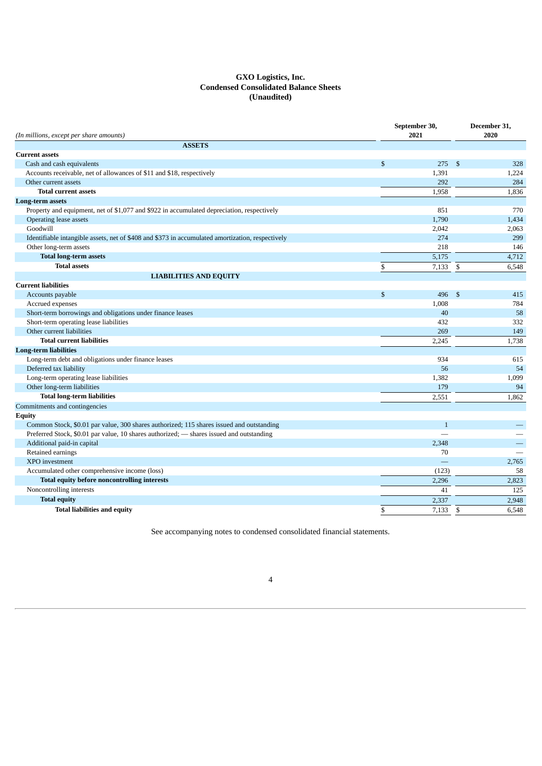# GXO Logistics, Inc.
## Condensed Consolidated Balance Sheets
### (Unaudited)

| *(In millions, except per share amounts)* | September 30, 2021 | December 31, 2020 |
|---|---|---|
| **ASSETS** | | |
| **Current assets** | | |
| Cash and cash equivalents | $ 275 | $ 328 |
| Accounts receivable, net of allowances of $11 and $18, respectively | 1,391 | 1,224 |
| Other current assets | 292 | 284 |
| **Total current assets** | 1,958 | 1,836 |
| **Long-term assets** | | |
| Property and equipment, net of $1,077 and $922 in accumulated depreciation, respectively | 851 | 770 |
| Operating lease assets | 1,790 | 1,434 |
| Goodwill | 2,042 | 2,063 |
| Identifiable intangible assets, net of $408 and $373 in accumulated amortization, respectively | 274 | 299 |
| Other long-term assets | 218 | 146 |
| **Total long-term assets** | 5,175 | 4,712 |
| **Total assets** | $ 7,133 | $ 6,548 |
| **LIABILITIES AND EQUITY** | | |
| **Current liabilities** | | |
| Accounts payable | $ 496 | $ 415 |
| Accrued expenses | 1,008 | 784 |
| Short-term borrowings and obligations under finance leases | 40 | 58 |
| Short-term operating lease liabilities | 432 | 332 |
| Other current liabilities | 269 | 149 |
| **Total current liabilities** | 2,245 | 1,738 |
| **Long-term liabilities** | | |
| Long-term debt and obligations under finance leases | 934 | 615 |
| Deferred tax liability | 56 | 54 |
| Long-term operating lease liabilities | 1,382 | 1,099 |
| Other long-term liabilities | 179 | 94 |
| **Total long-term liabilities** | 2,551 | 1,862 |
| Commitments and contingencies | | |
| **Equity** | | |
| Common Stock, $0.01 par value, 300 shares authorized; 115 shares issued and outstanding | 1 | — |
| Preferred Stock, $0.01 par value, 10 shares authorized; — shares issued and outstanding | — | — |
| Additional paid-in capital | 2,348 | — |
| Retained earnings | 70 | — |
| XPO investment | — | 2,765 |
| Accumulated other comprehensive income (loss) | (123) | 58 |
| **Total equity before noncontrolling interests** | 2,296 | 2,823 |
| Noncontrolling interests | 41 | 125 |
| **Total equity** | 2,337 | 2,948 |
| **Total liabilities and equity** | $ 7,133 | $ 6,548 |

See accompanying notes to condensed consolidated financial statements.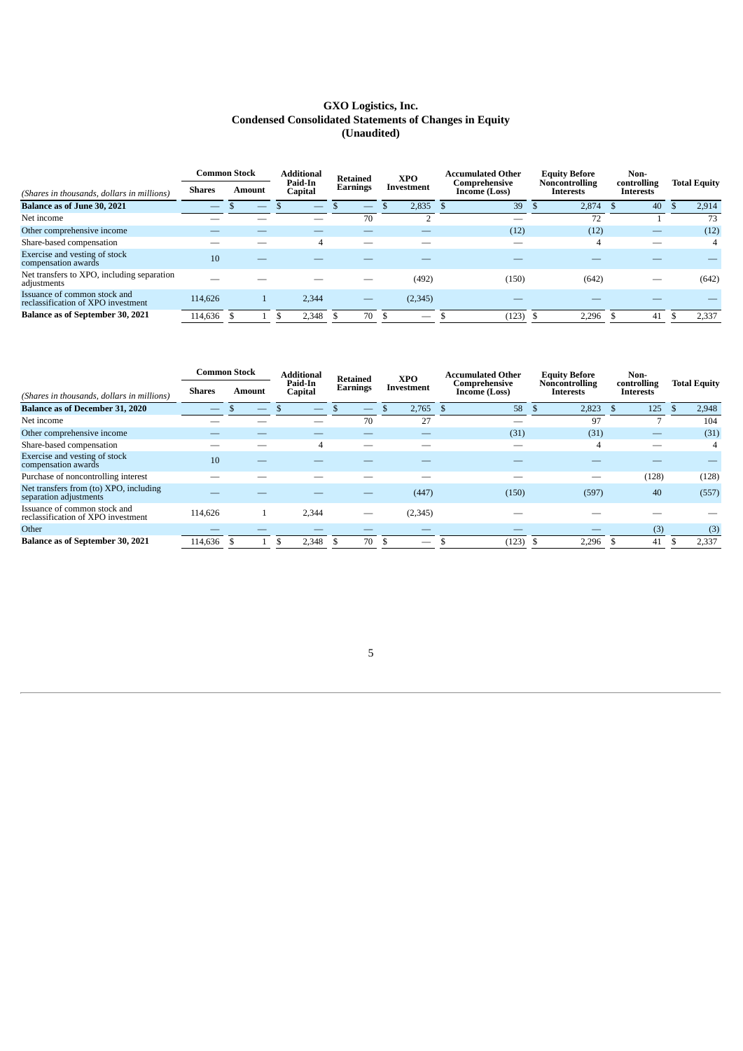# GXO Logistics, Inc.
## Condensed Consolidated Statements of Changes in Equity
### (Unaudited)

| *(Shares in thousands, dollars in millions)* | Common Stock | | Additional Paid-In Capital | Retained Earnings | XPO Investment | Accumulated Other Comprehensive Income (Loss) | Equity Before Noncontrolling Interests | Non-controlling Interests | Total Equity |
|---|---|---|---|---|---|---|---|---|---|
| | Shares | Amount | | | | | | | |
| **Balance as of June 30, 2021** | — | $ — | $ — | $ — | $ 2,835 | $ 39 | $ 2,874 | $ 40 | $ 2,914 |
| Net income | — | — | — | 70 | 2 | — | 72 | 1 | 73 |
| Other comprehensive income | — | — | — | — | — | (12) | (12) | — | (12) |
| Share-based compensation | — | — | 4 | — | — | — | 4 | — | 4 |
| Exercise and vesting of stock compensation awards | 10 | — | — | — | — | — | — | — | — |
| Net transfers to XPO, including separation adjustments | — | — | — | — | (492) | (150) | (642) | — | (642) |
| Issuance of common stock and reclassification of XPO investment | 114,626 | 1 | 2,344 | — | (2,345) | — | — | — | — |
| **Balance as of September 30, 2021** | 114,636 | $ 1 | $ 2,348 | $ 70 | $ — | $ (123) | $ 2,296 | $ 41 | $ 2,337 |

| *(Shares in thousands, dollars in millions)* | Common Stock | | Additional Paid-In Capital | Retained Earnings | XPO Investment | Accumulated Other Comprehensive Income (Loss) | Equity Before Noncontrolling Interests | Non-controlling Interests | Total Equity |
|---|---|---|---|---|---|---|---|---|---|
| | Shares | Amount | | | | | | | |
| **Balance as of December 31, 2020** | — | $ — | $ — | $ — | $ 2,765 | $ 58 | $ 2,823 | $ 125 | $ 2,948 |
| Net income | — | — | — | 70 | 27 | — | 97 | 7 | 104 |
| Other comprehensive income | — | — | — | — | — | (31) | (31) | — | (31) |
| Share-based compensation | — | — | 4 | — | — | — | 4 | — | 4 |
| Exercise and vesting of stock compensation awards | 10 | — | — | — | — | — | — | — | — |
| Purchase of noncontrolling interest | — | — | — | — | — | — | — | (128) | (128) |
| Net transfers from (to) XPO, including separation adjustments | — | — | — | — | (447) | (150) | (597) | 40 | (557) |
| Issuance of common stock and reclassification of XPO investment | 114,626 | 1 | 2,344 | — | (2,345) | — | — | — | — |
| Other | — | — | — | — | — | — | — | (3) | (3) |
| **Balance as of September 30, 2021** | 114,636 | $ 1 | $ 2,348 | $ 70 | $ — | $ (123) | $ 2,296 | $ 41 | $ 2,337 |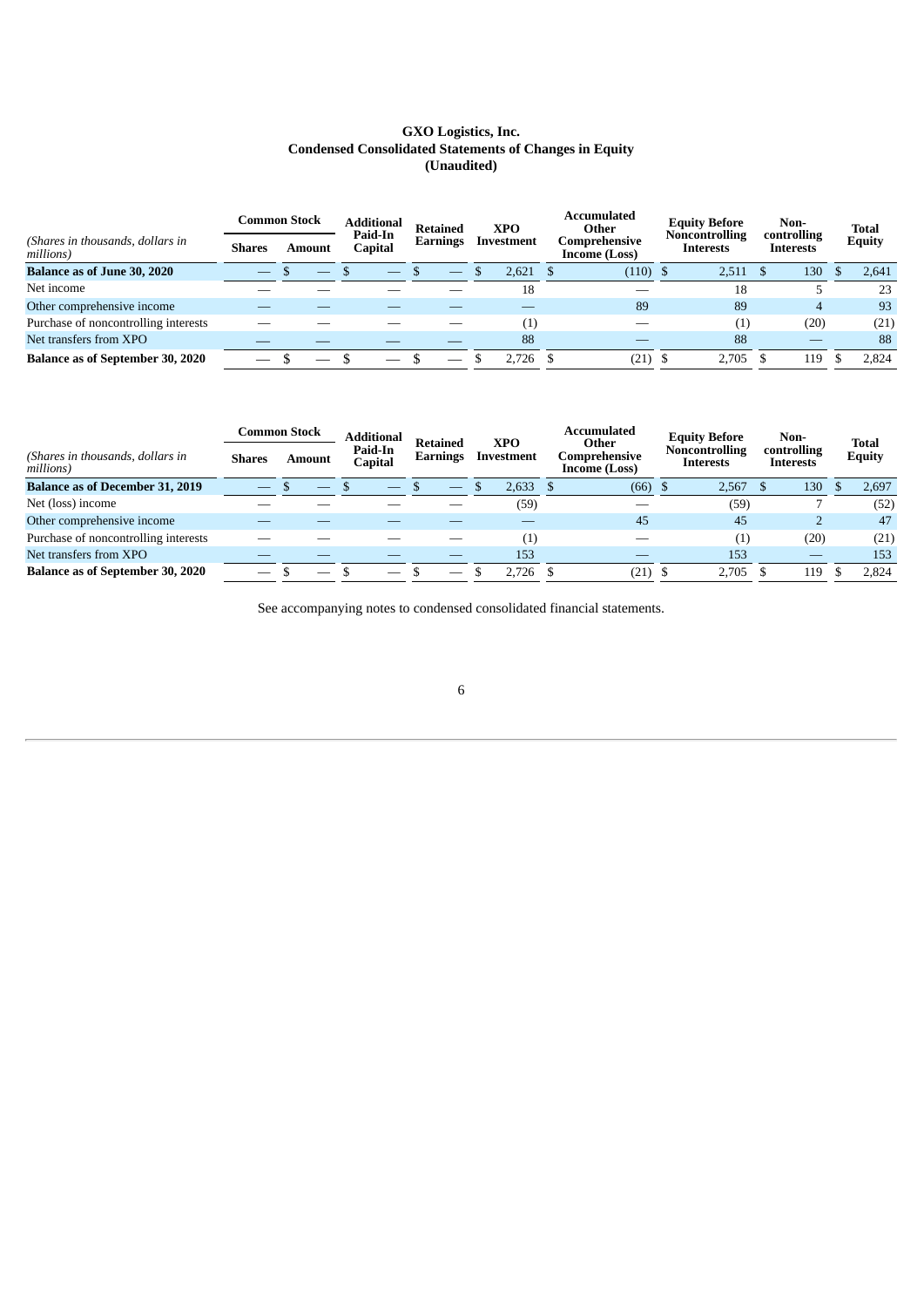# GXO Logistics, Inc.
## Condensed Consolidated Statements of Changes in Equity
### (Unaudited)

| *(Shares in thousands, dollars in millions)* | Common Stock | | Additional Paid-In Capital | Retained Earnings | XPO Investment | Accumulated Other Comprehensive Income (Loss) | Equity Before Noncontrolling Interests | Non-controlling Interests | Total Equity |
|---|---|---|---|---|---|---|---|---|---|
| | Shares | Amount | | | | | | | |
| **Balance as of June 30, 2020** | — | $ — | $ — | $ — | $ 2,621 | $ (110) | $ 2,511 | $ 130 | $ 2,641 |
| Net income | — | — | — | — | 18 | — | 18 | 5 | 23 |
| Other comprehensive income | — | — | — | — | — | 89 | 89 | 4 | 93 |
| Purchase of noncontrolling interests | — | — | — | — | (1) | — | (1) | (20) | (21) |
| Net transfers from XPO | — | — | — | — | 88 | — | 88 | — | 88 |
| **Balance as of September 30, 2020** | — | $ — | $ — | $ — | $ 2,726 | $ (21) | $ 2,705 | $ 119 | $ 2,824 |

| *(Shares in thousands, dollars in millions)* | Common Stock | | Additional Paid-In Capital | Retained Earnings | XPO Investment | Accumulated Other Comprehensive Income (Loss) | Equity Before Noncontrolling Interests | Non-controlling Interests | Total Equity |
|---|---|---|---|---|---|---|---|---|---|
| | Shares | Amount | | | | | | | |
| **Balance as of December 31, 2019** | — | $ — | $ — | $ — | $ 2,633 | $ (66) | $ 2,567 | $ 130 | $ 2,697 |
| Net (loss) income | — | — | — | — | (59) | — | (59) | 7 | (52) |
| Other comprehensive income | — | — | — | — | — | 45 | 45 | 2 | 47 |
| Purchase of noncontrolling interests | — | — | — | — | (1) | — | (1) | (20) | (21) |
| Net transfers from XPO | — | — | — | — | 153 | — | 153 | — | 153 |
| **Balance as of September 30, 2020** | — | $ — | $ — | $ — | $ 2,726 | $ (21) | $ 2,705 | $ 119 | $ 2,824 |

See accompanying notes to condensed consolidated financial statements.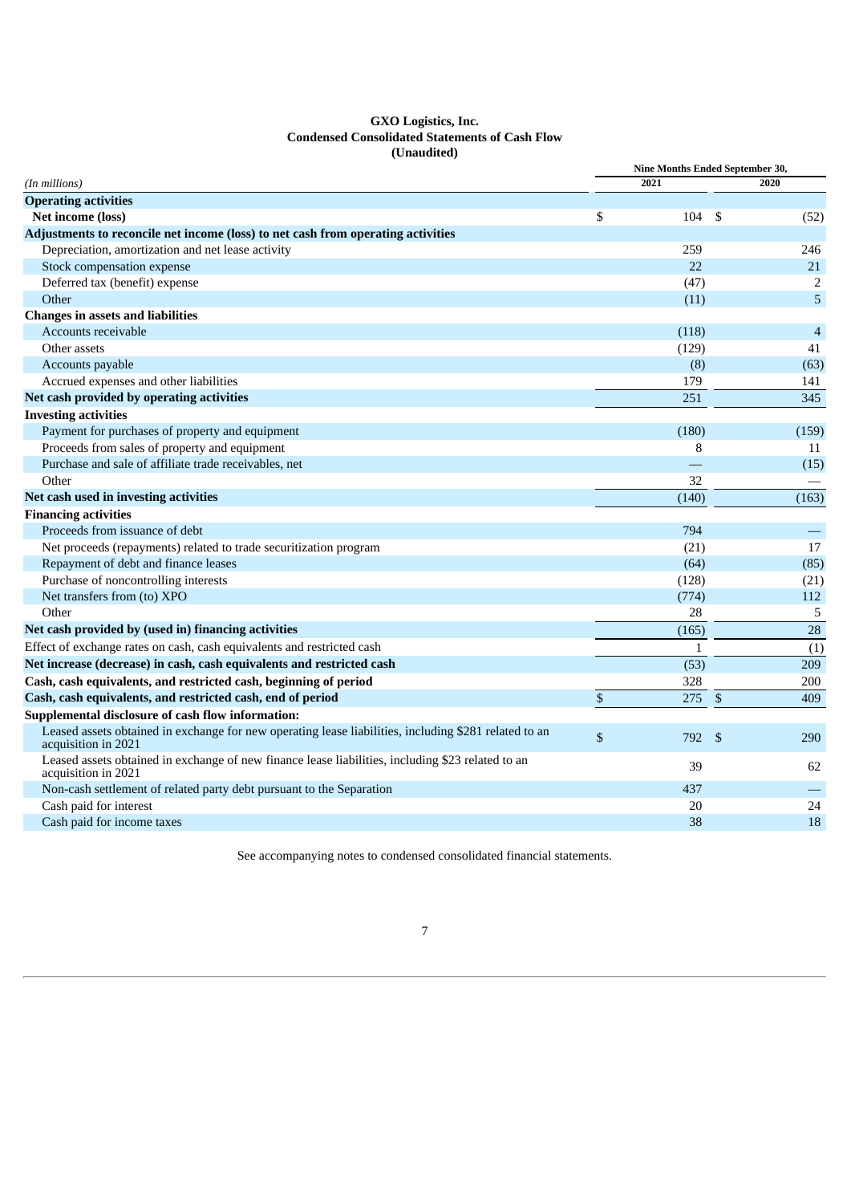**GXO Logistics, Inc.**
**Condensed Consolidated Statements of Cash Flow**
**(Unaudited)**

| *(In millions)* | Nine Months Ended September 30, 2021 | 2020 |
|---|---|---|
| **Operating activities** | | |
| **Net income (loss)** | $ 104 | $ (52) |
| **Adjustments to reconcile net income (loss) to net cash from operating activities** | | |
| Depreciation, amortization and net lease activity | 259 | 246 |
| Stock compensation expense | 22 | 21 |
| Deferred tax (benefit) expense | (47) | 2 |
| Other | (11) | 5 |
| **Changes in assets and liabilities** | | |
| Accounts receivable | (118) | 4 |
| Other assets | (129) | 41 |
| Accounts payable | (8) | (63) |
| Accrued expenses and other liabilities | 179 | 141 |
| **Net cash provided by operating activities** | 251 | 345 |
| **Investing activities** | | |
| Payment for purchases of property and equipment | (180) | (159) |
| Proceeds from sales of property and equipment | 8 | 11 |
| Purchase and sale of affiliate trade receivables, net | — | (15) |
| Other | 32 | — |
| **Net cash used in investing activities** | (140) | (163) |
| **Financing activities** | | |
| Proceeds from issuance of debt | 794 | — |
| Net proceeds (repayments) related to trade securitization program | (21) | 17 |
| Repayment of debt and finance leases | (64) | (85) |
| Purchase of noncontrolling interests | (128) | (21) |
| Net transfers from (to) XPO | (774) | 112 |
| Other | 28 | 5 |
| **Net cash provided by (used in) financing activities** | (165) | 28 |
| Effect of exchange rates on cash, cash equivalents and restricted cash | 1 | (1) |
| **Net increase (decrease) in cash, cash equivalents and restricted cash** | (53) | 209 |
| **Cash, cash equivalents, and restricted cash, beginning of period** | 328 | 200 |
| **Cash, cash equivalents, and restricted cash, end of period** | $ 275 | $ 409 |
| **Supplemental disclosure of cash flow information:** | | |
| Leased assets obtained in exchange for new operating lease liabilities, including $281 related to an acquisition in 2021 | $ 792 | $ 290 |
| Leased assets obtained in exchange of new finance lease liabilities, including $23 related to an acquisition in 2021 | 39 | 62 |
| Non-cash settlement of related party debt pursuant to the Separation | 437 | — |
| Cash paid for interest | 20 | 24 |
| Cash paid for income taxes | 38 | 18 |

See accompanying notes to condensed consolidated financial statements.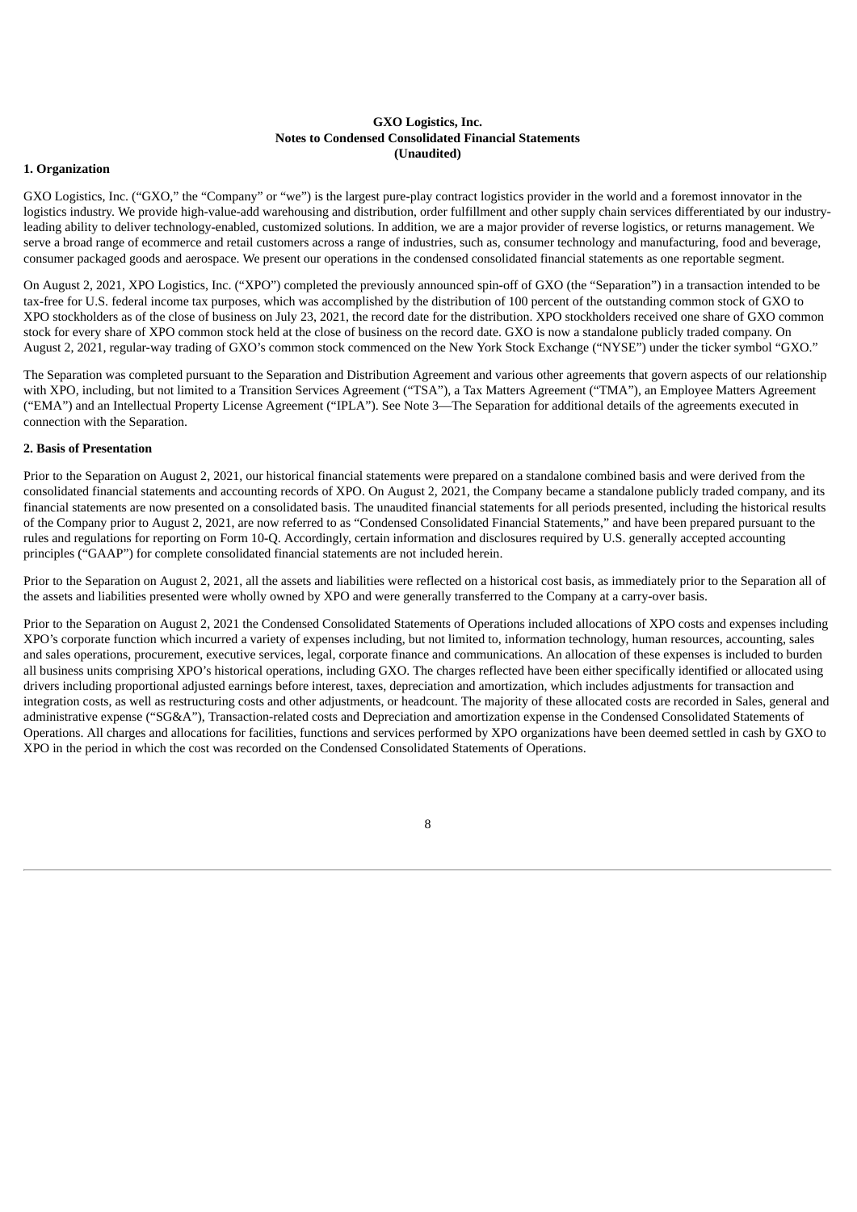**GXO Logistics, Inc.**
**Notes to Condensed Consolidated Financial Statements**
**(Unaudited)**

**1. Organization**

GXO Logistics, Inc. ("GXO," the "Company" or "we") is the largest pure-play contract logistics provider in the world and a foremost innovator in the logistics industry. We provide high-value-add warehousing and distribution, order fulfillment and other supply chain services differentiated by our industry-leading ability to deliver technology-enabled, customized solutions. In addition, we are a major provider of reverse logistics, or returns management. We serve a broad range of ecommerce and retail customers across a range of industries, such as, consumer technology and manufacturing, food and beverage, consumer packaged goods and aerospace. We present our operations in the condensed consolidated financial statements as one reportable segment.

On August 2, 2021, XPO Logistics, Inc. ("XPO") completed the previously announced spin-off of GXO (the "Separation") in a transaction intended to be tax-free for U.S. federal income tax purposes, which was accomplished by the distribution of 100 percent of the outstanding common stock of GXO to XPO stockholders as of the close of business on July 23, 2021, the record date for the distribution. XPO stockholders received one share of GXO common stock for every share of XPO common stock held at the close of business on the record date. GXO is now a standalone publicly traded company. On August 2, 2021, regular-way trading of GXO's common stock commenced on the New York Stock Exchange ("NYSE") under the ticker symbol "GXO."

The Separation was completed pursuant to the Separation and Distribution Agreement and various other agreements that govern aspects of our relationship with XPO, including, but not limited to a Transition Services Agreement ("TSA"), a Tax Matters Agreement ("TMA"), an Employee Matters Agreement ("EMA") and an Intellectual Property License Agreement ("IPLA"). See Note 3—The Separation for additional details of the agreements executed in connection with the Separation.

**2. Basis of Presentation**

Prior to the Separation on August 2, 2021, our historical financial statements were prepared on a standalone combined basis and were derived from the consolidated financial statements and accounting records of XPO. On August 2, 2021, the Company became a standalone publicly traded company, and its financial statements are now presented on a consolidated basis. The unaudited financial statements for all periods presented, including the historical results of the Company prior to August 2, 2021, are now referred to as "Condensed Consolidated Financial Statements," and have been prepared pursuant to the rules and regulations for reporting on Form 10-Q. Accordingly, certain information and disclosures required by U.S. generally accepted accounting principles ("GAAP") for complete consolidated financial statements are not included herein.

Prior to the Separation on August 2, 2021, all the assets and liabilities were reflected on a historical cost basis, as immediately prior to the Separation all of the assets and liabilities presented were wholly owned by XPO and were generally transferred to the Company at a carry-over basis.

Prior to the Separation on August 2, 2021 the Condensed Consolidated Statements of Operations included allocations of XPO costs and expenses including XPO's corporate function which incurred a variety of expenses including, but not limited to, information technology, human resources, accounting, sales and sales operations, procurement, executive services, legal, corporate finance and communications. An allocation of these expenses is included to burden all business units comprising XPO's historical operations, including GXO. The charges reflected have been either specifically identified or allocated using drivers including proportional adjusted earnings before interest, taxes, depreciation and amortization, which includes adjustments for transaction and integration costs, as well as restructuring costs and other adjustments, or headcount. The majority of these allocated costs are recorded in Sales, general and administrative expense ("SG&A"), Transaction-related costs and Depreciation and amortization expense in the Condensed Consolidated Statements of Operations. All charges and allocations for facilities, functions and services performed by XPO organizations have been deemed settled in cash by GXO to XPO in the period in which the cost was recorded on the Condensed Consolidated Statements of Operations.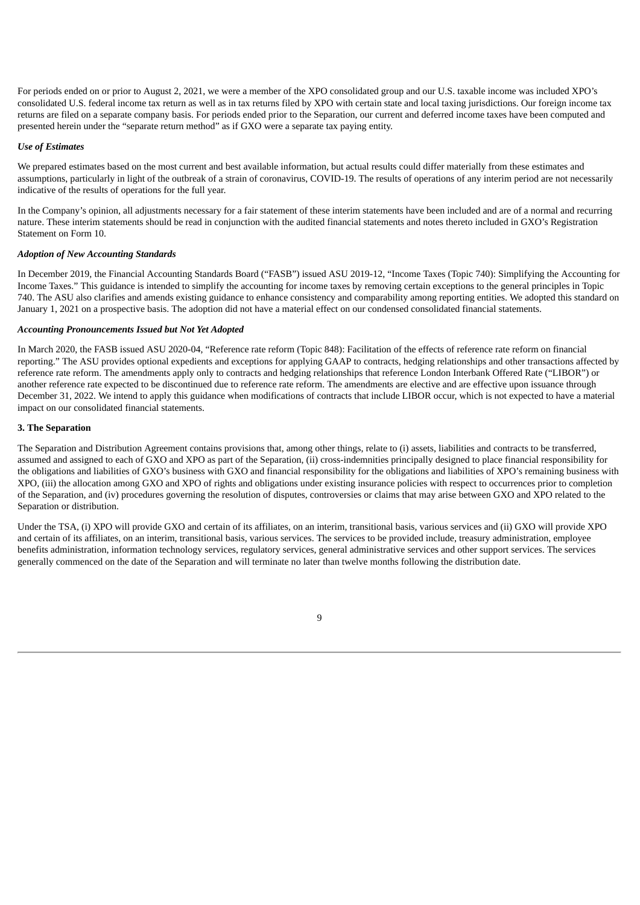For periods ended on or prior to August 2, 2021, we were a member of the XPO consolidated group and our U.S. taxable income was included XPO's consolidated U.S. federal income tax return as well as in tax returns filed by XPO with certain state and local taxing jurisdictions. Our foreign income tax returns are filed on a separate company basis. For periods ended prior to the Separation, our current and deferred income taxes have been computed and presented herein under the "separate return method" as if GXO were a separate tax paying entity.

***Use of Estimates***

We prepared estimates based on the most current and best available information, but actual results could differ materially from these estimates and assumptions, particularly in light of the outbreak of a strain of coronavirus, COVID-19. The results of operations of any interim period are not necessarily indicative of the results of operations for the full year.

In the Company's opinion, all adjustments necessary for a fair statement of these interim statements have been included and are of a normal and recurring nature. These interim statements should be read in conjunction with the audited financial statements and notes thereto included in GXO's Registration Statement on Form 10.

***Adoption of New Accounting Standards***

In December 2019, the Financial Accounting Standards Board ("FASB") issued ASU 2019-12, "Income Taxes (Topic 740): Simplifying the Accounting for Income Taxes." This guidance is intended to simplify the accounting for income taxes by removing certain exceptions to the general principles in Topic 740. The ASU also clarifies and amends existing guidance to enhance consistency and comparability among reporting entities. We adopted this standard on January 1, 2021 on a prospective basis. The adoption did not have a material effect on our condensed consolidated financial statements.

***Accounting Pronouncements Issued but Not Yet Adopted***

In March 2020, the FASB issued ASU 2020-04, "Reference rate reform (Topic 848): Facilitation of the effects of reference rate reform on financial reporting." The ASU provides optional expedients and exceptions for applying GAAP to contracts, hedging relationships and other transactions affected by reference rate reform. The amendments apply only to contracts and hedging relationships that reference London Interbank Offered Rate ("LIBOR") or another reference rate expected to be discontinued due to reference rate reform. The amendments are elective and are effective upon issuance through December 31, 2022. We intend to apply this guidance when modifications of contracts that include LIBOR occur, which is not expected to have a material impact on our consolidated financial statements.

**3. The Separation**

The Separation and Distribution Agreement contains provisions that, among other things, relate to (i) assets, liabilities and contracts to be transferred, assumed and assigned to each of GXO and XPO as part of the Separation, (ii) cross-indemnities principally designed to place financial responsibility for the obligations and liabilities of GXO's business with GXO and financial responsibility for the obligations and liabilities of XPO's remaining business with XPO, (iii) the allocation among GXO and XPO of rights and obligations under existing insurance policies with respect to occurrences prior to completion of the Separation, and (iv) procedures governing the resolution of disputes, controversies or claims that may arise between GXO and XPO related to the Separation or distribution.

Under the TSA, (i) XPO will provide GXO and certain of its affiliates, on an interim, transitional basis, various services and (ii) GXO will provide XPO and certain of its affiliates, on an interim, transitional basis, various services. The services to be provided include, treasury administration, employee benefits administration, information technology services, regulatory services, general administrative services and other support services. The services generally commenced on the date of the Separation and will terminate no later than twelve months following the distribution date.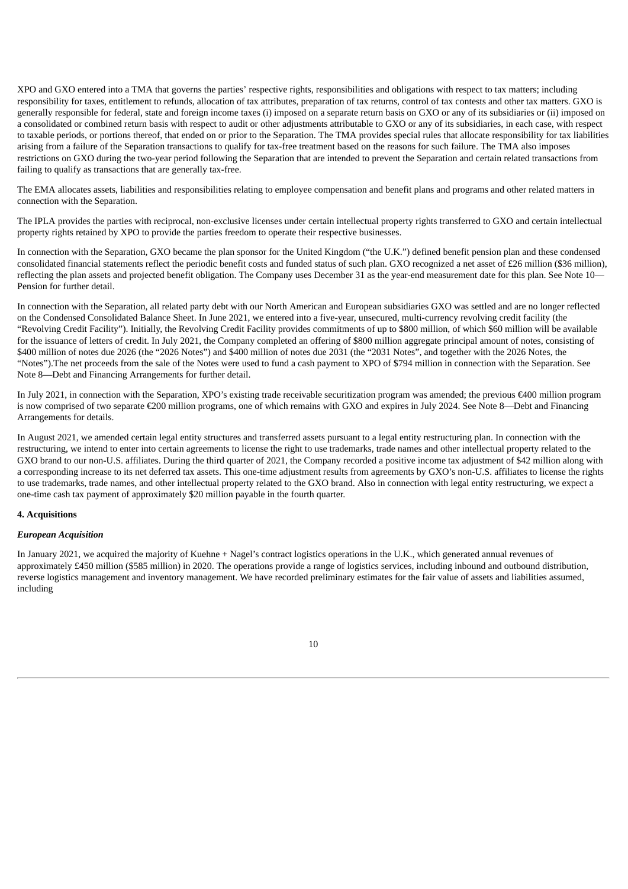XPO and GXO entered into a TMA that governs the parties' respective rights, responsibilities and obligations with respect to tax matters; including responsibility for taxes, entitlement to refunds, allocation of tax attributes, preparation of tax returns, control of tax contests and other tax matters. GXO is generally responsible for federal, state and foreign income taxes (i) imposed on a separate return basis on GXO or any of its subsidiaries or (ii) imposed on a consolidated or combined return basis with respect to audit or other adjustments attributable to GXO or any of its subsidiaries, in each case, with respect to taxable periods, or portions thereof, that ended on or prior to the Separation. The TMA provides special rules that allocate responsibility for tax liabilities arising from a failure of the Separation transactions to qualify for tax-free treatment based on the reasons for such failure. The TMA also imposes restrictions on GXO during the two-year period following the Separation that are intended to prevent the Separation and certain related transactions from failing to qualify as transactions that are generally tax-free.

The EMA allocates assets, liabilities and responsibilities relating to employee compensation and benefit plans and programs and other related matters in connection with the Separation.

The IPLA provides the parties with reciprocal, non-exclusive licenses under certain intellectual property rights transferred to GXO and certain intellectual property rights retained by XPO to provide the parties freedom to operate their respective businesses.

In connection with the Separation, GXO became the plan sponsor for the United Kingdom ("the U.K.") defined benefit pension plan and these condensed consolidated financial statements reflect the periodic benefit costs and funded status of such plan. GXO recognized a net asset of £26 million ($36 million), reflecting the plan assets and projected benefit obligation. The Company uses December 31 as the year-end measurement date for this plan. See Note 10—Pension for further detail.

In connection with the Separation, all related party debt with our North American and European subsidiaries GXO was settled and are no longer reflected on the Condensed Consolidated Balance Sheet. In June 2021, we entered into a five-year, unsecured, multi-currency revolving credit facility (the "Revolving Credit Facility"). Initially, the Revolving Credit Facility provides commitments of up to $800 million, of which $60 million will be available for the issuance of letters of credit. In July 2021, the Company completed an offering of $800 million aggregate principal amount of notes, consisting of $400 million of notes due 2026 (the "2026 Notes") and $400 million of notes due 2031 (the "2031 Notes", and together with the 2026 Notes, the "Notes").The net proceeds from the sale of the Notes were used to fund a cash payment to XPO of $794 million in connection with the Separation. See Note 8—Debt and Financing Arrangements for further detail.

In July 2021, in connection with the Separation, XPO's existing trade receivable securitization program was amended; the previous €400 million program is now comprised of two separate €200 million programs, one of which remains with GXO and expires in July 2024. See Note 8—Debt and Financing Arrangements for details.

In August 2021, we amended certain legal entity structures and transferred assets pursuant to a legal entity restructuring plan. In connection with the restructuring, we intend to enter into certain agreements to license the right to use trademarks, trade names and other intellectual property related to the GXO brand to our non-U.S. affiliates. During the third quarter of 2021, the Company recorded a positive income tax adjustment of $42 million along with a corresponding increase to its net deferred tax assets. This one-time adjustment results from agreements by GXO's non-U.S. affiliates to license the rights to use trademarks, trade names, and other intellectual property related to the GXO brand. Also in connection with legal entity restructuring, we expect a one-time cash tax payment of approximately $20 million payable in the fourth quarter.

## 4. Acquisitions

### *European Acquisition*

In January 2021, we acquired the majority of Kuehne + Nagel's contract logistics operations in the U.K., which generated annual revenues of approximately £450 million ($585 million) in 2020. The operations provide a range of logistics services, including inbound and outbound distribution, reverse logistics management and inventory management. We have recorded preliminary estimates for the fair value of assets and liabilities assumed, including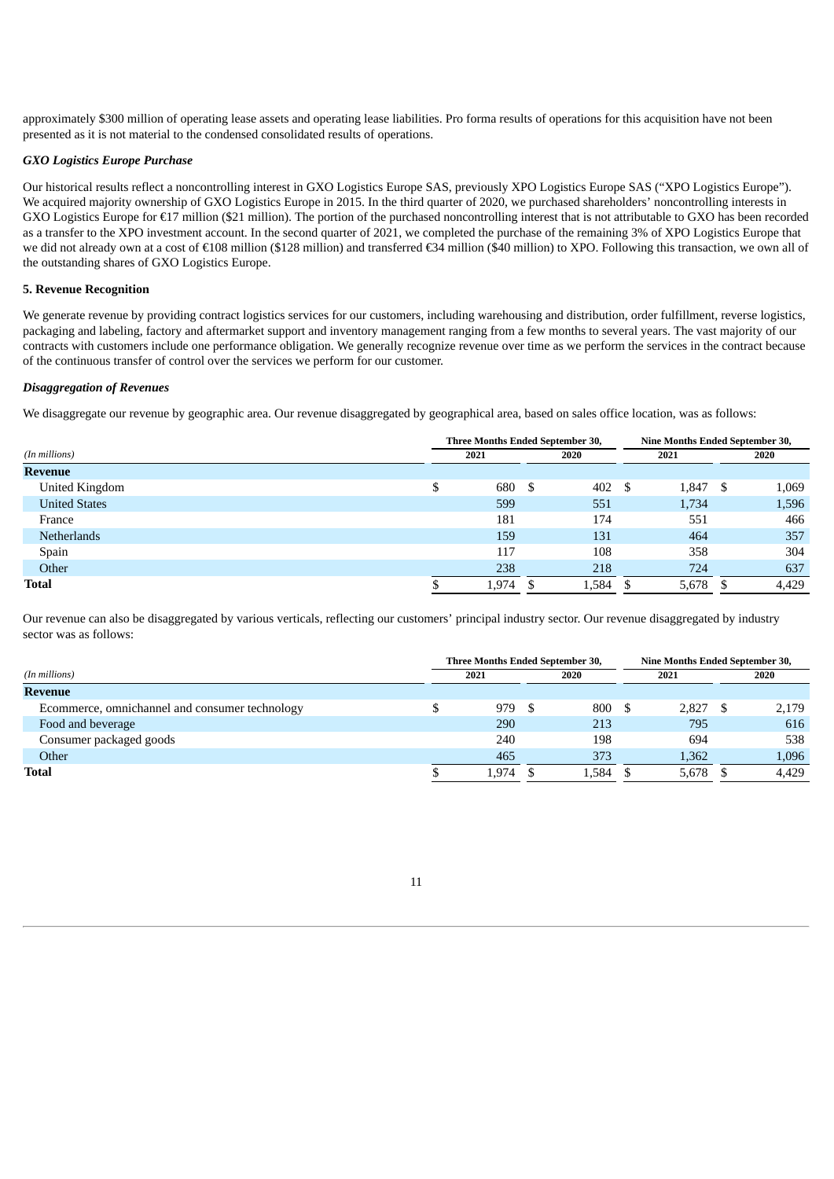approximately $300 million of operating lease assets and operating lease liabilities. Pro forma results of operations for this acquisition have not been presented as it is not material to the condensed consolidated results of operations.

***GXO Logistics Europe Purchase***

Our historical results reflect a noncontrolling interest in GXO Logistics Europe SAS, previously XPO Logistics Europe SAS ("XPO Logistics Europe"). We acquired majority ownership of GXO Logistics Europe in 2015. In the third quarter of 2020, we purchased shareholders' noncontrolling interests in GXO Logistics Europe for €17 million ($21 million). The portion of the purchased noncontrolling interest that is not attributable to GXO has been recorded as a transfer to the XPO investment account. In the second quarter of 2021, we completed the purchase of the remaining 3% of XPO Logistics Europe that we did not already own at a cost of €108 million ($128 million) and transferred €34 million ($40 million) to XPO. Following this transaction, we own all of the outstanding shares of GXO Logistics Europe.

**5. Revenue Recognition**

We generate revenue by providing contract logistics services for our customers, including warehousing and distribution, order fulfillment, reverse logistics, packaging and labeling, factory and aftermarket support and inventory management ranging from a few months to several years. The vast majority of our contracts with customers include one performance obligation. We generally recognize revenue over time as we perform the services in the contract because of the continuous transfer of control over the services we perform for our customer.

***Disaggregation of Revenues***

We disaggregate our revenue by geographic area. Our revenue disaggregated by geographical area, based on sales office location, was as follows:

| | Three Months Ended September 30, | | Nine Months Ended September 30, | |
|---|---|---|---|---|
| *(In millions)* | 2021 | 2020 | 2021 | 2020 |
| **Revenue** | | | | |
| United Kingdom | $ 680 | $ 402 | $ 1,847 | $ 1,069 |
| United States | 599 | 551 | 1,734 | 1,596 |
| France | 181 | 174 | 551 | 466 |
| Netherlands | 159 | 131 | 464 | 357 |
| Spain | 117 | 108 | 358 | 304 |
| Other | 238 | 218 | 724 | 637 |
| **Total** | $ 1,974 | $ 1,584 | $ 5,678 | $ 4,429 |

Our revenue can also be disaggregated by various verticals, reflecting our customers' principal industry sector. Our revenue disaggregated by industry sector was as follows:

| | Three Months Ended September 30, | | Nine Months Ended September 30, | |
|---|---|---|---|---|
| *(In millions)* | 2021 | 2020 | 2021 | 2020 |
| **Revenue** | | | | |
| Ecommerce, omnichannel and consumer technology | $ 979 | $ 800 | $ 2,827 | $ 2,179 |
| Food and beverage | 290 | 213 | 795 | 616 |
| Consumer packaged goods | 240 | 198 | 694 | 538 |
| Other | 465 | 373 | 1,362 | 1,096 |
| **Total** | $ 1,974 | $ 1,584 | $ 5,678 | $ 4,429 |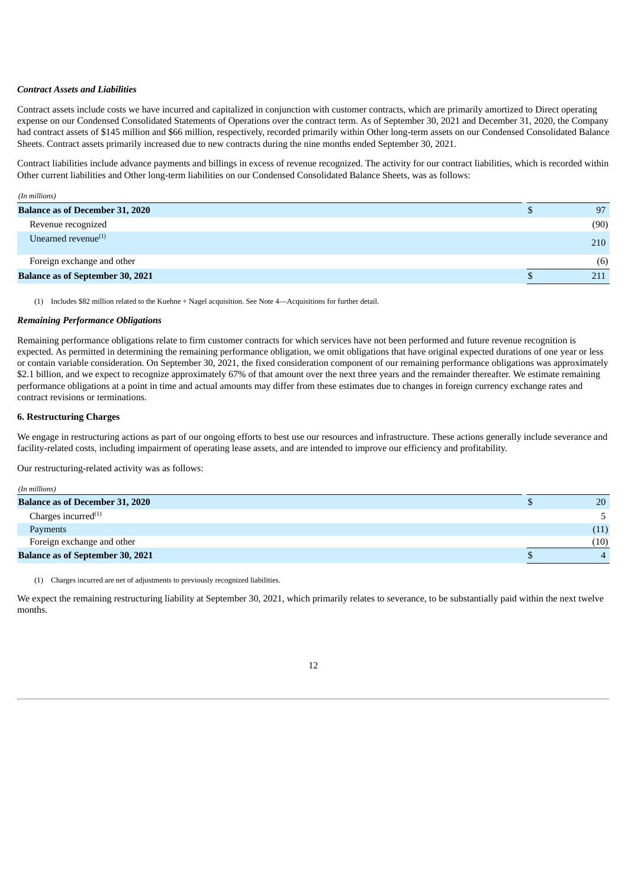***Contract Assets and Liabilities***

Contract assets include costs we have incurred and capitalized in conjunction with customer contracts, which are primarily amortized to Direct operating expense on our Condensed Consolidated Statements of Operations over the contract term. As of September 30, 2021 and December 31, 2020, the Company had contract assets of $145 million and $66 million, respectively, recorded primarily within Other long-term assets on our Condensed Consolidated Balance Sheets. Contract assets primarily increased due to new contracts during the nine months ended September 30, 2021.

Contract liabilities include advance payments and billings in excess of revenue recognized. The activity for our contract liabilities, which is recorded within Other current liabilities and Other long-term liabilities on our Condensed Consolidated Balance Sheets, was as follows:

| *(In millions)* | | |
|---|---|---|
| **Balance as of December 31, 2020** | $ | 97 |
| Revenue recognized | | (90) |
| Unearned revenue[(1)] | | 210 |
| Foreign exchange and other | | (6) |
| **Balance as of September 30, 2021** | $ | 211 |

(1) Includes $82 million related to the Kuehne + Nagel acquisition. See Note 4—Acquisitions for further detail.

***Remaining Performance Obligations***

Remaining performance obligations relate to firm customer contracts for which services have not been performed and future revenue recognition is expected. As permitted in determining the remaining performance obligation, we omit obligations that have original expected durations of one year or less or contain variable consideration. On September 30, 2021, the fixed consideration component of our remaining performance obligations was approximately $2.1 billion, and we expect to recognize approximately 67% of that amount over the next three years and the remainder thereafter. We estimate remaining performance obligations at a point in time and actual amounts may differ from these estimates due to changes in foreign currency exchange rates and contract revisions or terminations.

**6. Restructuring Charges**

We engage in restructuring actions as part of our ongoing efforts to best use our resources and infrastructure. These actions generally include severance and facility-related costs, including impairment of operating lease assets, and are intended to improve our efficiency and profitability.

Our restructuring-related activity was as follows:

| *(In millions)* | | |
|---|---|---|
| **Balance as of December 31, 2020** | $ | 20 |
| Charges incurred[(1)] | | 5 |
| Payments | | (11) |
| Foreign exchange and other | | (10) |
| **Balance as of September 30, 2021** | $ | 4 |

(1) Charges incurred are net of adjustments to previously recognized liabilities.

We expect the remaining restructuring liability at September 30, 2021, which primarily relates to severance, to be substantially paid within the next twelve months.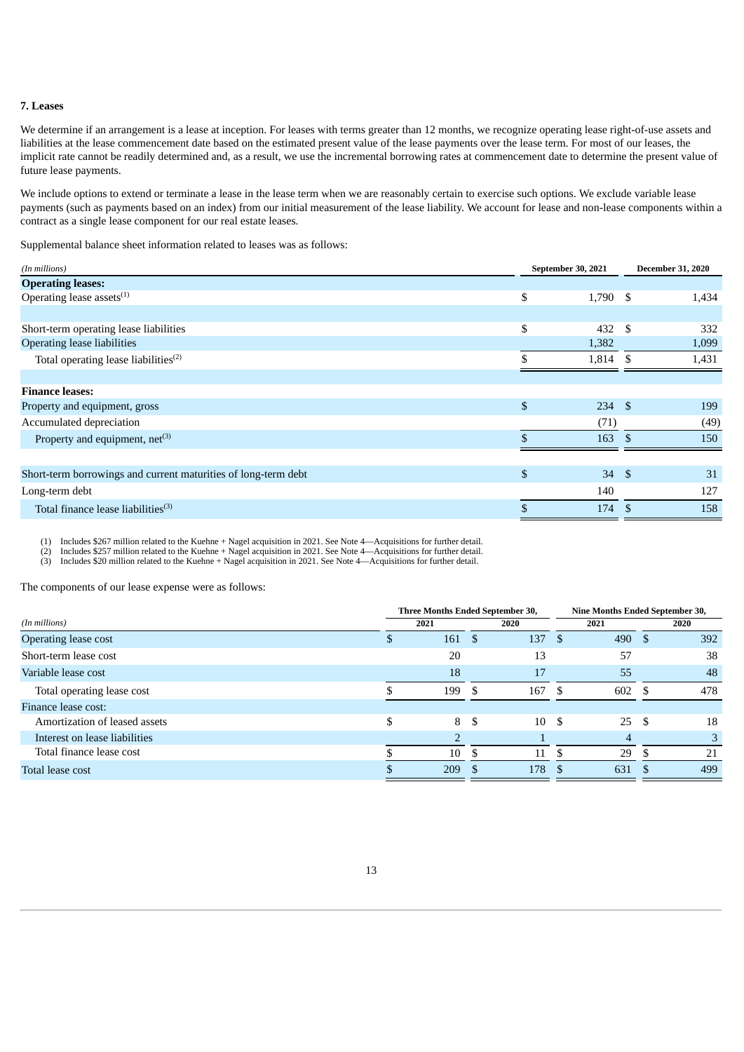### 7. Leases

We determine if an arrangement is a lease at inception. For leases with terms greater than 12 months, we recognize operating lease right-of-use assets and liabilities at the lease commencement date based on the estimated present value of the lease payments over the lease term. For most of our leases, the implicit rate cannot be readily determined and, as a result, we use the incremental borrowing rates at commencement date to determine the present value of future lease payments.

We include options to extend or terminate a lease in the lease term when we are reasonably certain to exercise such options. We exclude variable lease payments (such as payments based on an index) from our initial measurement of the lease liability. We account for lease and non-lease components within a contract as a single lease component for our real estate leases.

Supplemental balance sheet information related to leases was as follows:

| *(In millions)* | September 30, 2021 | December 31, 2020 |
|---|---|---|
| **Operating leases:** | | |
| Operating lease assets[1] | $ 1,790 | $ 1,434 |
| | | |
| Short-term operating lease liabilities | $ 432 | $ 332 |
| Operating lease liabilities | 1,382 | 1,099 |
| Total operating lease liabilities[2] | $ 1,814 | $ 1,431 |
| | | |
| **Finance leases:** | | |
| Property and equipment, gross | $ 234 | $ 199 |
| Accumulated depreciation | (71) | (49) |
| Property and equipment, net[3] | $ 163 | $ 150 |
| | | |
| Short-term borrowings and current maturities of long-term debt | $ 34 | $ 31 |
| Long-term debt | 140 | 127 |
| Total finance lease liabilities[3] | $ 174 | $ 158 |

(1) Includes $267 million related to the Kuehne + Nagel acquisition in 2021. See Note 4—Acquisitions for further detail.
(2) Includes $257 million related to the Kuehne + Nagel acquisition in 2021. See Note 4—Acquisitions for further detail.
(3) Includes $20 million related to the Kuehne + Nagel acquisition in 2021. See Note 4—Acquisitions for further detail.

The components of our lease expense were as follows:

| | Three Months Ended September 30, | | Nine Months Ended September 30, | |
|---|---|---|---|---|
| *(In millions)* | 2021 | 2020 | 2021 | 2020 |
| Operating lease cost | $ 161 | $ 137 | $ 490 | $ 392 |
| Short-term lease cost | 20 | 13 | 57 | 38 |
| Variable lease cost | 18 | 17 | 55 | 48 |
| Total operating lease cost | $ 199 | $ 167 | $ 602 | $ 478 |
| Finance lease cost: | | | | |
| Amortization of leased assets | $ 8 | $ 10 | $ 25 | $ 18 |
| Interest on lease liabilities | 2 | 1 | 4 | 3 |
| Total finance lease cost | $ 10 | $ 11 | $ 29 | $ 21 |
| Total lease cost | $ 209 | $ 178 | $ 631 | $ 499 |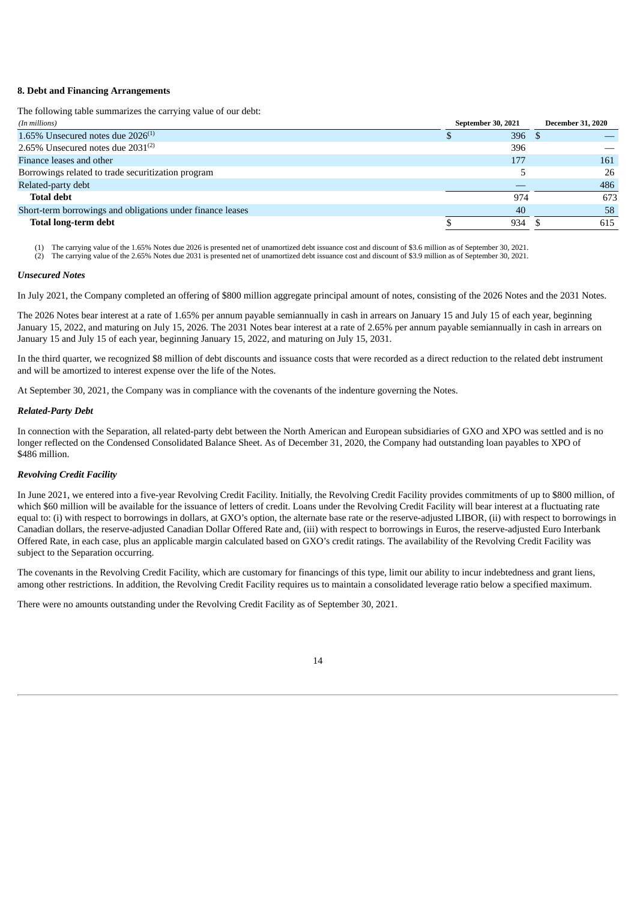**8. Debt and Financing Arrangements**

The following table summarizes the carrying value of our debt:

| *(In millions)* | September 30, 2021 | December 31, 2020 |
|---|---|---|
| 1.65% Unsecured notes due 2026[(1)] | $ 396 | $ — |
| 2.65% Unsecured notes due 2031[(2)] | 396 | — |
| Finance leases and other | 177 | 161 |
| Borrowings related to trade securitization program | 5 | 26 |
| Related-party debt | — | 486 |
| **Total debt** | 974 | 673 |
| Short-term borrowings and obligations under finance leases | 40 | 58 |
| **Total long-term debt** | $ 934 | $ 615 |

(1) The carrying value of the 1.65% Notes due 2026 is presented net of unamortized debt issuance cost and discount of $3.6 million as of September 30, 2021.
(2) The carrying value of the 2.65% Notes due 2031 is presented net of unamortized debt issuance cost and discount of $3.9 million as of September 30, 2021.

***Unsecured Notes***

In July 2021, the Company completed an offering of $800 million aggregate principal amount of notes, consisting of the 2026 Notes and the 2031 Notes.

The 2026 Notes bear interest at a rate of 1.65% per annum payable semiannually in cash in arrears on January 15 and July 15 of each year, beginning January 15, 2022, and maturing on July 15, 2026. The 2031 Notes bear interest at a rate of 2.65% per annum payable semiannually in cash in arrears on January 15 and July 15 of each year, beginning January 15, 2022, and maturing on July 15, 2031.

In the third quarter, we recognized $8 million of debt discounts and issuance costs that were recorded as a direct reduction to the related debt instrument and will be amortized to interest expense over the life of the Notes.

At September 30, 2021, the Company was in compliance with the covenants of the indenture governing the Notes.

***Related-Party Debt***

In connection with the Separation, all related-party debt between the North American and European subsidiaries of GXO and XPO was settled and is no longer reflected on the Condensed Consolidated Balance Sheet. As of December 31, 2020, the Company had outstanding loan payables to XPO of $486 million.

***Revolving Credit Facility***

In June 2021, we entered into a five-year Revolving Credit Facility. Initially, the Revolving Credit Facility provides commitments of up to $800 million, of which $60 million will be available for the issuance of letters of credit. Loans under the Revolving Credit Facility will bear interest at a fluctuating rate equal to: (i) with respect to borrowings in dollars, at GXO's option, the alternate base rate or the reserve-adjusted LIBOR, (ii) with respect to borrowings in Canadian dollars, the reserve-adjusted Canadian Dollar Offered Rate and, (iii) with respect to borrowings in Euros, the reserve-adjusted Euro Interbank Offered Rate, in each case, plus an applicable margin calculated based on GXO's credit ratings. The availability of the Revolving Credit Facility was subject to the Separation occurring.

The covenants in the Revolving Credit Facility, which are customary for financings of this type, limit our ability to incur indebtedness and grant liens, among other restrictions. In addition, the Revolving Credit Facility requires us to maintain a consolidated leverage ratio below a specified maximum.

There were no amounts outstanding under the Revolving Credit Facility as of September 30, 2021.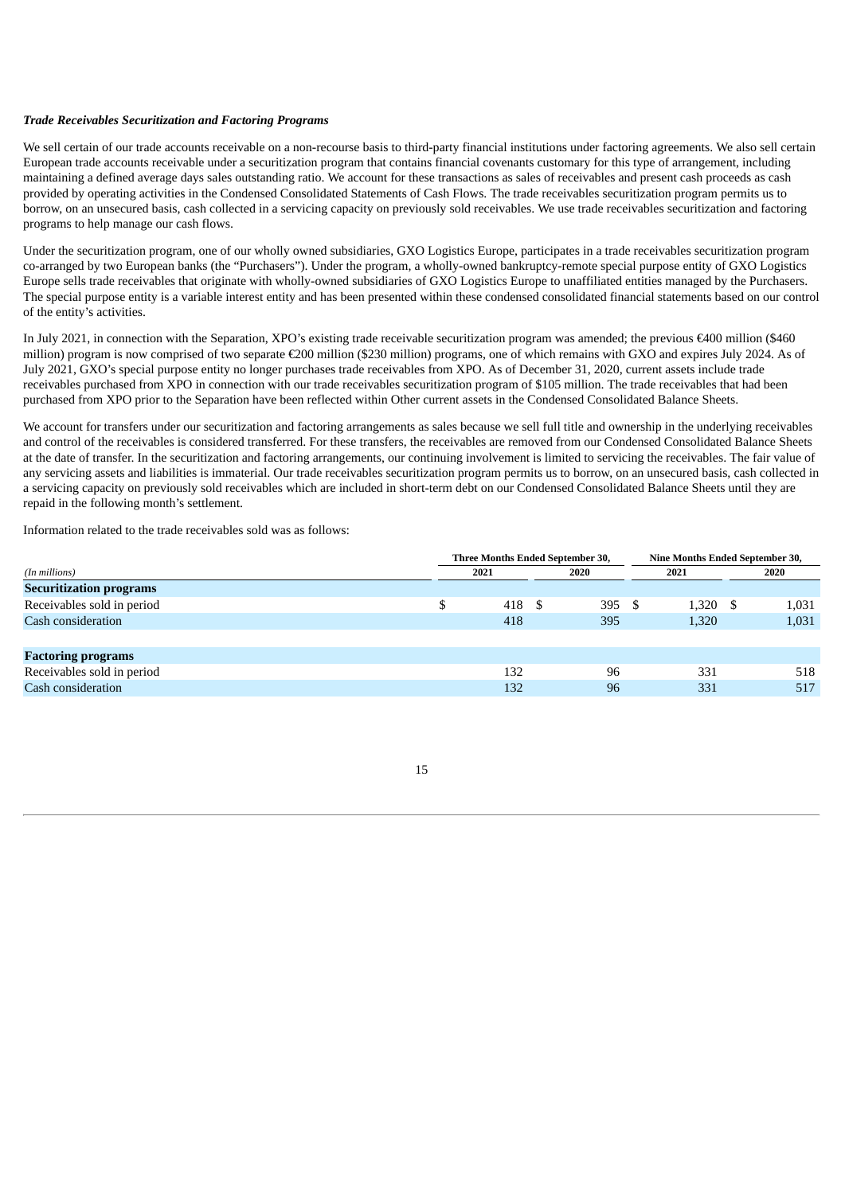***Trade Receivables Securitization and Factoring Programs***

We sell certain of our trade accounts receivable on a non-recourse basis to third-party financial institutions under factoring agreements. We also sell certain European trade accounts receivable under a securitization program that contains financial covenants customary for this type of arrangement, including maintaining a defined average days sales outstanding ratio. We account for these transactions as sales of receivables and present cash proceeds as cash provided by operating activities in the Condensed Consolidated Statements of Cash Flows. The trade receivables securitization program permits us to borrow, on an unsecured basis, cash collected in a servicing capacity on previously sold receivables. We use trade receivables securitization and factoring programs to help manage our cash flows.

Under the securitization program, one of our wholly owned subsidiaries, GXO Logistics Europe, participates in a trade receivables securitization program co-arranged by two European banks (the "Purchasers"). Under the program, a wholly-owned bankruptcy-remote special purpose entity of GXO Logistics Europe sells trade receivables that originate with wholly-owned subsidiaries of GXO Logistics Europe to unaffiliated entities managed by the Purchasers. The special purpose entity is a variable interest entity and has been presented within these condensed consolidated financial statements based on our control of the entity's activities.

In July 2021, in connection with the Separation, XPO's existing trade receivable securitization program was amended; the previous €400 million ($460 million) program is now comprised of two separate €200 million ($230 million) programs, one of which remains with GXO and expires July 2024. As of July 2021, GXO's special purpose entity no longer purchases trade receivables from XPO. As of December 31, 2020, current assets include trade receivables purchased from XPO in connection with our trade receivables securitization program of $105 million. The trade receivables that had been purchased from XPO prior to the Separation have been reflected within Other current assets in the Condensed Consolidated Balance Sheets.

We account for transfers under our securitization and factoring arrangements as sales because we sell full title and ownership in the underlying receivables and control of the receivables is considered transferred. For these transfers, the receivables are removed from our Condensed Consolidated Balance Sheets at the date of transfer. In the securitization and factoring arrangements, our continuing involvement is limited to servicing the receivables. The fair value of any servicing assets and liabilities is immaterial. Our trade receivables securitization program permits us to borrow, on an unsecured basis, cash collected in a servicing capacity on previously sold receivables which are included in short-term debt on our Condensed Consolidated Balance Sheets until they are repaid in the following month's settlement.

Information related to the trade receivables sold was as follows:

| | Three Months Ended September 30, | | Nine Months Ended September 30, | |
|---|---|---|---|---|
| *(In millions)* | 2021 | 2020 | 2021 | 2020 |
| **Securitization programs** | | | | |
| Receivables sold in period | $ 418 | $ 395 | $ 1,320 | $ 1,031 |
| Cash consideration | 418 | 395 | 1,320 | 1,031 |
| | | | | |
| **Factoring programs** | | | | |
| Receivables sold in period | 132 | 96 | 331 | 518 |
| Cash consideration | 132 | 96 | 331 | 517 |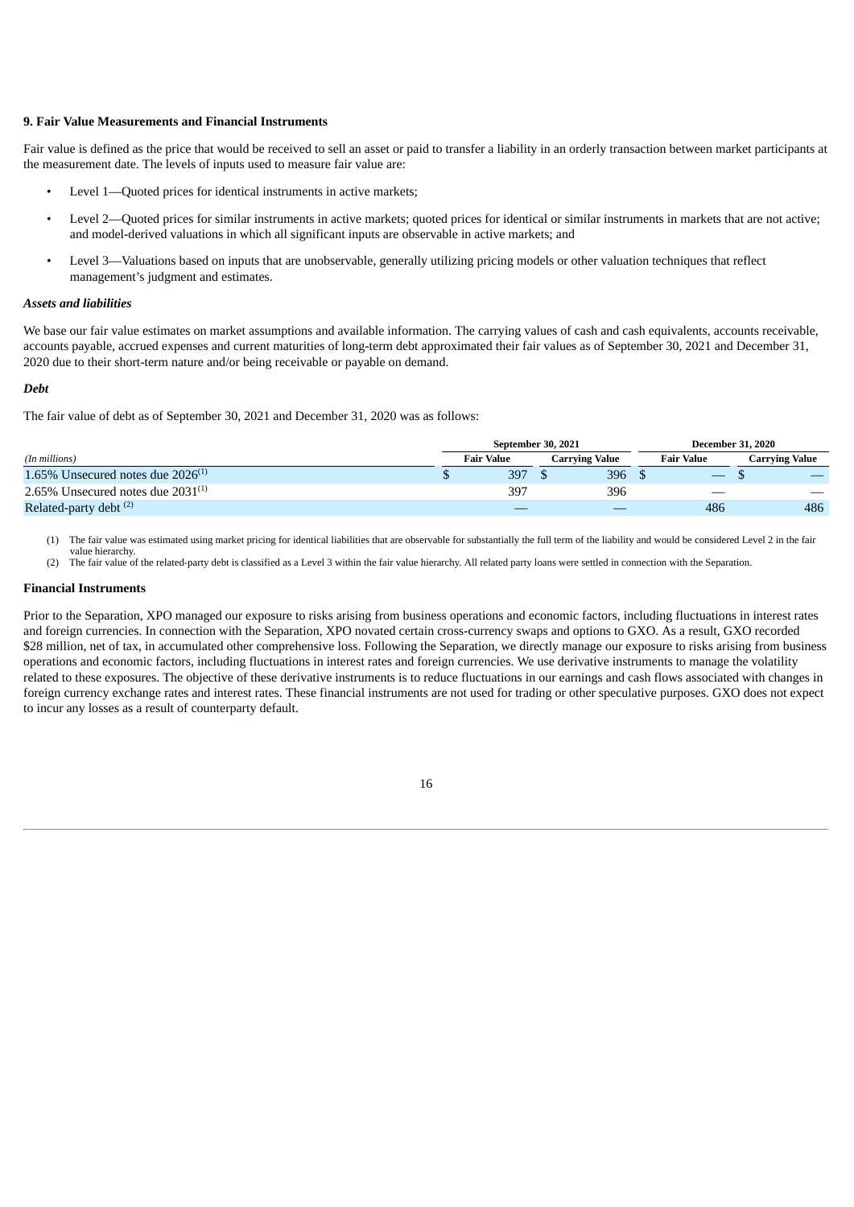### 9. Fair Value Measurements and Financial Instruments

Fair value is defined as the price that would be received to sell an asset or paid to transfer a liability in an orderly transaction between market participants at the measurement date. The levels of inputs used to measure fair value are:

- Level 1—Quoted prices for identical instruments in active markets;
- Level 2—Quoted prices for similar instruments in active markets; quoted prices for identical or similar instruments in markets that are not active; and model-derived valuations in which all significant inputs are observable in active markets; and
- Level 3—Valuations based on inputs that are unobservable, generally utilizing pricing models or other valuation techniques that reflect management's judgment and estimates.

***Assets and liabilities***

We base our fair value estimates on market assumptions and available information. The carrying values of cash and cash equivalents, accounts receivable, accounts payable, accrued expenses and current maturities of long-term debt approximated their fair values as of September 30, 2021 and December 31, 2020 due to their short-term nature and/or being receivable or payable on demand.

***Debt***

The fair value of debt as of September 30, 2021 and December 31, 2020 was as follows:

| | September 30, 2021 | | December 31, 2020 | |
|---|---|---|---|---|
| *(In millions)* | Fair Value | Carrying Value | Fair Value | Carrying Value |
| 1.65% Unsecured notes due 2026[(1)] | $ 397 | $ 396 | $ — | $ — |
| 2.65% Unsecured notes due 2031[(1)] | 397 | 396 | — | — |
| Related-party debt [(2)] | — | — | 486 | 486 |

(1) The fair value was estimated using market pricing for identical liabilities that are observable for substantially the full term of the liability and would be considered Level 2 in the fair value hierarchy.

(2) The fair value of the related-party debt is classified as a Level 3 within the fair value hierarchy. All related party loans were settled in connection with the Separation.

#### Financial Instruments

Prior to the Separation, XPO managed our exposure to risks arising from business operations and economic factors, including fluctuations in interest rates and foreign currencies. In connection with the Separation, XPO novated certain cross-currency swaps and options to GXO. As a result, GXO recorded $28 million, net of tax, in accumulated other comprehensive loss. Following the Separation, we directly manage our exposure to risks arising from business operations and economic factors, including fluctuations in interest rates and foreign currencies. We use derivative instruments to manage the volatility related to these exposures. The objective of these derivative instruments is to reduce fluctuations in our earnings and cash flows associated with changes in foreign currency exchange rates and interest rates. These financial instruments are not used for trading or other speculative purposes. GXO does not expect to incur any losses as a result of counterparty default.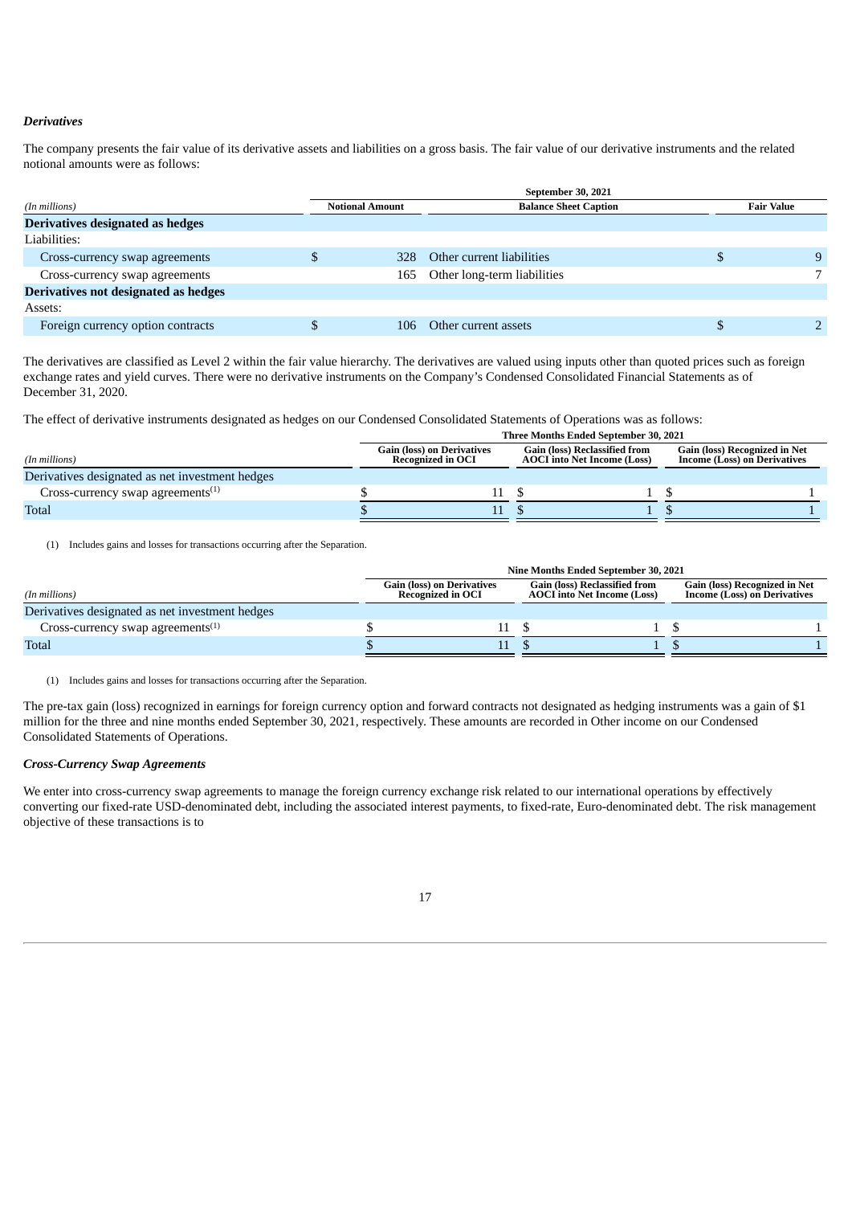### *Derivatives*

The company presents the fair value of its derivative assets and liabilities on a gross basis. The fair value of our derivative instruments and the related notional amounts were as follows:

| | September 30, 2021 | | |
|---|---|---|---|
| *(In millions)* | Notional Amount | Balance Sheet Caption | Fair Value |
| **Derivatives designated as hedges** | | | |
| Liabilities: | | | |
| Cross-currency swap agreements | $ 328 | Other current liabilities | $ 9 |
| Cross-currency swap agreements | 165 | Other long-term liabilities | 7 |
| **Derivatives not designated as hedges** | | | |
| Assets: | | | |
| Foreign currency option contracts | $ 106 | Other current assets | $ 2 |

The derivatives are classified as Level 2 within the fair value hierarchy. The derivatives are valued using inputs other than quoted prices such as foreign exchange rates and yield curves. There were no derivative instruments on the Company's Condensed Consolidated Financial Statements as of December 31, 2020.

The effect of derivative instruments designated as hedges on our Condensed Consolidated Statements of Operations was as follows:

| | Three Months Ended September 30, 2021 | | |
|---|---|---|---|
| *(In millions)* | Gain (loss) on Derivatives Recognized in OCI | Gain (loss) Reclassified from AOCI into Net Income (Loss) | Gain (loss) Recognized in Net Income (Loss) on Derivatives |
| Derivatives designated as net investment hedges | | | |
| Cross-currency swap agreements[(1)] | $ 11 | $ 1 | $ 1 |
| Total | $ 11 | $ 1 | $ 1 |

(1) Includes gains and losses for transactions occurring after the Separation.

| | Nine Months Ended September 30, 2021 | | |
|---|---|---|---|
| *(In millions)* | Gain (loss) on Derivatives Recognized in OCI | Gain (loss) Reclassified from AOCI into Net Income (Loss) | Gain (loss) Recognized in Net Income (Loss) on Derivatives |
| Derivatives designated as net investment hedges | | | |
| Cross-currency swap agreements[(1)] | $ 11 | $ 1 | $ 1 |
| Total | $ 11 | $ 1 | $ 1 |

(1) Includes gains and losses for transactions occurring after the Separation.

The pre-tax gain (loss) recognized in earnings for foreign currency option and forward contracts not designated as hedging instruments was a gain of $1 million for the three and nine months ended September 30, 2021, respectively. These amounts are recorded in Other income on our Condensed Consolidated Statements of Operations.

### *Cross-Currency Swap Agreements*

We enter into cross-currency swap agreements to manage the foreign currency exchange risk related to our international operations by effectively converting our fixed-rate USD-denominated debt, including the associated interest payments, to fixed-rate, Euro-denominated debt. The risk management objective of these transactions is to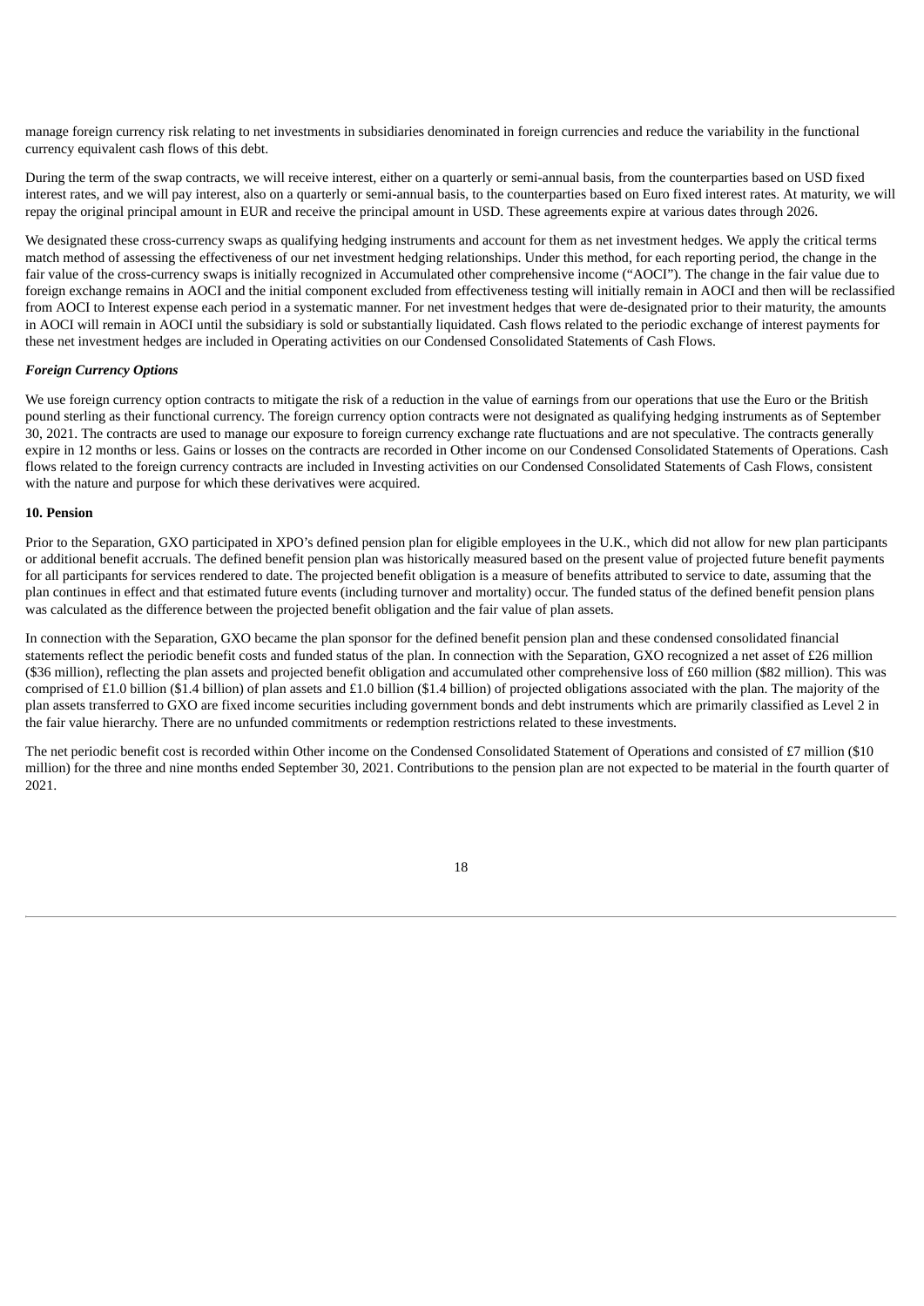manage foreign currency risk relating to net investments in subsidiaries denominated in foreign currencies and reduce the variability in the functional currency equivalent cash flows of this debt.

During the term of the swap contracts, we will receive interest, either on a quarterly or semi-annual basis, from the counterparties based on USD fixed interest rates, and we will pay interest, also on a quarterly or semi-annual basis, to the counterparties based on Euro fixed interest rates. At maturity, we will repay the original principal amount in EUR and receive the principal amount in USD. These agreements expire at various dates through 2026.

We designated these cross-currency swaps as qualifying hedging instruments and account for them as net investment hedges. We apply the critical terms match method of assessing the effectiveness of our net investment hedging relationships. Under this method, for each reporting period, the change in the fair value of the cross-currency swaps is initially recognized in Accumulated other comprehensive income ("AOCI"). The change in the fair value due to foreign exchange remains in AOCI and the initial component excluded from effectiveness testing will initially remain in AOCI and then will be reclassified from AOCI to Interest expense each period in a systematic manner. For net investment hedges that were de-designated prior to their maturity, the amounts in AOCI will remain in AOCI until the subsidiary is sold or substantially liquidated. Cash flows related to the periodic exchange of interest payments for these net investment hedges are included in Operating activities on our Condensed Consolidated Statements of Cash Flows.

***Foreign Currency Options***

We use foreign currency option contracts to mitigate the risk of a reduction in the value of earnings from our operations that use the Euro or the British pound sterling as their functional currency. The foreign currency option contracts were not designated as qualifying hedging instruments as of September 30, 2021. The contracts are used to manage our exposure to foreign currency exchange rate fluctuations and are not speculative. The contracts generally expire in 12 months or less. Gains or losses on the contracts are recorded in Other income on our Condensed Consolidated Statements of Operations. Cash flows related to the foreign currency contracts are included in Investing activities on our Condensed Consolidated Statements of Cash Flows, consistent with the nature and purpose for which these derivatives were acquired.

**10. Pension**

Prior to the Separation, GXO participated in XPO's defined pension plan for eligible employees in the U.K., which did not allow for new plan participants or additional benefit accruals. The defined benefit pension plan was historically measured based on the present value of projected future benefit payments for all participants for services rendered to date. The projected benefit obligation is a measure of benefits attributed to service to date, assuming that the plan continues in effect and that estimated future events (including turnover and mortality) occur. The funded status of the defined benefit pension plans was calculated as the difference between the projected benefit obligation and the fair value of plan assets.

In connection with the Separation, GXO became the plan sponsor for the defined benefit pension plan and these condensed consolidated financial statements reflect the periodic benefit costs and funded status of the plan. In connection with the Separation, GXO recognized a net asset of £26 million ($36 million), reflecting the plan assets and projected benefit obligation and accumulated other comprehensive loss of £60 million ($82 million). This was comprised of £1.0 billion ($1.4 billion) of plan assets and £1.0 billion ($1.4 billion) of projected obligations associated with the plan. The majority of the plan assets transferred to GXO are fixed income securities including government bonds and debt instruments which are primarily classified as Level 2 in the fair value hierarchy. There are no unfunded commitments or redemption restrictions related to these investments.

The net periodic benefit cost is recorded within Other income on the Condensed Consolidated Statement of Operations and consisted of £7 million ($10 million) for the three and nine months ended September 30, 2021. Contributions to the pension plan are not expected to be material in the fourth quarter of 2021.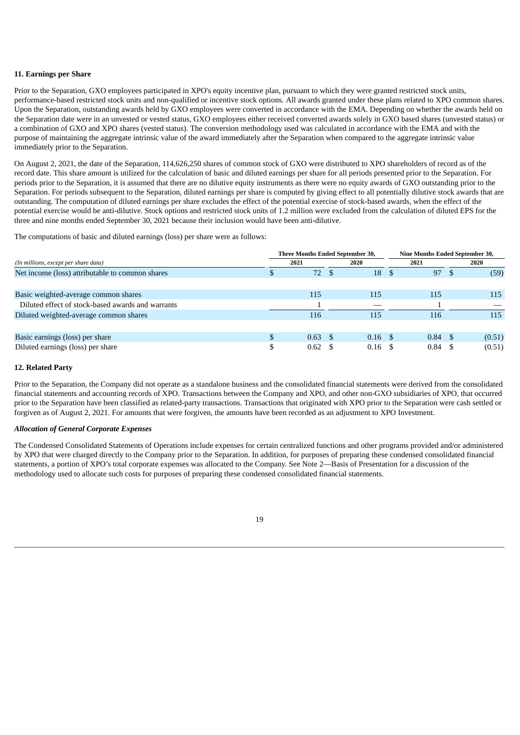### 11. Earnings per Share

Prior to the Separation, GXO employees participated in XPO's equity incentive plan, pursuant to which they were granted restricted stock units, performance-based restricted stock units and non-qualified or incentive stock options. All awards granted under these plans related to XPO common shares. Upon the Separation, outstanding awards held by GXO employees were converted in accordance with the EMA. Depending on whether the awards held on the Separation date were in an unvested or vested status, GXO employees either received converted awards solely in GXO based shares (unvested status) or a combination of GXO and XPO shares (vested status). The conversion methodology used was calculated in accordance with the EMA and with the purpose of maintaining the aggregate intrinsic value of the award immediately after the Separation when compared to the aggregate intrinsic value immediately prior to the Separation.

On August 2, 2021, the date of the Separation, 114,626,250 shares of common stock of GXO were distributed to XPO shareholders of record as of the record date. This share amount is utilized for the calculation of basic and diluted earnings per share for all periods presented prior to the Separation. For periods prior to the Separation, it is assumed that there are no dilutive equity instruments as there were no equity awards of GXO outstanding prior to the Separation. For periods subsequent to the Separation, diluted earnings per share is computed by giving effect to all potentially dilutive stock awards that are outstanding. The computation of diluted earnings per share excludes the effect of the potential exercise of stock-based awards, when the effect of the potential exercise would be anti-dilutive. Stock options and restricted stock units of 1.2 million were excluded from the calculation of diluted EPS for the three and nine months ended September 30, 2021 because their inclusion would have been anti-dilutive.

The computations of basic and diluted earnings (loss) per share were as follows:

| | Three Months Ended September 30, | | Nine Months Ended September 30, | |
|---|---|---|---|---|
| *(In millions, except per share data)* | 2021 | 2020 | 2021 | 2020 |
| Net income (loss) attributable to common shares | $ 72 | $ 18 | $ 97 | $ (59) |
| Basic weighted-average common shares | 115 | 115 | 115 | 115 |
| Diluted effect of stock-based awards and warrants | 1 | — | 1 | — |
| Diluted weighted-average common shares | 116 | 115 | 116 | 115 |
| Basic earnings (loss) per share | $ 0.63 | $ 0.16 | $ 0.84 | $ (0.51) |
| Diluted earnings (loss) per share | $ 0.62 | $ 0.16 | $ 0.84 | $ (0.51) |

### 12. Related Party

Prior to the Separation, the Company did not operate as a standalone business and the consolidated financial statements were derived from the consolidated financial statements and accounting records of XPO. Transactions between the Company and XPO, and other non-GXO subsidiaries of XPO, that occurred prior to the Separation have been classified as related-party transactions. Transactions that originated with XPO prior to the Separation were cash settled or forgiven as of August 2, 2021. For amounts that were forgiven, the amounts have been recorded as an adjustment to XPO Investment.

***Allocation of General Corporate Expenses***

The Condensed Consolidated Statements of Operations include expenses for certain centralized functions and other programs provided and/or administered by XPO that were charged directly to the Company prior to the Separation. In addition, for purposes of preparing these condensed consolidated financial statements, a portion of XPO's total corporate expenses was allocated to the Company. See Note 2—Basis of Presentation for a discussion of the methodology used to allocate such costs for purposes of preparing these condensed consolidated financial statements.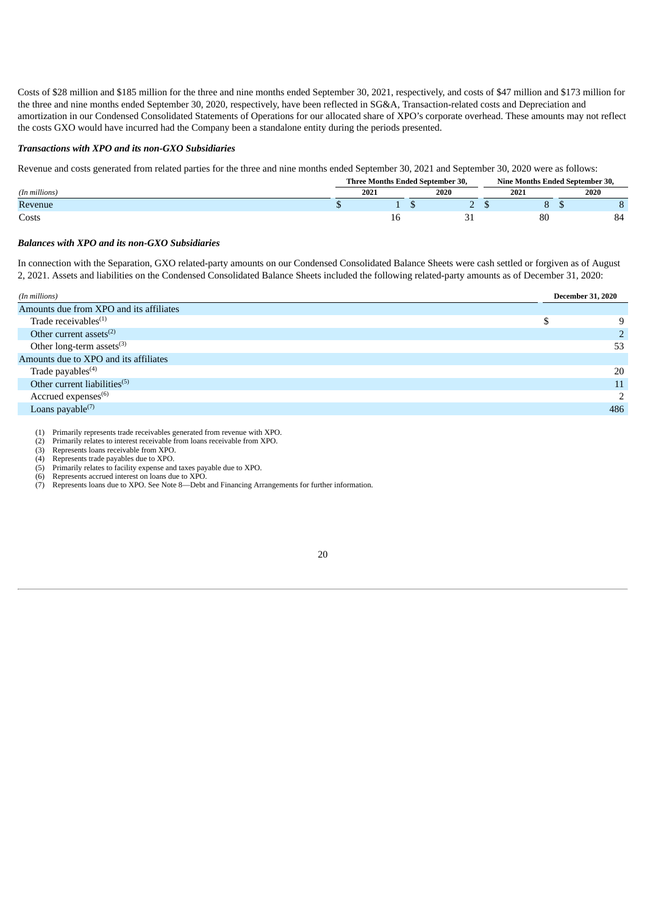Costs of $28 million and $185 million for the three and nine months ended September 30, 2021, respectively, and costs of $47 million and $173 million for the three and nine months ended September 30, 2020, respectively, have been reflected in SG&A, Transaction-related costs and Depreciation and amortization in our Condensed Consolidated Statements of Operations for our allocated share of XPO's corporate overhead. These amounts may not reflect the costs GXO would have incurred had the Company been a standalone entity during the periods presented.

***Transactions with XPO and its non-GXO Subsidiaries***

Revenue and costs generated from related parties for the three and nine months ended September 30, 2021 and September 30, 2020 were as follows:

| *(In millions)* | Three Months Ended September 30, | | Nine Months Ended September 30, | |
|---|---|---|---|---|
| | 2021 | 2020 | 2021 | 2020 |
| Revenue | $ 1 | $ 2 | $ 8 | $ 8 |
| Costs | 16 | 31 | 80 | 84 |

***Balances with XPO and its non-GXO Subsidiaries***

In connection with the Separation, GXO related-party amounts on our Condensed Consolidated Balance Sheets were cash settled or forgiven as of August 2, 2021. Assets and liabilities on the Condensed Consolidated Balance Sheets included the following related-party amounts as of December 31, 2020:

| *(In millions)* | December 31, 2020 |
|---|---|
| Amounts due from XPO and its affiliates | |
| Trade receivables[(1)] | $ 9 |
| Other current assets[(2)] | 2 |
| Other long-term assets[(3)] | 53 |
| Amounts due to XPO and its affiliates | |
| Trade payables[(4)] | 20 |
| Other current liabilities[(5)] | 11 |
| Accrued expenses[(6)] | 2 |
| Loans payable[(7)] | 486 |

(1) Primarily represents trade receivables generated from revenue with XPO.
(2) Primarily relates to interest receivable from loans receivable from XPO.
(3) Represents loans receivable from XPO.
(4) Represents trade payables due to XPO.
(5) Primarily relates to facility expense and taxes payable due to XPO.
(6) Represents accrued interest on loans due to XPO.
(7) Represents loans due to XPO. See Note 8—Debt and Financing Arrangements for further information.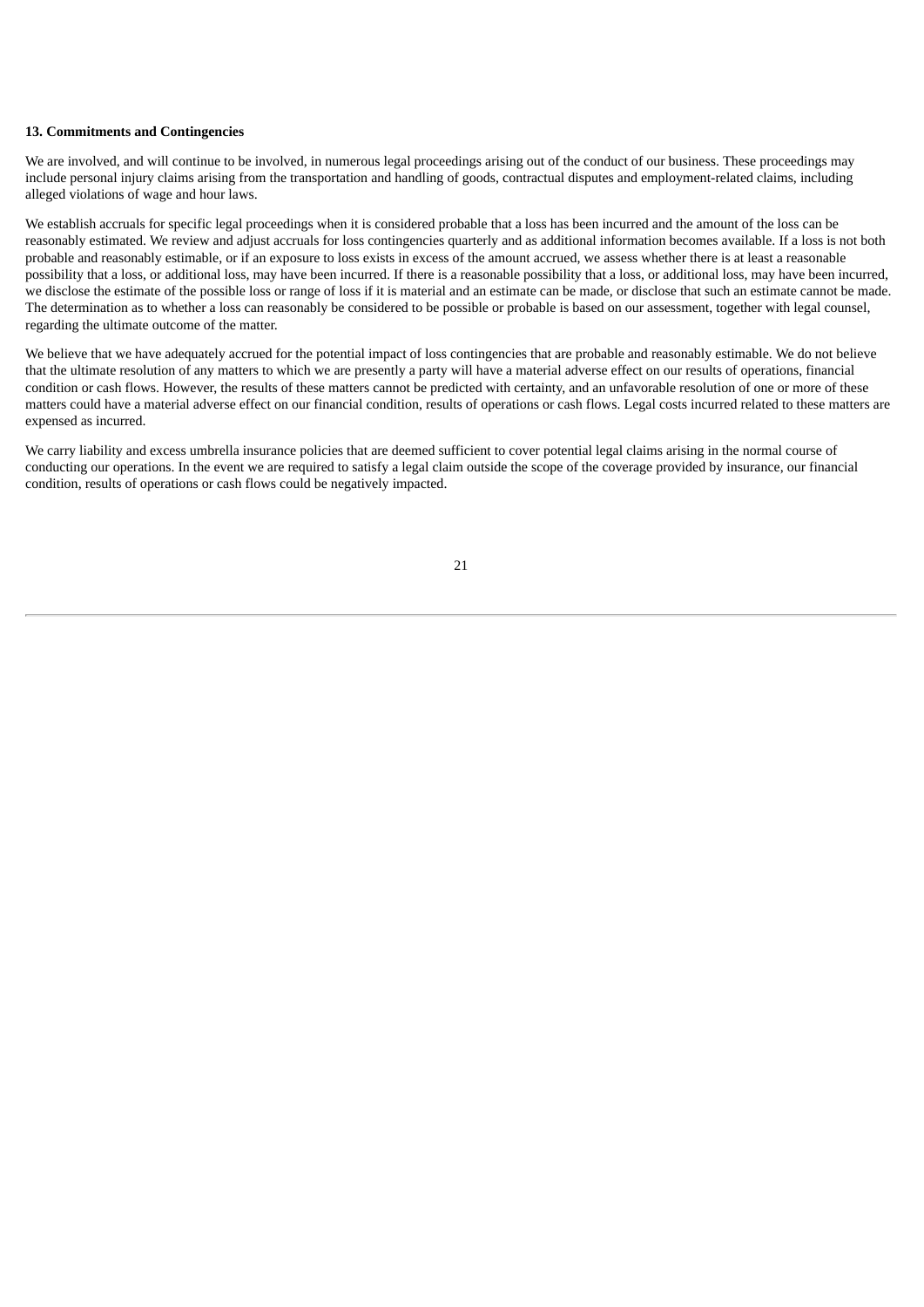**13. Commitments and Contingencies**

We are involved, and will continue to be involved, in numerous legal proceedings arising out of the conduct of our business. These proceedings may include personal injury claims arising from the transportation and handling of goods, contractual disputes and employment-related claims, including alleged violations of wage and hour laws.

We establish accruals for specific legal proceedings when it is considered probable that a loss has been incurred and the amount of the loss can be reasonably estimated. We review and adjust accruals for loss contingencies quarterly and as additional information becomes available. If a loss is not both probable and reasonably estimable, or if an exposure to loss exists in excess of the amount accrued, we assess whether there is at least a reasonable possibility that a loss, or additional loss, may have been incurred. If there is a reasonable possibility that a loss, or additional loss, may have been incurred, we disclose the estimate of the possible loss or range of loss if it is material and an estimate can be made, or disclose that such an estimate cannot be made. The determination as to whether a loss can reasonably be considered to be possible or probable is based on our assessment, together with legal counsel, regarding the ultimate outcome of the matter.

We believe that we have adequately accrued for the potential impact of loss contingencies that are probable and reasonably estimable. We do not believe that the ultimate resolution of any matters to which we are presently a party will have a material adverse effect on our results of operations, financial condition or cash flows. However, the results of these matters cannot be predicted with certainty, and an unfavorable resolution of one or more of these matters could have a material adverse effect on our financial condition, results of operations or cash flows. Legal costs incurred related to these matters are expensed as incurred.

We carry liability and excess umbrella insurance policies that are deemed sufficient to cover potential legal claims arising in the normal course of conducting our operations. In the event we are required to satisfy a legal claim outside the scope of the coverage provided by insurance, our financial condition, results of operations or cash flows could be negatively impacted.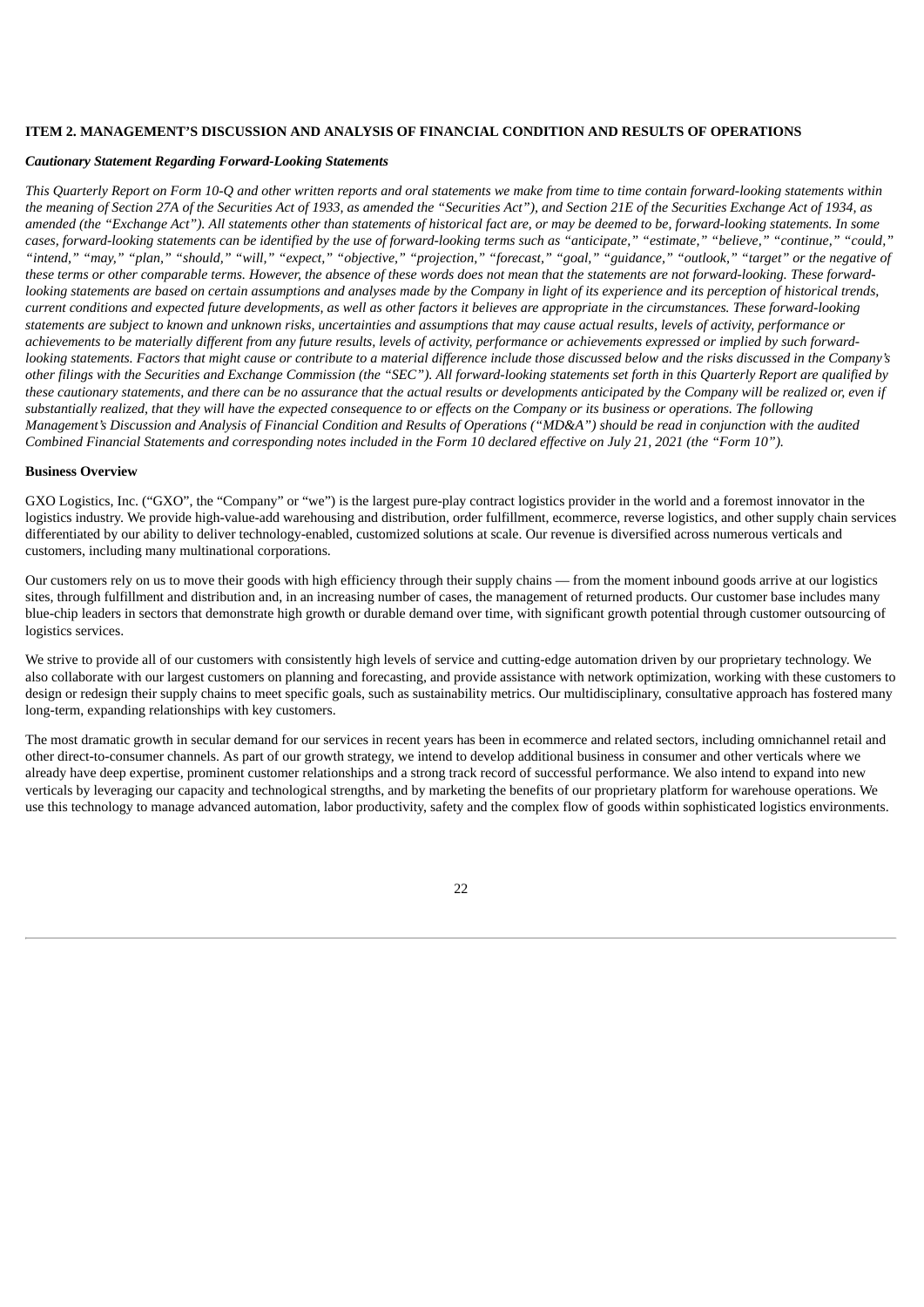**ITEM 2. MANAGEMENT'S DISCUSSION AND ANALYSIS OF FINANCIAL CONDITION AND RESULTS OF OPERATIONS**

***Cautionary Statement Regarding Forward-Looking Statements***

*This Quarterly Report on Form 10-Q and other written reports and oral statements we make from time to time contain forward-looking statements within the meaning of Section 27A of the Securities Act of 1933, as amended the "Securities Act"), and Section 21E of the Securities Exchange Act of 1934, as amended (the "Exchange Act"). All statements other than statements of historical fact are, or may be deemed to be, forward-looking statements. In some cases, forward-looking statements can be identified by the use of forward-looking terms such as "anticipate," "estimate," "believe," "continue," "could," "intend," "may," "plan," "should," "will," "expect," "objective," "projection," "forecast," "goal," "guidance," "outlook," "target" or the negative of these terms or other comparable terms. However, the absence of these words does not mean that the statements are not forward-looking. These forward-looking statements are based on certain assumptions and analyses made by the Company in light of its experience and its perception of historical trends, current conditions and expected future developments, as well as other factors it believes are appropriate in the circumstances. These forward-looking statements are subject to known and unknown risks, uncertainties and assumptions that may cause actual results, levels of activity, performance or achievements to be materially different from any future results, levels of activity, performance or achievements expressed or implied by such forward-looking statements. Factors that might cause or contribute to a material difference include those discussed below and the risks discussed in the Company's other filings with the Securities and Exchange Commission (the "SEC"). All forward-looking statements set forth in this Quarterly Report are qualified by these cautionary statements, and there can be no assurance that the actual results or developments anticipated by the Company will be realized or, even if substantially realized, that they will have the expected consequence to or effects on the Company or its business or operations. The following Management's Discussion and Analysis of Financial Condition and Results of Operations ("MD&A") should be read in conjunction with the audited Combined Financial Statements and corresponding notes included in the Form 10 declared effective on July 21, 2021 (the "Form 10").*

**Business Overview**

GXO Logistics, Inc. ("GXO", the "Company" or "we") is the largest pure-play contract logistics provider in the world and a foremost innovator in the logistics industry. We provide high-value-add warehousing and distribution, order fulfillment, ecommerce, reverse logistics, and other supply chain services differentiated by our ability to deliver technology-enabled, customized solutions at scale. Our revenue is diversified across numerous verticals and customers, including many multinational corporations.

Our customers rely on us to move their goods with high efficiency through their supply chains — from the moment inbound goods arrive at our logistics sites, through fulfillment and distribution and, in an increasing number of cases, the management of returned products. Our customer base includes many blue-chip leaders in sectors that demonstrate high growth or durable demand over time, with significant growth potential through customer outsourcing of logistics services.

We strive to provide all of our customers with consistently high levels of service and cutting-edge automation driven by our proprietary technology. We also collaborate with our largest customers on planning and forecasting, and provide assistance with network optimization, working with these customers to design or redesign their supply chains to meet specific goals, such as sustainability metrics. Our multidisciplinary, consultative approach has fostered many long-term, expanding relationships with key customers.

The most dramatic growth in secular demand for our services in recent years has been in ecommerce and related sectors, including omnichannel retail and other direct-to-consumer channels. As part of our growth strategy, we intend to develop additional business in consumer and other verticals where we already have deep expertise, prominent customer relationships and a strong track record of successful performance. We also intend to expand into new verticals by leveraging our capacity and technological strengths, and by marketing the benefits of our proprietary platform for warehouse operations. We use this technology to manage advanced automation, labor productivity, safety and the complex flow of goods within sophisticated logistics environments.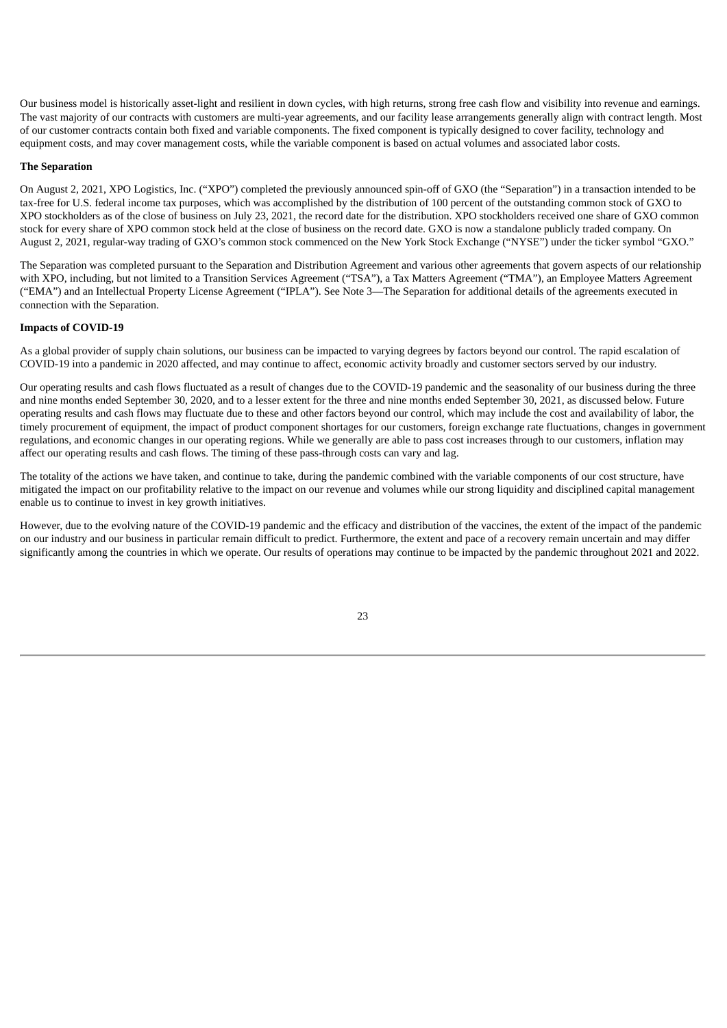Our business model is historically asset-light and resilient in down cycles, with high returns, strong free cash flow and visibility into revenue and earnings. The vast majority of our contracts with customers are multi-year agreements, and our facility lease arrangements generally align with contract length. Most of our customer contracts contain both fixed and variable components. The fixed component is typically designed to cover facility, technology and equipment costs, and may cover management costs, while the variable component is based on actual volumes and associated labor costs.

**The Separation**

On August 2, 2021, XPO Logistics, Inc. ("XPO") completed the previously announced spin-off of GXO (the "Separation") in a transaction intended to be tax-free for U.S. federal income tax purposes, which was accomplished by the distribution of 100 percent of the outstanding common stock of GXO to XPO stockholders as of the close of business on July 23, 2021, the record date for the distribution. XPO stockholders received one share of GXO common stock for every share of XPO common stock held at the close of business on the record date. GXO is now a standalone publicly traded company. On August 2, 2021, regular-way trading of GXO's common stock commenced on the New York Stock Exchange ("NYSE") under the ticker symbol "GXO."

The Separation was completed pursuant to the Separation and Distribution Agreement and various other agreements that govern aspects of our relationship with XPO, including, but not limited to a Transition Services Agreement ("TSA"), a Tax Matters Agreement ("TMA"), an Employee Matters Agreement ("EMA") and an Intellectual Property License Agreement ("IPLA"). See Note 3—The Separation for additional details of the agreements executed in connection with the Separation.

**Impacts of COVID-19**

As a global provider of supply chain solutions, our business can be impacted to varying degrees by factors beyond our control. The rapid escalation of COVID-19 into a pandemic in 2020 affected, and may continue to affect, economic activity broadly and customer sectors served by our industry.

Our operating results and cash flows fluctuated as a result of changes due to the COVID-19 pandemic and the seasonality of our business during the three and nine months ended September 30, 2020, and to a lesser extent for the three and nine months ended September 30, 2021, as discussed below. Future operating results and cash flows may fluctuate due to these and other factors beyond our control, which may include the cost and availability of labor, the timely procurement of equipment, the impact of product component shortages for our customers, foreign exchange rate fluctuations, changes in government regulations, and economic changes in our operating regions. While we generally are able to pass cost increases through to our customers, inflation may affect our operating results and cash flows. The timing of these pass-through costs can vary and lag.

The totality of the actions we have taken, and continue to take, during the pandemic combined with the variable components of our cost structure, have mitigated the impact on our profitability relative to the impact on our revenue and volumes while our strong liquidity and disciplined capital management enable us to continue to invest in key growth initiatives.

However, due to the evolving nature of the COVID-19 pandemic and the efficacy and distribution of the vaccines, the extent of the impact of the pandemic on our industry and our business in particular remain difficult to predict. Furthermore, the extent and pace of a recovery remain uncertain and may differ significantly among the countries in which we operate. Our results of operations may continue to be impacted by the pandemic throughout 2021 and 2022.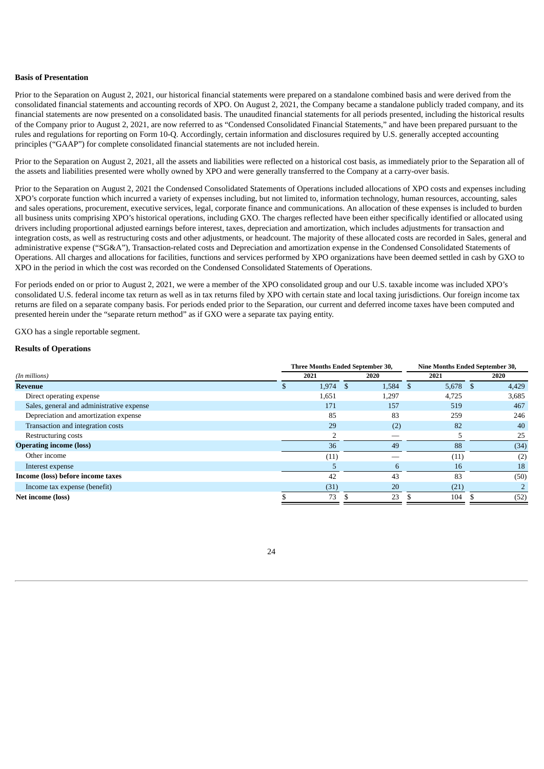**Basis of Presentation**

Prior to the Separation on August 2, 2021, our historical financial statements were prepared on a standalone combined basis and were derived from the consolidated financial statements and accounting records of XPO. On August 2, 2021, the Company became a standalone publicly traded company, and its financial statements are now presented on a consolidated basis. The unaudited financial statements for all periods presented, including the historical results of the Company prior to August 2, 2021, are now referred to as "Condensed Consolidated Financial Statements," and have been prepared pursuant to the rules and regulations for reporting on Form 10-Q. Accordingly, certain information and disclosures required by U.S. generally accepted accounting principles ("GAAP") for complete consolidated financial statements are not included herein.

Prior to the Separation on August 2, 2021, all the assets and liabilities were reflected on a historical cost basis, as immediately prior to the Separation all of the assets and liabilities presented were wholly owned by XPO and were generally transferred to the Company at a carry-over basis.

Prior to the Separation on August 2, 2021 the Condensed Consolidated Statements of Operations included allocations of XPO costs and expenses including XPO's corporate function which incurred a variety of expenses including, but not limited to, information technology, human resources, accounting, sales and sales operations, procurement, executive services, legal, corporate finance and communications. An allocation of these expenses is included to burden all business units comprising XPO's historical operations, including GXO. The charges reflected have been either specifically identified or allocated using drivers including proportional adjusted earnings before interest, taxes, depreciation and amortization, which includes adjustments for transaction and integration costs, as well as restructuring costs and other adjustments, or headcount. The majority of these allocated costs are recorded in Sales, general and administrative expense ("SG&A"), Transaction-related costs and Depreciation and amortization expense in the Condensed Consolidated Statements of Operations. All charges and allocations for facilities, functions and services performed by XPO organizations have been deemed settled in cash by GXO to XPO in the period in which the cost was recorded on the Condensed Consolidated Statements of Operations.

For periods ended on or prior to August 2, 2021, we were a member of the XPO consolidated group and our U.S. taxable income was included XPO's consolidated U.S. federal income tax return as well as in tax returns filed by XPO with certain state and local taxing jurisdictions. Our foreign income tax returns are filed on a separate company basis. For periods ended prior to the Separation, our current and deferred income taxes have been computed and presented herein under the "separate return method" as if GXO were a separate tax paying entity.

GXO has a single reportable segment.

**Results of Operations**

| *(In millions)* | Three Months Ended September 30, 2021 | Three Months Ended September 30, 2020 | Nine Months Ended September 30, 2021 | Nine Months Ended September 30, 2020 |
|---|---|---|---|---|
| **Revenue** | $ 1,974 | $ 1,584 | $ 5,678 | $ 4,429 |
| Direct operating expense | 1,651 | 1,297 | 4,725 | 3,685 |
| Sales, general and administrative expense | 171 | 157 | 519 | 467 |
| Depreciation and amortization expense | 85 | 83 | 259 | 246 |
| Transaction and integration costs | 29 | (2) | 82 | 40 |
| Restructuring costs | 2 | — | 5 | 25 |
| **Operating income (loss)** | 36 | 49 | 88 | (34) |
| Other income | (11) | — | (11) | (2) |
| Interest expense | 5 | 6 | 16 | 18 |
| **Income (loss) before income taxes** | 42 | 43 | 83 | (50) |
| Income tax expense (benefit) | (31) | 20 | (21) | 2 |
| **Net income (loss)** | $ 73 | $ 23 | $ 104 | $ (52) |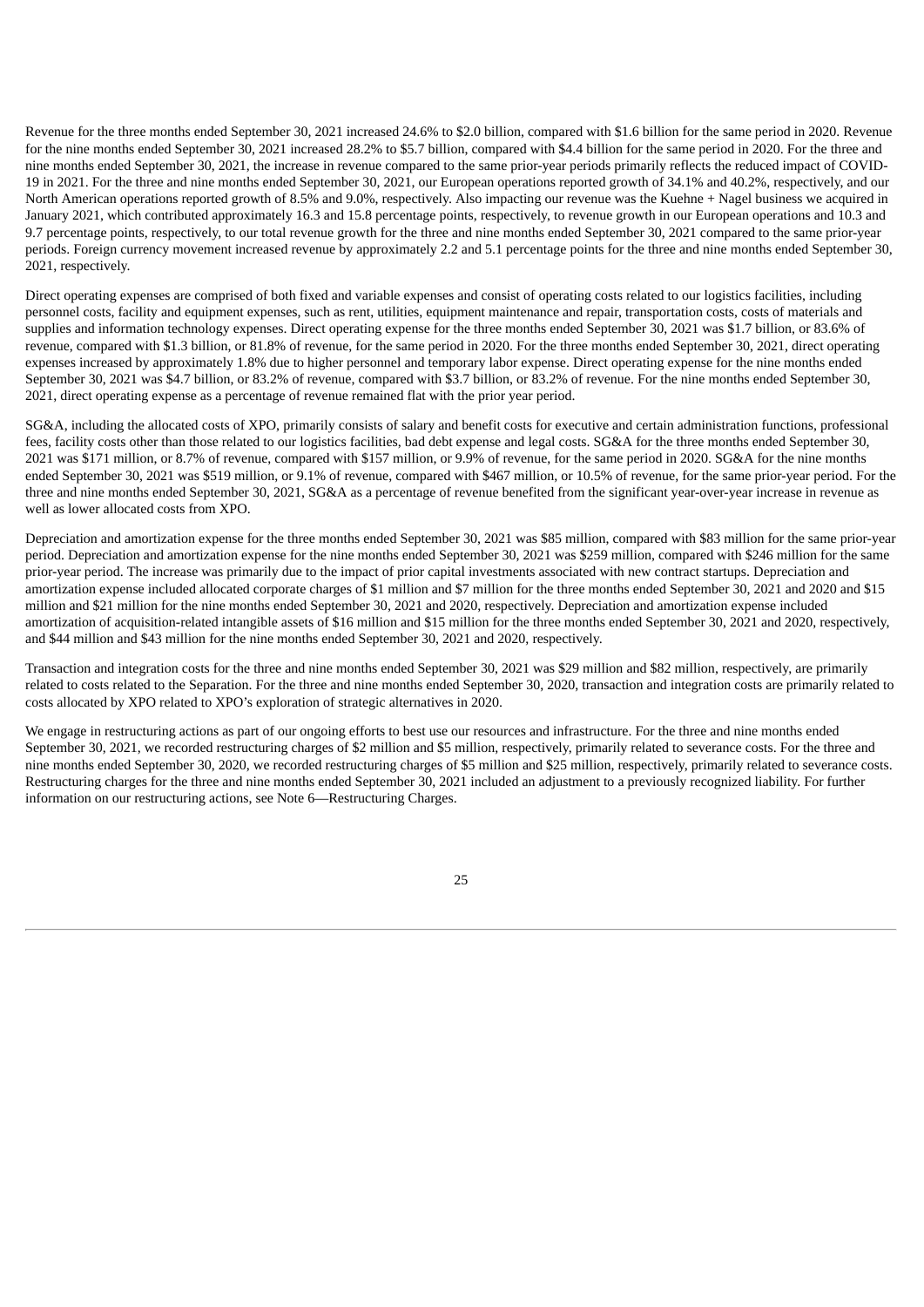Revenue for the three months ended September 30, 2021 increased 24.6% to $2.0 billion, compared with $1.6 billion for the same period in 2020. Revenue for the nine months ended September 30, 2021 increased 28.2% to $5.7 billion, compared with $4.4 billion for the same period in 2020. For the three and nine months ended September 30, 2021, the increase in revenue compared to the same prior-year periods primarily reflects the reduced impact of COVID-19 in 2021. For the three and nine months ended September 30, 2021, our European operations reported growth of 34.1% and 40.2%, respectively, and our North American operations reported growth of 8.5% and 9.0%, respectively. Also impacting our revenue was the Kuehne + Nagel business we acquired in January 2021, which contributed approximately 16.3 and 15.8 percentage points, respectively, to revenue growth in our European operations and 10.3 and 9.7 percentage points, respectively, to our total revenue growth for the three and nine months ended September 30, 2021 compared to the same prior-year periods. Foreign currency movement increased revenue by approximately 2.2 and 5.1 percentage points for the three and nine months ended September 30, 2021, respectively.

Direct operating expenses are comprised of both fixed and variable expenses and consist of operating costs related to our logistics facilities, including personnel costs, facility and equipment expenses, such as rent, utilities, equipment maintenance and repair, transportation costs, costs of materials and supplies and information technology expenses. Direct operating expense for the three months ended September 30, 2021 was $1.7 billion, or 83.6% of revenue, compared with $1.3 billion, or 81.8% of revenue, for the same period in 2020. For the three months ended September 30, 2021, direct operating expenses increased by approximately 1.8% due to higher personnel and temporary labor expense. Direct operating expense for the nine months ended September 30, 2021 was $4.7 billion, or 83.2% of revenue, compared with $3.7 billion, or 83.2% of revenue. For the nine months ended September 30, 2021, direct operating expense as a percentage of revenue remained flat with the prior year period.

SG&A, including the allocated costs of XPO, primarily consists of salary and benefit costs for executive and certain administration functions, professional fees, facility costs other than those related to our logistics facilities, bad debt expense and legal costs. SG&A for the three months ended September 30, 2021 was $171 million, or 8.7% of revenue, compared with $157 million, or 9.9% of revenue, for the same period in 2020. SG&A for the nine months ended September 30, 2021 was $519 million, or 9.1% of revenue, compared with $467 million, or 10.5% of revenue, for the same prior-year period. For the three and nine months ended September 30, 2021, SG&A as a percentage of revenue benefited from the significant year-over-year increase in revenue as well as lower allocated costs from XPO.

Depreciation and amortization expense for the three months ended September 30, 2021 was $85 million, compared with $83 million for the same prior-year period. Depreciation and amortization expense for the nine months ended September 30, 2021 was $259 million, compared with $246 million for the same prior-year period. The increase was primarily due to the impact of prior capital investments associated with new contract startups. Depreciation and amortization expense included allocated corporate charges of $1 million and $7 million for the three months ended September 30, 2021 and 2020 and $15 million and $21 million for the nine months ended September 30, 2021 and 2020, respectively. Depreciation and amortization expense included amortization of acquisition-related intangible assets of $16 million and $15 million for the three months ended September 30, 2021 and 2020, respectively, and $44 million and $43 million for the nine months ended September 30, 2021 and 2020, respectively.

Transaction and integration costs for the three and nine months ended September 30, 2021 was $29 million and $82 million, respectively, are primarily related to costs related to the Separation. For the three and nine months ended September 30, 2020, transaction and integration costs are primarily related to costs allocated by XPO related to XPO's exploration of strategic alternatives in 2020.

We engage in restructuring actions as part of our ongoing efforts to best use our resources and infrastructure. For the three and nine months ended September 30, 2021, we recorded restructuring charges of $2 million and $5 million, respectively, primarily related to severance costs. For the three and nine months ended September 30, 2020, we recorded restructuring charges of $5 million and $25 million, respectively, primarily related to severance costs. Restructuring charges for the three and nine months ended September 30, 2021 included an adjustment to a previously recognized liability. For further information on our restructuring actions, see Note 6—Restructuring Charges.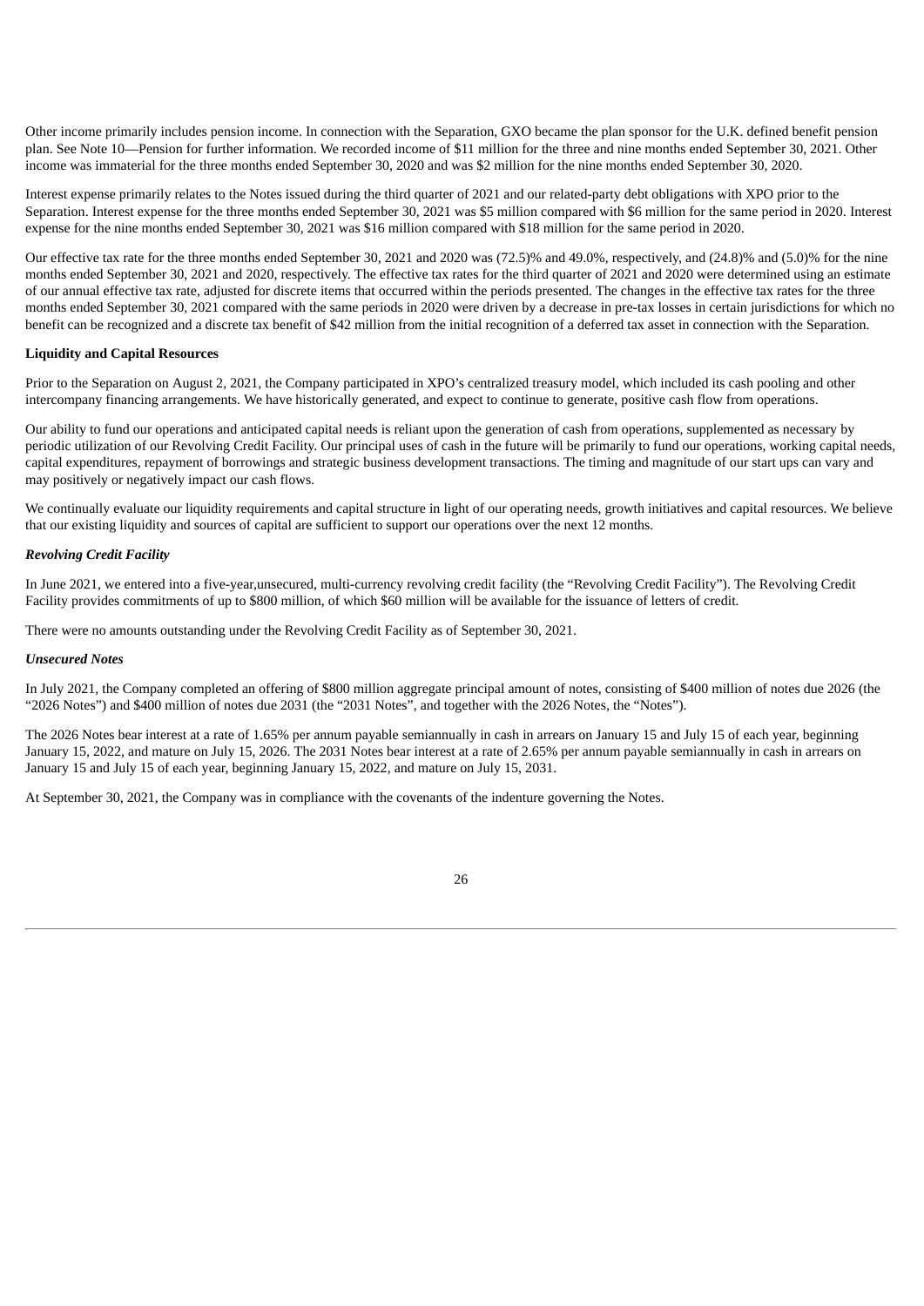Other income primarily includes pension income. In connection with the Separation, GXO became the plan sponsor for the U.K. defined benefit pension plan. See Note 10—Pension for further information. We recorded income of $11 million for the three and nine months ended September 30, 2021. Other income was immaterial for the three months ended September 30, 2020 and was $2 million for the nine months ended September 30, 2020.

Interest expense primarily relates to the Notes issued during the third quarter of 2021 and our related-party debt obligations with XPO prior to the Separation. Interest expense for the three months ended September 30, 2021 was $5 million compared with $6 million for the same period in 2020. Interest expense for the nine months ended September 30, 2021 was $16 million compared with $18 million for the same period in 2020.

Our effective tax rate for the three months ended September 30, 2021 and 2020 was (72.5)% and 49.0%, respectively, and (24.8)% and (5.0)% for the nine months ended September 30, 2021 and 2020, respectively. The effective tax rates for the third quarter of 2021 and 2020 were determined using an estimate of our annual effective tax rate, adjusted for discrete items that occurred within the periods presented. The changes in the effective tax rates for the three months ended September 30, 2021 compared with the same periods in 2020 were driven by a decrease in pre-tax losses in certain jurisdictions for which no benefit can be recognized and a discrete tax benefit of $42 million from the initial recognition of a deferred tax asset in connection with the Separation.

**Liquidity and Capital Resources**

Prior to the Separation on August 2, 2021, the Company participated in XPO's centralized treasury model, which included its cash pooling and other intercompany financing arrangements. We have historically generated, and expect to continue to generate, positive cash flow from operations.

Our ability to fund our operations and anticipated capital needs is reliant upon the generation of cash from operations, supplemented as necessary by periodic utilization of our Revolving Credit Facility. Our principal uses of cash in the future will be primarily to fund our operations, working capital needs, capital expenditures, repayment of borrowings and strategic business development transactions. The timing and magnitude of our start ups can vary and may positively or negatively impact our cash flows.

We continually evaluate our liquidity requirements and capital structure in light of our operating needs, growth initiatives and capital resources. We believe that our existing liquidity and sources of capital are sufficient to support our operations over the next 12 months.

***Revolving Credit Facility***

In June 2021, we entered into a five-year,unsecured, multi-currency revolving credit facility (the "Revolving Credit Facility"). The Revolving Credit Facility provides commitments of up to $800 million, of which $60 million will be available for the issuance of letters of credit.

There were no amounts outstanding under the Revolving Credit Facility as of September 30, 2021.

***Unsecured Notes***

In July 2021, the Company completed an offering of $800 million aggregate principal amount of notes, consisting of $400 million of notes due 2026 (the "2026 Notes") and $400 million of notes due 2031 (the "2031 Notes", and together with the 2026 Notes, the "Notes").

The 2026 Notes bear interest at a rate of 1.65% per annum payable semiannually in cash in arrears on January 15 and July 15 of each year, beginning January 15, 2022, and mature on July 15, 2026. The 2031 Notes bear interest at a rate of 2.65% per annum payable semiannually in cash in arrears on January 15 and July 15 of each year, beginning January 15, 2022, and mature on July 15, 2031.

At September 30, 2021, the Company was in compliance with the covenants of the indenture governing the Notes.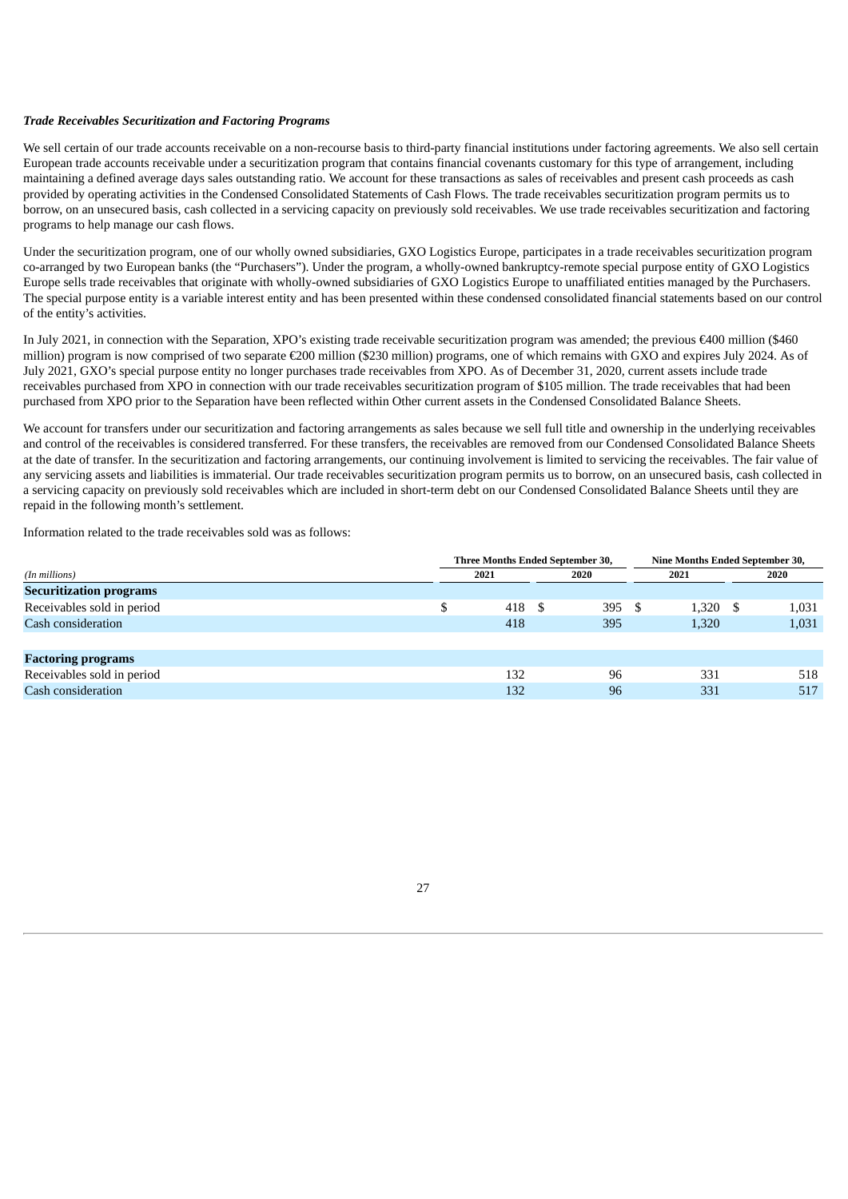***Trade Receivables Securitization and Factoring Programs***

We sell certain of our trade accounts receivable on a non-recourse basis to third-party financial institutions under factoring agreements. We also sell certain European trade accounts receivable under a securitization program that contains financial covenants customary for this type of arrangement, including maintaining a defined average days sales outstanding ratio. We account for these transactions as sales of receivables and present cash proceeds as cash provided by operating activities in the Condensed Consolidated Statements of Cash Flows. The trade receivables securitization program permits us to borrow, on an unsecured basis, cash collected in a servicing capacity on previously sold receivables. We use trade receivables securitization and factoring programs to help manage our cash flows.

Under the securitization program, one of our wholly owned subsidiaries, GXO Logistics Europe, participates in a trade receivables securitization program co-arranged by two European banks (the “Purchasers”). Under the program, a wholly-owned bankruptcy-remote special purpose entity of GXO Logistics Europe sells trade receivables that originate with wholly-owned subsidiaries of GXO Logistics Europe to unaffiliated entities managed by the Purchasers. The special purpose entity is a variable interest entity and has been presented within these condensed consolidated financial statements based on our control of the entity’s activities.

In July 2021, in connection with the Separation, XPO’s existing trade receivable securitization program was amended; the previous €400 million ($460 million) program is now comprised of two separate €200 million ($230 million) programs, one of which remains with GXO and expires July 2024. As of July 2021, GXO’s special purpose entity no longer purchases trade receivables from XPO. As of December 31, 2020, current assets include trade receivables purchased from XPO in connection with our trade receivables securitization program of $105 million. The trade receivables that had been purchased from XPO prior to the Separation have been reflected within Other current assets in the Condensed Consolidated Balance Sheets.

We account for transfers under our securitization and factoring arrangements as sales because we sell full title and ownership in the underlying receivables and control of the receivables is considered transferred. For these transfers, the receivables are removed from our Condensed Consolidated Balance Sheets at the date of transfer. In the securitization and factoring arrangements, our continuing involvement is limited to servicing the receivables. The fair value of any servicing assets and liabilities is immaterial. Our trade receivables securitization program permits us to borrow, on an unsecured basis, cash collected in a servicing capacity on previously sold receivables which are included in short-term debt on our Condensed Consolidated Balance Sheets until they are repaid in the following month’s settlement.

Information related to the trade receivables sold was as follows:

| | Three Months Ended September 30, | | Nine Months Ended September 30, | |
|---|---|---|---|---|
| *(In millions)* | 2021 | 2020 | 2021 | 2020 |
| **Securitization programs** | | | | |
| Receivables sold in period | $ 418 | $ 395 | $ 1,320 | $ 1,031 |
| Cash consideration | 418 | 395 | 1,320 | 1,031 |
| | | | | |
| **Factoring programs** | | | | |
| Receivables sold in period | 132 | 96 | 331 | 518 |
| Cash consideration | 132 | 96 | 331 | 517 |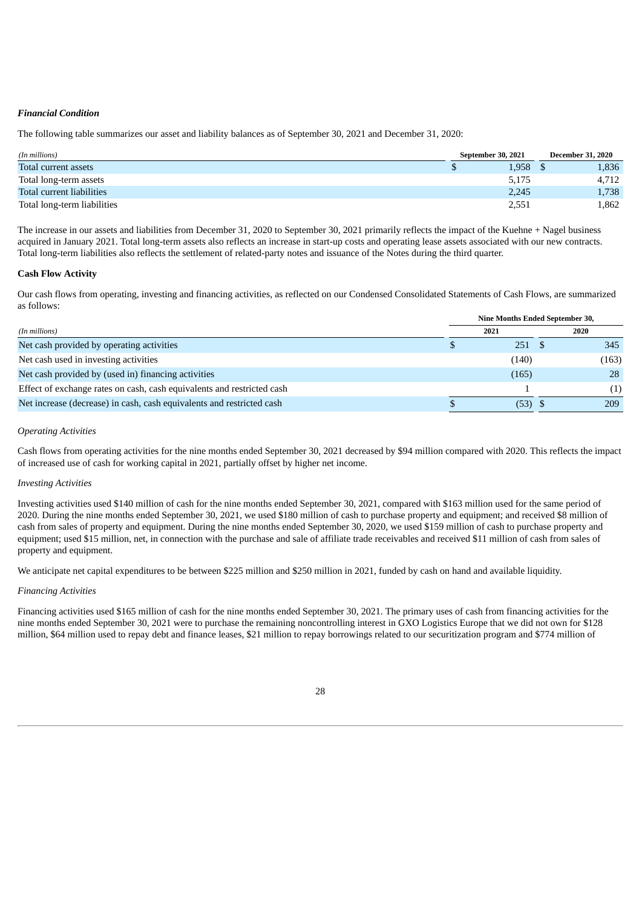***Financial Condition***

The following table summarizes our asset and liability balances as of September 30, 2021 and December 31, 2020:

| *(In millions)* | September 30, 2021 | December 31, 2020 |
|---|---|---|
| Total current assets | $ 1,958 | $ 1,836 |
| Total long-term assets | 5,175 | 4,712 |
| Total current liabilities | 2,245 | 1,738 |
| Total long-term liabilities | 2,551 | 1,862 |

The increase in our assets and liabilities from December 31, 2020 to September 30, 2021 primarily reflects the impact of the Kuehne + Nagel business acquired in January 2021. Total long-term assets also reflects an increase in start-up costs and operating lease assets associated with our new contracts. Total long-term liabilities also reflects the settlement of related-party notes and issuance of the Notes during the third quarter.

**Cash Flow Activity**

Our cash flows from operating, investing and financing activities, as reflected on our Condensed Consolidated Statements of Cash Flows, are summarized as follows:

| | Nine Months Ended September 30, | |
|---|---|---|
| *(In millions)* | 2021 | 2020 |
| Net cash provided by operating activities | $ 251 | $ 345 |
| Net cash used in investing activities | (140) | (163) |
| Net cash provided by (used in) financing activities | (165) | 28 |
| Effect of exchange rates on cash, cash equivalents and restricted cash | 1 | (1) |
| Net increase (decrease) in cash, cash equivalents and restricted cash | $ (53) | $ 209 |

*Operating Activities*

Cash flows from operating activities for the nine months ended September 30, 2021 decreased by $94 million compared with 2020. This reflects the impact of increased use of cash for working capital in 2021, partially offset by higher net income.

*Investing Activities*

Investing activities used $140 million of cash for the nine months ended September 30, 2021, compared with $163 million used for the same period of 2020. During the nine months ended September 30, 2021, we used $180 million of cash to purchase property and equipment; and received $8 million of cash from sales of property and equipment. During the nine months ended September 30, 2020, we used $159 million of cash to purchase property and equipment; used $15 million, net, in connection with the purchase and sale of affiliate trade receivables and received $11 million of cash from sales of property and equipment.

We anticipate net capital expenditures to be between $225 million and $250 million in 2021, funded by cash on hand and available liquidity.

*Financing Activities*

Financing activities used $165 million of cash for the nine months ended September 30, 2021. The primary uses of cash from financing activities for the nine months ended September 30, 2021 were to purchase the remaining noncontrolling interest in GXO Logistics Europe that we did not own for $128 million, $64 million used to repay debt and finance leases, $21 million to repay borrowings related to our securitization program and $774 million of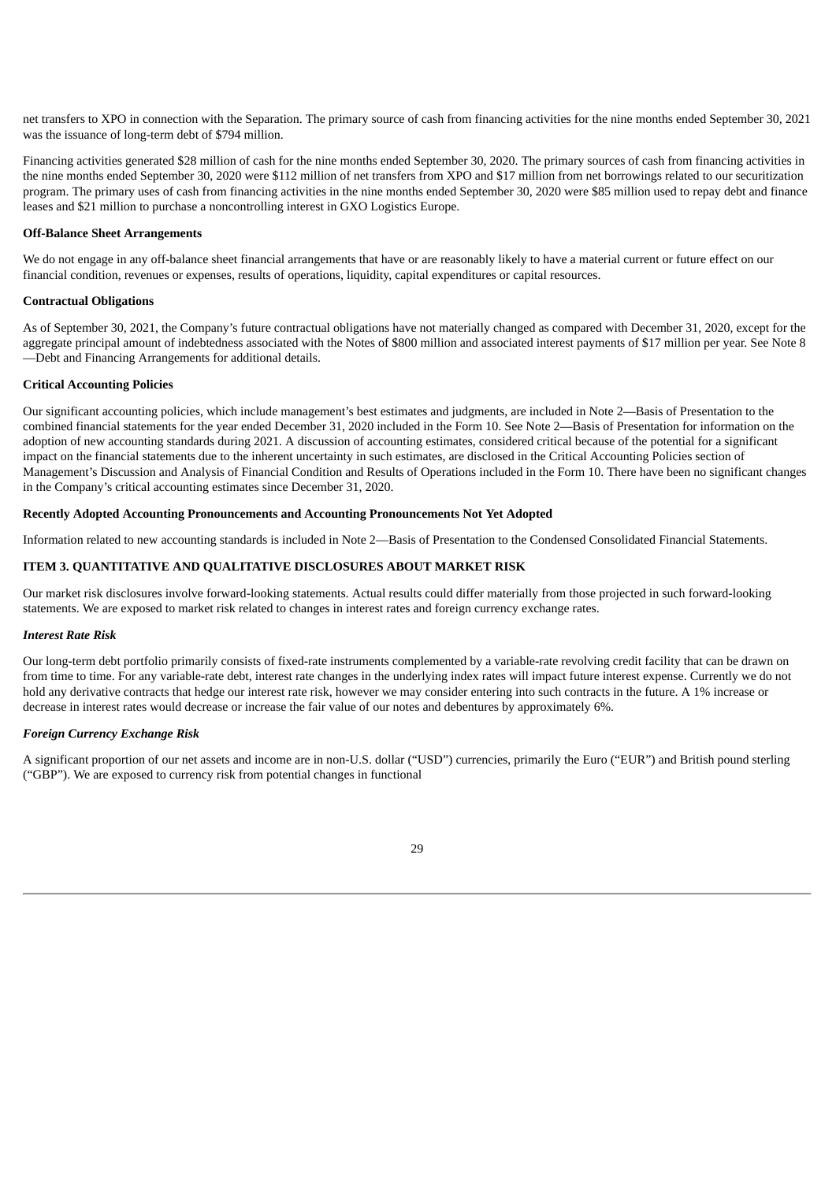net transfers to XPO in connection with the Separation. The primary source of cash from financing activities for the nine months ended September 30, 2021 was the issuance of long-term debt of $794 million.

Financing activities generated $28 million of cash for the nine months ended September 30, 2020. The primary sources of cash from financing activities in the nine months ended September 30, 2020 were $112 million of net transfers from XPO and $17 million from net borrowings related to our securitization program. The primary uses of cash from financing activities in the nine months ended September 30, 2020 were $85 million used to repay debt and finance leases and $21 million to purchase a noncontrolling interest in GXO Logistics Europe.

**Off-Balance Sheet Arrangements**

We do not engage in any off-balance sheet financial arrangements that have or are reasonably likely to have a material current or future effect on our financial condition, revenues or expenses, results of operations, liquidity, capital expenditures or capital resources.

**Contractual Obligations**

As of September 30, 2021, the Company's future contractual obligations have not materially changed as compared with December 31, 2020, except for the aggregate principal amount of indebtedness associated with the Notes of $800 million and associated interest payments of $17 million per year. See Note 8—Debt and Financing Arrangements for additional details.

**Critical Accounting Policies**

Our significant accounting policies, which include management's best estimates and judgments, are included in Note 2—Basis of Presentation to the combined financial statements for the year ended December 31, 2020 included in the Form 10. See Note 2—Basis of Presentation for information on the adoption of new accounting standards during 2021. A discussion of accounting estimates, considered critical because of the potential for a significant impact on the financial statements due to the inherent uncertainty in such estimates, are disclosed in the Critical Accounting Policies section of Management's Discussion and Analysis of Financial Condition and Results of Operations included in the Form 10. There have been no significant changes in the Company's critical accounting estimates since December 31, 2020.

**Recently Adopted Accounting Pronouncements and Accounting Pronouncements Not Yet Adopted**

Information related to new accounting standards is included in Note 2—Basis of Presentation to the Condensed Consolidated Financial Statements.

## ITEM 3. QUANTITATIVE AND QUALITATIVE DISCLOSURES ABOUT MARKET RISK

Our market risk disclosures involve forward-looking statements. Actual results could differ materially from those projected in such forward-looking statements. We are exposed to market risk related to changes in interest rates and foreign currency exchange rates.

***Interest Rate Risk***

Our long-term debt portfolio primarily consists of fixed-rate instruments complemented by a variable-rate revolving credit facility that can be drawn on from time to time. For any variable-rate debt, interest rate changes in the underlying index rates will impact future interest expense. Currently we do not hold any derivative contracts that hedge our interest rate risk, however we may consider entering into such contracts in the future. A 1% increase or decrease in interest rates would decrease or increase the fair value of our notes and debentures by approximately 6%.

***Foreign Currency Exchange Risk***

A significant proportion of our net assets and income are in non-U.S. dollar ("USD") currencies, primarily the Euro ("EUR") and British pound sterling ("GBP"). We are exposed to currency risk from potential changes in functional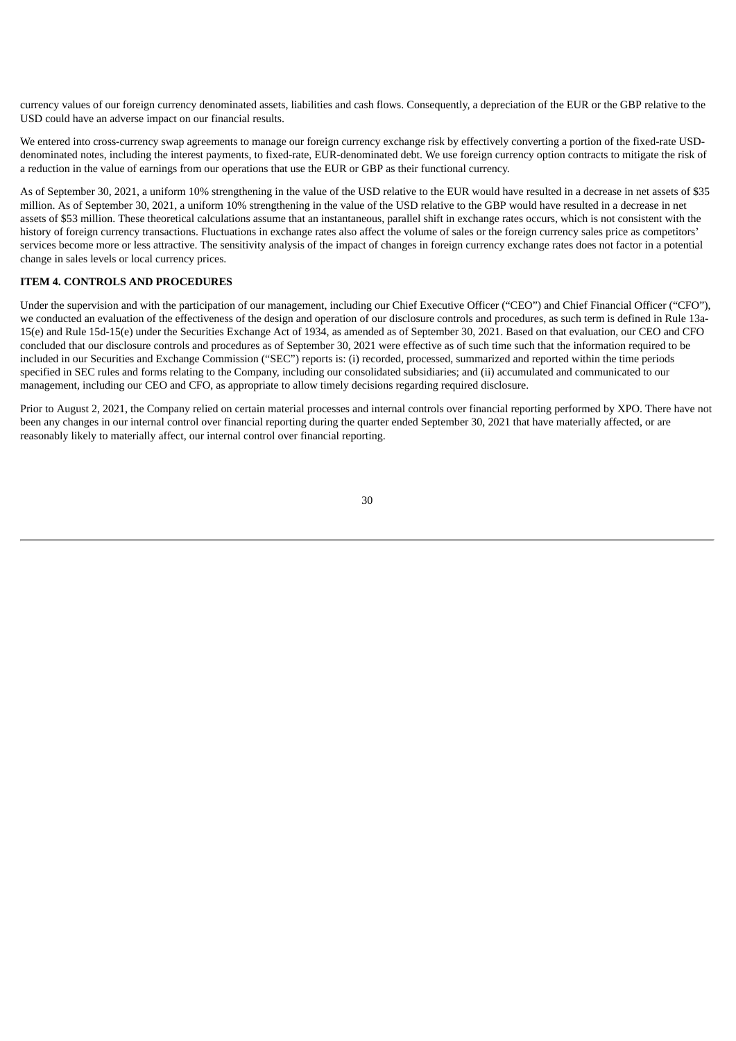currency values of our foreign currency denominated assets, liabilities and cash flows. Consequently, a depreciation of the EUR or the GBP relative to the USD could have an adverse impact on our financial results.

We entered into cross-currency swap agreements to manage our foreign currency exchange risk by effectively converting a portion of the fixed-rate USD-denominated notes, including the interest payments, to fixed-rate, EUR-denominated debt. We use foreign currency option contracts to mitigate the risk of a reduction in the value of earnings from our operations that use the EUR or GBP as their functional currency.

As of September 30, 2021, a uniform 10% strengthening in the value of the USD relative to the EUR would have resulted in a decrease in net assets of $35 million. As of September 30, 2021, a uniform 10% strengthening in the value of the USD relative to the GBP would have resulted in a decrease in net assets of $53 million. These theoretical calculations assume that an instantaneous, parallel shift in exchange rates occurs, which is not consistent with the history of foreign currency transactions. Fluctuations in exchange rates also affect the volume of sales or the foreign currency sales price as competitors' services become more or less attractive. The sensitivity analysis of the impact of changes in foreign currency exchange rates does not factor in a potential change in sales levels or local currency prices.

## ITEM 4. CONTROLS AND PROCEDURES

Under the supervision and with the participation of our management, including our Chief Executive Officer ("CEO") and Chief Financial Officer ("CFO"), we conducted an evaluation of the effectiveness of the design and operation of our disclosure controls and procedures, as such term is defined in Rule 13a-15(e) and Rule 15d-15(e) under the Securities Exchange Act of 1934, as amended as of September 30, 2021. Based on that evaluation, our CEO and CFO concluded that our disclosure controls and procedures as of September 30, 2021 were effective as of such time such that the information required to be included in our Securities and Exchange Commission ("SEC") reports is: (i) recorded, processed, summarized and reported within the time periods specified in SEC rules and forms relating to the Company, including our consolidated subsidiaries; and (ii) accumulated and communicated to our management, including our CEO and CFO, as appropriate to allow timely decisions regarding required disclosure.

Prior to August 2, 2021, the Company relied on certain material processes and internal controls over financial reporting performed by XPO. There have not been any changes in our internal control over financial reporting during the quarter ended September 30, 2021 that have materially affected, or are reasonably likely to materially affect, our internal control over financial reporting.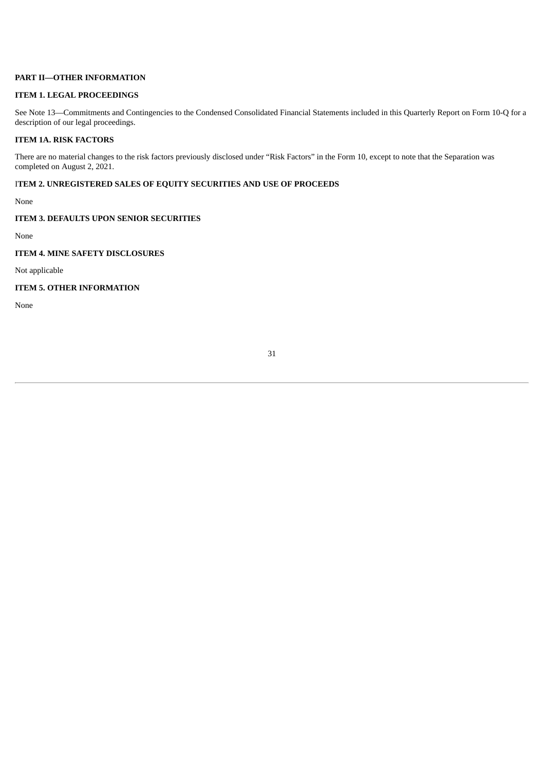## PART II—OTHER INFORMATION

### ITEM 1. LEGAL PROCEEDINGS

See Note 13—Commitments and Contingencies to the Condensed Consolidated Financial Statements included in this Quarterly Report on Form 10-Q for a description of our legal proceedings.

### ITEM 1A. RISK FACTORS

There are no material changes to the risk factors previously disclosed under "Risk Factors" in the Form 10, except to note that the Separation was completed on August 2, 2021.

### ITEM 2. UNREGISTERED SALES OF EQUITY SECURITIES AND USE OF PROCEEDS

None

### ITEM 3. DEFAULTS UPON SENIOR SECURITIES

None

### ITEM 4. MINE SAFETY DISCLOSURES

Not applicable

### ITEM 5. OTHER INFORMATION

None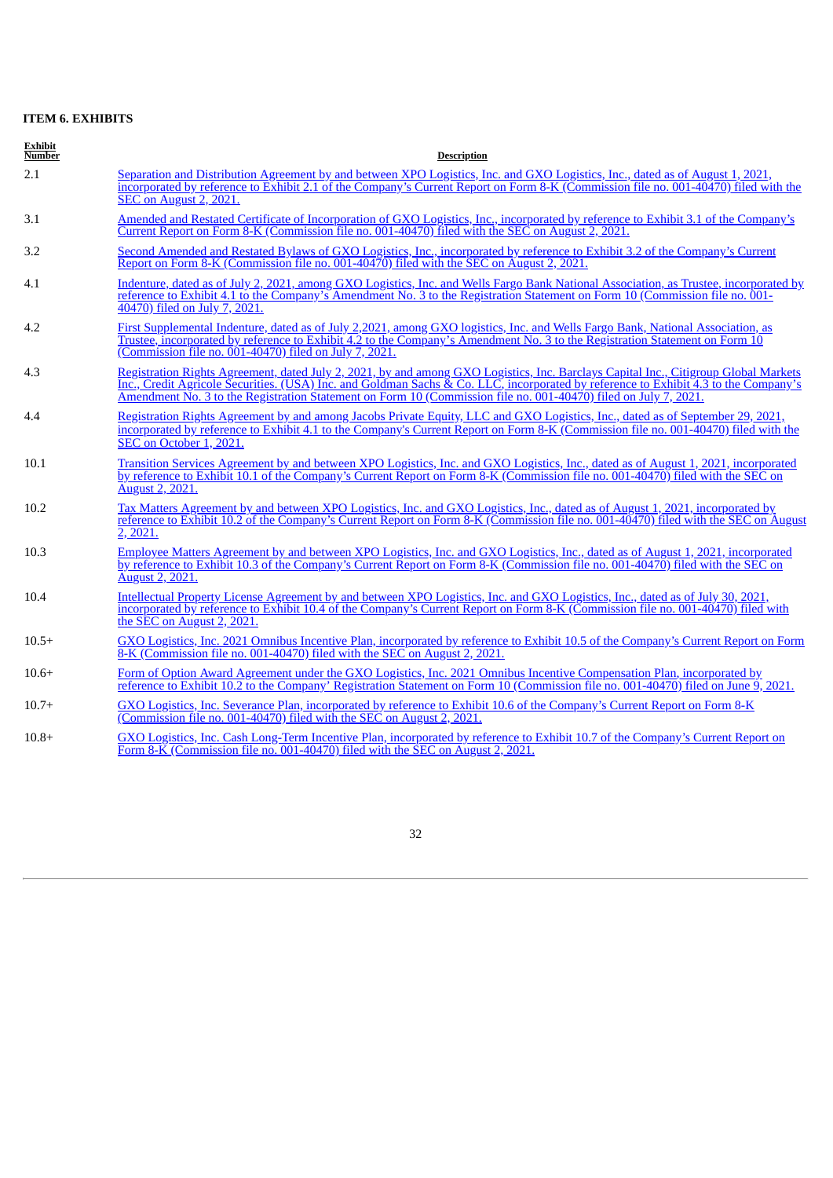**ITEM 6. EXHIBITS**

| Exhibit Number | Description |
|---|---|
| 2.1 | Separation and Distribution Agreement by and between XPO Logistics, Inc. and GXO Logistics, Inc., dated as of August 1, 2021, incorporated by reference to Exhibit 2.1 of the Company's Current Report on Form 8-K (Commission file no. 001-40470) filed with the SEC on August 2, 2021. |
| 3.1 | Amended and Restated Certificate of Incorporation of GXO Logistics, Inc., incorporated by reference to Exhibit 3.1 of the Company's Current Report on Form 8-K (Commission file no. 001-40470) filed with the SEC on August 2, 2021. |
| 3.2 | Second Amended and Restated Bylaws of GXO Logistics, Inc., incorporated by reference to Exhibit 3.2 of the Company's Current Report on Form 8-K (Commission file no. 001-40470) filed with the SEC on August 2, 2021. |
| 4.1 | Indenture, dated as of July 2, 2021, among GXO Logistics, Inc. and Wells Fargo Bank National Association, as Trustee, incorporated by reference to Exhibit 4.1 to the Company's Amendment No. 3 to the Registration Statement on Form 10 (Commission file no. 001-40470) filed on July 7, 2021. |
| 4.2 | First Supplemental Indenture, dated as of July 2,2021, among GXO logistics, Inc. and Wells Fargo Bank, National Association, as Trustee, incorporated by reference to Exhibit 4.2 to the Company's Amendment No. 3 to the Registration Statement on Form 10 (Commission file no. 001-40470) filed on July 7, 2021. |
| 4.3 | Registration Rights Agreement, dated July 2, 2021, by and among GXO Logistics, Inc. Barclays Capital Inc., Citigroup Global Markets Inc., Credit Agricole Securities. (USA) Inc. and Goldman Sachs & Co. LLC, incorporated by reference to Exhibit 4.3 to the Company's Amendment No. 3 to the Registration Statement on Form 10 (Commission file no. 001-40470) filed on July 7, 2021. |
| 4.4 | Registration Rights Agreement by and among Jacobs Private Equity, LLC and GXO Logistics, Inc., dated as of September 29, 2021, incorporated by reference to Exhibit 4.1 to the Company's Current Report on Form 8-K (Commission file no. 001-40470) filed with the SEC on October 1, 2021. |
| 10.1 | Transition Services Agreement by and between XPO Logistics, Inc. and GXO Logistics, Inc., dated as of August 1, 2021, incorporated by reference to Exhibit 10.1 of the Company's Current Report on Form 8-K (Commission file no. 001-40470) filed with the SEC on August 2, 2021. |
| 10.2 | Tax Matters Agreement by and between XPO Logistics, Inc. and GXO Logistics, Inc., dated as of August 1, 2021, incorporated by reference to Exhibit 10.2 of the Company's Current Report on Form 8-K (Commission file no. 001-40470) filed with the SEC on August 2, 2021. |
| 10.3 | Employee Matters Agreement by and between XPO Logistics, Inc. and GXO Logistics, Inc., dated as of August 1, 2021, incorporated by reference to Exhibit 10.3 of the Company's Current Report on Form 8-K (Commission file no. 001-40470) filed with the SEC on August 2, 2021. |
| 10.4 | Intellectual Property License Agreement by and between XPO Logistics, Inc. and GXO Logistics, Inc., dated as of July 30, 2021, incorporated by reference to Exhibit 10.4 of the Company's Current Report on Form 8-K (Commission file no. 001-40470) filed with the SEC on August 2, 2021. |
| 10.5+ | GXO Logistics, Inc. 2021 Omnibus Incentive Plan, incorporated by reference to Exhibit 10.5 of the Company's Current Report on Form 8-K (Commission file no. 001-40470) filed with the SEC on August 2, 2021. |
| 10.6+ | Form of Option Award Agreement under the GXO Logistics, Inc. 2021 Omnibus Incentive Compensation Plan, incorporated by reference to Exhibit 10.2 to the Company' Registration Statement on Form 10 (Commission file no. 001-40470) filed on June 9, 2021. |
| 10.7+ | GXO Logistics, Inc. Severance Plan, incorporated by reference to Exhibit 10.6 of the Company's Current Report on Form 8-K (Commission file no. 001-40470) filed with the SEC on August 2, 2021. |
| 10.8+ | GXO Logistics, Inc. Cash Long-Term Incentive Plan, incorporated by reference to Exhibit 10.7 of the Company's Current Report on Form 8-K (Commission file no. 001-40470) filed with the SEC on August 2, 2021. |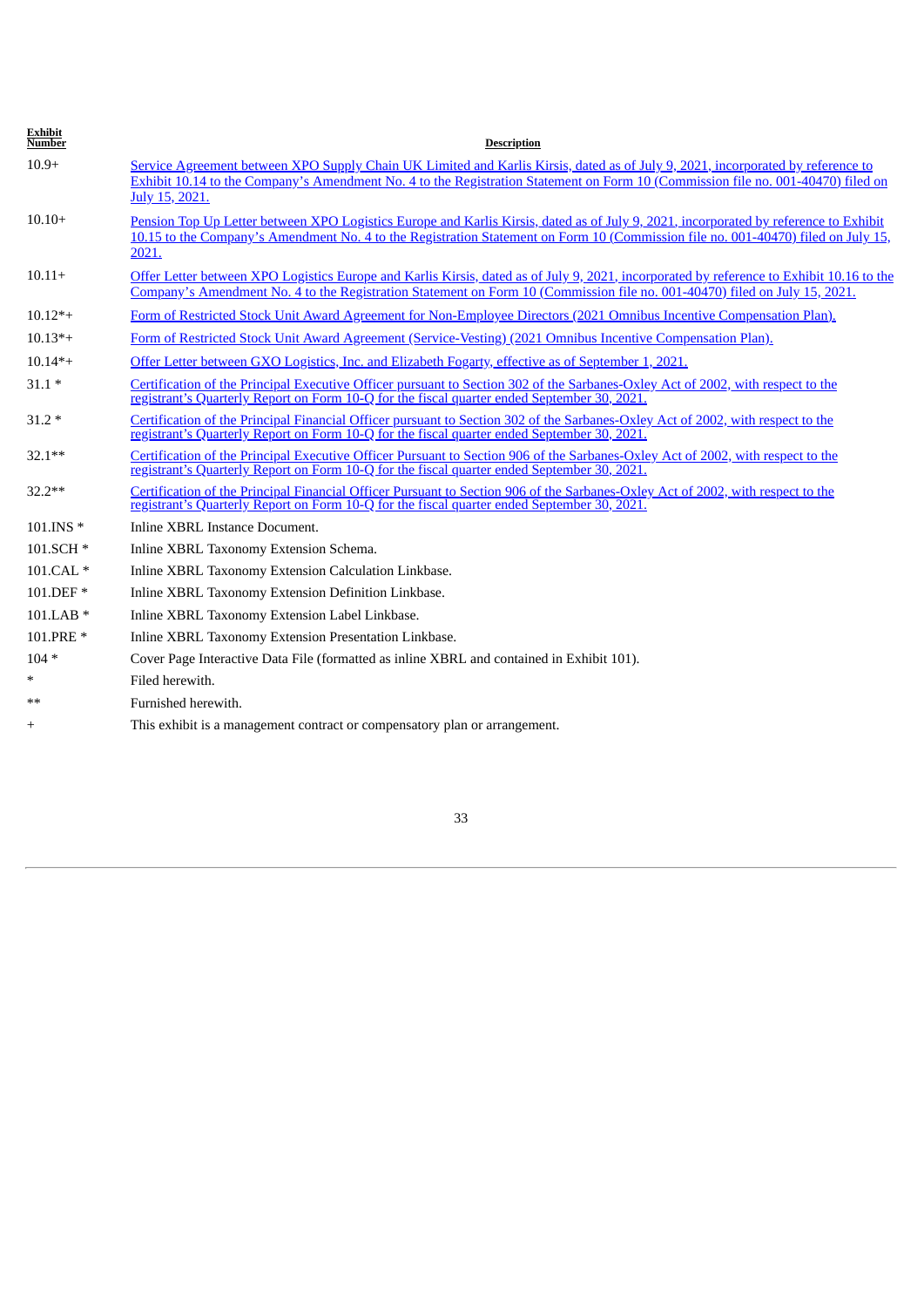| Exhibit Number | Description |
|---|---|
| 10.9+ | Service Agreement between XPO Supply Chain UK Limited and Karlis Kirsis, dated as of July 9, 2021, incorporated by reference to Exhibit 10.14 to the Company's Amendment No. 4 to the Registration Statement on Form 10 (Commission file no. 001-40470) filed on July 15, 2021. |
| 10.10+ | Pension Top Up Letter between XPO Logistics Europe and Karlis Kirsis, dated as of July 9, 2021, incorporated by reference to Exhibit 10.15 to the Company's Amendment No. 4 to the Registration Statement on Form 10 (Commission file no. 001-40470) filed on July 15, 2021. |
| 10.11+ | Offer Letter between XPO Logistics Europe and Karlis Kirsis, dated as of July 9, 2021, incorporated by reference to Exhibit 10.16 to the Company's Amendment No. 4 to the Registration Statement on Form 10 (Commission file no. 001-40470) filed on July 15, 2021. |
| 10.12*+ | Form of Restricted Stock Unit Award Agreement for Non-Employee Directors (2021 Omnibus Incentive Compensation Plan). |
| 10.13*+ | Form of Restricted Stock Unit Award Agreement (Service-Vesting) (2021 Omnibus Incentive Compensation Plan). |
| 10.14*+ | Offer Letter between GXO Logistics, Inc. and Elizabeth Fogarty, effective as of September 1, 2021. |
| 31.1 * | Certification of the Principal Executive Officer pursuant to Section 302 of the Sarbanes-Oxley Act of 2002, with respect to the registrant's Quarterly Report on Form 10-Q for the fiscal quarter ended September 30, 2021. |
| 31.2 * | Certification of the Principal Financial Officer pursuant to Section 302 of the Sarbanes-Oxley Act of 2002, with respect to the registrant's Quarterly Report on Form 10-Q for the fiscal quarter ended September 30, 2021. |
| 32.1** | Certification of the Principal Executive Officer Pursuant to Section 906 of the Sarbanes-Oxley Act of 2002, with respect to the registrant's Quarterly Report on Form 10-Q for the fiscal quarter ended September 30, 2021. |
| 32.2** | Certification of the Principal Financial Officer Pursuant to Section 906 of the Sarbanes-Oxley Act of 2002, with respect to the registrant's Quarterly Report on Form 10-Q for the fiscal quarter ended September 30, 2021. |
| 101.INS * | Inline XBRL Instance Document. |
| 101.SCH * | Inline XBRL Taxonomy Extension Schema. |
| 101.CAL * | Inline XBRL Taxonomy Extension Calculation Linkbase. |
| 101.DEF * | Inline XBRL Taxonomy Extension Definition Linkbase. |
| 101.LAB * | Inline XBRL Taxonomy Extension Label Linkbase. |
| 101.PRE * | Inline XBRL Taxonomy Extension Presentation Linkbase. |
| 104 * | Cover Page Interactive Data File (formatted as inline XBRL and contained in Exhibit 101). |
| * | Filed herewith. |
| ** | Furnished herewith. |
| + | This exhibit is a management contract or compensatory plan or arrangement. |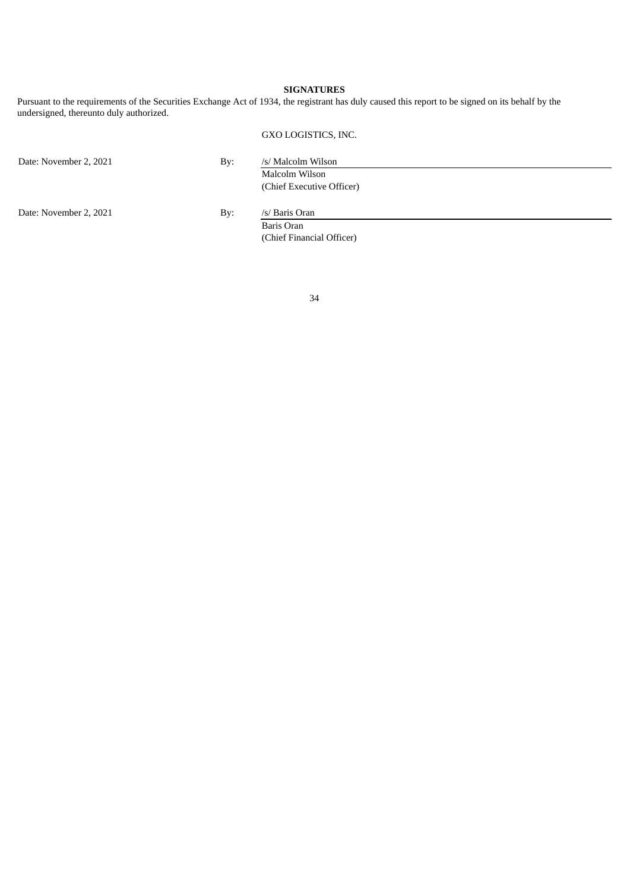## SIGNATURES

Pursuant to the requirements of the Securities Exchange Act of 1934, the registrant has duly caused this report to be signed on its behalf by the undersigned, thereunto duly authorized.

GXO LOGISTICS, INC.

| | | |
|---|---|---|
| Date: November 2, 2021 | By: | /s/ Malcolm Wilson |
| | | Malcolm Wilson |
| | | (Chief Executive Officer) |
| Date: November 2, 2021 | By: | /s/ Baris Oran |
| | | Baris Oran |
| | | (Chief Financial Officer) |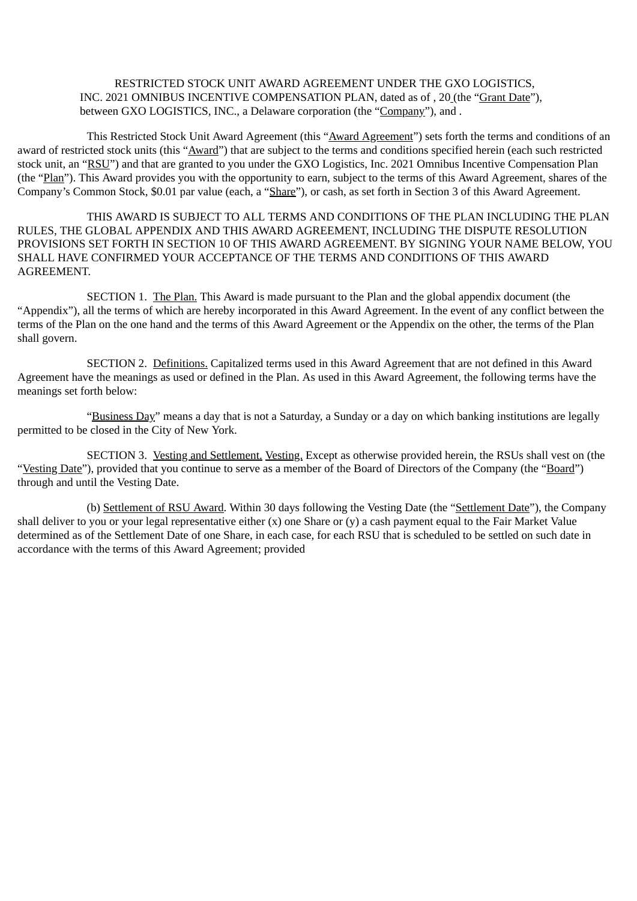RESTRICTED STOCK UNIT AWARD AGREEMENT UNDER THE GXO LOGISTICS, INC. 2021 OMNIBUS INCENTIVE COMPENSATION PLAN, dated as of , 20 (the "Grant Date"), between GXO LOGISTICS, INC., a Delaware corporation (the "Company"), and .

This Restricted Stock Unit Award Agreement (this "Award Agreement") sets forth the terms and conditions of an award of restricted stock units (this "Award") that are subject to the terms and conditions specified herein (each such restricted stock unit, an "RSU") and that are granted to you under the GXO Logistics, Inc. 2021 Omnibus Incentive Compensation Plan (the "Plan"). This Award provides you with the opportunity to earn, subject to the terms of this Award Agreement, shares of the Company's Common Stock, $0.01 par value (each, a "Share"), or cash, as set forth in Section 3 of this Award Agreement.

THIS AWARD IS SUBJECT TO ALL TERMS AND CONDITIONS OF THE PLAN INCLUDING THE PLAN RULES, THE GLOBAL APPENDIX AND THIS AWARD AGREEMENT, INCLUDING THE DISPUTE RESOLUTION PROVISIONS SET FORTH IN SECTION 10 OF THIS AWARD AGREEMENT. BY SIGNING YOUR NAME BELOW, YOU SHALL HAVE CONFIRMED YOUR ACCEPTANCE OF THE TERMS AND CONDITIONS OF THIS AWARD AGREEMENT.

SECTION 1. The Plan. This Award is made pursuant to the Plan and the global appendix document (the "Appendix"), all the terms of which are hereby incorporated in this Award Agreement. In the event of any conflict between the terms of the Plan on the one hand and the terms of this Award Agreement or the Appendix on the other, the terms of the Plan shall govern.

SECTION 2. Definitions. Capitalized terms used in this Award Agreement that are not defined in this Award Agreement have the meanings as used or defined in the Plan. As used in this Award Agreement, the following terms have the meanings set forth below:

"Business Day" means a day that is not a Saturday, a Sunday or a day on which banking institutions are legally permitted to be closed in the City of New York.

SECTION 3. Vesting and Settlement. Vesting. Except as otherwise provided herein, the RSUs shall vest on (the "Vesting Date"), provided that you continue to serve as a member of the Board of Directors of the Company (the "Board") through and until the Vesting Date.

(b) Settlement of RSU Award. Within 30 days following the Vesting Date (the "Settlement Date"), the Company shall deliver to you or your legal representative either (x) one Share or (y) a cash payment equal to the Fair Market Value determined as of the Settlement Date of one Share, in each case, for each RSU that is scheduled to be settled on such date in accordance with the terms of this Award Agreement; provided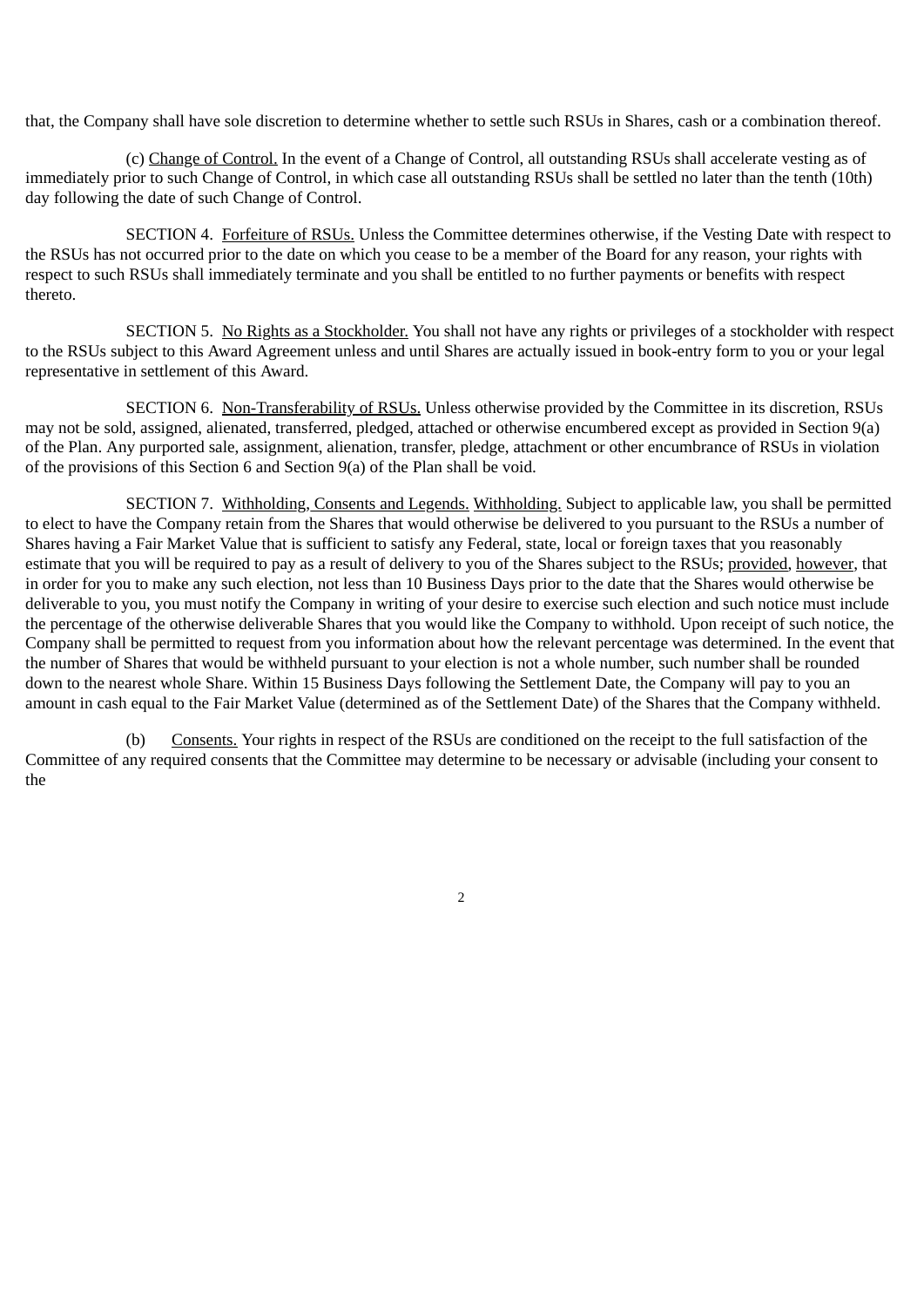that, the Company shall have sole discretion to determine whether to settle such RSUs in Shares, cash or a combination thereof.

(c) Change of Control. In the event of a Change of Control, all outstanding RSUs shall accelerate vesting as of immediately prior to such Change of Control, in which case all outstanding RSUs shall be settled no later than the tenth (10th) day following the date of such Change of Control.

SECTION 4. Forfeiture of RSUs. Unless the Committee determines otherwise, if the Vesting Date with respect to the RSUs has not occurred prior to the date on which you cease to be a member of the Board for any reason, your rights with respect to such RSUs shall immediately terminate and you shall be entitled to no further payments or benefits with respect thereto.

SECTION 5. No Rights as a Stockholder. You shall not have any rights or privileges of a stockholder with respect to the RSUs subject to this Award Agreement unless and until Shares are actually issued in book-entry form to you or your legal representative in settlement of this Award.

SECTION 6. Non-Transferability of RSUs. Unless otherwise provided by the Committee in its discretion, RSUs may not be sold, assigned, alienated, transferred, pledged, attached or otherwise encumbered except as provided in Section 9(a) of the Plan. Any purported sale, assignment, alienation, transfer, pledge, attachment or other encumbrance of RSUs in violation of the provisions of this Section 6 and Section 9(a) of the Plan shall be void.

SECTION 7. Withholding, Consents and Legends. Withholding. Subject to applicable law, you shall be permitted to elect to have the Company retain from the Shares that would otherwise be delivered to you pursuant to the RSUs a number of Shares having a Fair Market Value that is sufficient to satisfy any Federal, state, local or foreign taxes that you reasonably estimate that you will be required to pay as a result of delivery to you of the Shares subject to the RSUs; provided, however, that in order for you to make any such election, not less than 10 Business Days prior to the date that the Shares would otherwise be deliverable to you, you must notify the Company in writing of your desire to exercise such election and such notice must include the percentage of the otherwise deliverable Shares that you would like the Company to withhold. Upon receipt of such notice, the Company shall be permitted to request from you information about how the relevant percentage was determined. In the event that the number of Shares that would be withheld pursuant to your election is not a whole number, such number shall be rounded down to the nearest whole Share. Within 15 Business Days following the Settlement Date, the Company will pay to you an amount in cash equal to the Fair Market Value (determined as of the Settlement Date) of the Shares that the Company withheld.

(b) Consents. Your rights in respect of the RSUs are conditioned on the receipt to the full satisfaction of the Committee of any required consents that the Committee may determine to be necessary or advisable (including your consent to the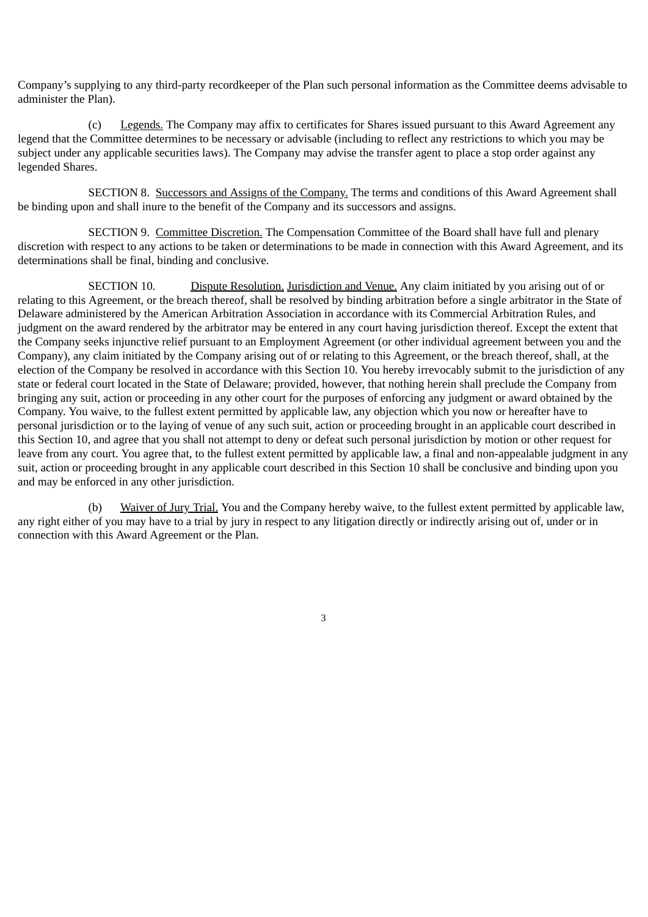Company's supplying to any third-party recordkeeper of the Plan such personal information as the Committee deems advisable to administer the Plan).

(c) Legends. The Company may affix to certificates for Shares issued pursuant to this Award Agreement any legend that the Committee determines to be necessary or advisable (including to reflect any restrictions to which you may be subject under any applicable securities laws). The Company may advise the transfer agent to place a stop order against any legended Shares.

SECTION 8. Successors and Assigns of the Company. The terms and conditions of this Award Agreement shall be binding upon and shall inure to the benefit of the Company and its successors and assigns.

SECTION 9. Committee Discretion. The Compensation Committee of the Board shall have full and plenary discretion with respect to any actions to be taken or determinations to be made in connection with this Award Agreement, and its determinations shall be final, binding and conclusive.

SECTION 10. Dispute Resolution. Jurisdiction and Venue. Any claim initiated by you arising out of or relating to this Agreement, or the breach thereof, shall be resolved by binding arbitration before a single arbitrator in the State of Delaware administered by the American Arbitration Association in accordance with its Commercial Arbitration Rules, and judgment on the award rendered by the arbitrator may be entered in any court having jurisdiction thereof. Except the extent that the Company seeks injunctive relief pursuant to an Employment Agreement (or other individual agreement between you and the Company), any claim initiated by the Company arising out of or relating to this Agreement, or the breach thereof, shall, at the election of the Company be resolved in accordance with this Section 10. You hereby irrevocably submit to the jurisdiction of any state or federal court located in the State of Delaware; provided, however, that nothing herein shall preclude the Company from bringing any suit, action or proceeding in any other court for the purposes of enforcing any judgment or award obtained by the Company. You waive, to the fullest extent permitted by applicable law, any objection which you now or hereafter have to personal jurisdiction or to the laying of venue of any such suit, action or proceeding brought in an applicable court described in this Section 10, and agree that you shall not attempt to deny or defeat such personal jurisdiction by motion or other request for leave from any court. You agree that, to the fullest extent permitted by applicable law, a final and non-appealable judgment in any suit, action or proceeding brought in any applicable court described in this Section 10 shall be conclusive and binding upon you and may be enforced in any other jurisdiction.

(b) Waiver of Jury Trial. You and the Company hereby waive, to the fullest extent permitted by applicable law, any right either of you may have to a trial by jury in respect to any litigation directly or indirectly arising out of, under or in connection with this Award Agreement or the Plan.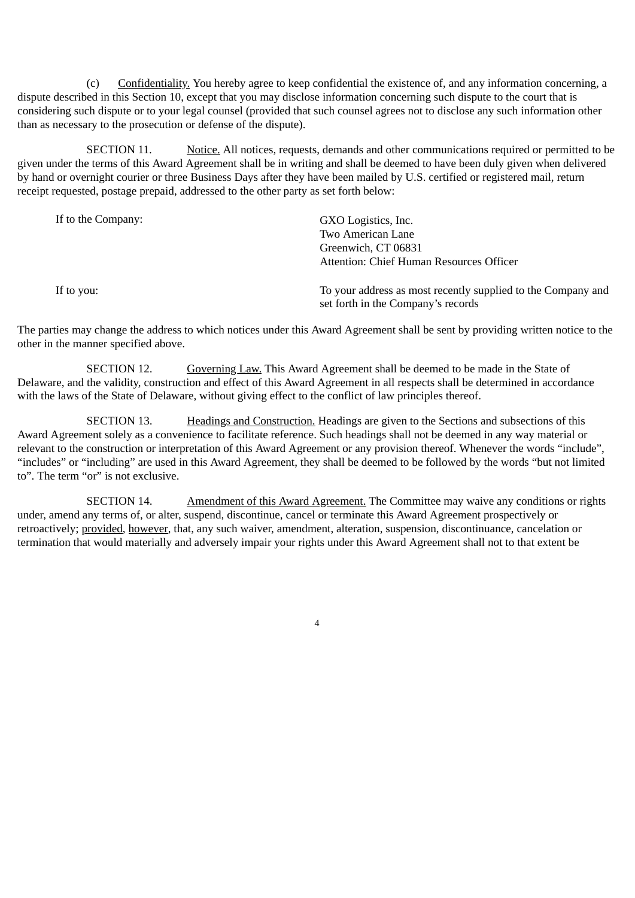(c) Confidentiality. You hereby agree to keep confidential the existence of, and any information concerning, a dispute described in this Section 10, except that you may disclose information concerning such dispute to the court that is considering such dispute or to your legal counsel (provided that such counsel agrees not to disclose any such information other than as necessary to the prosecution or defense of the dispute).

SECTION 11. Notice. All notices, requests, demands and other communications required or permitted to be given under the terms of this Award Agreement shall be in writing and shall be deemed to have been duly given when delivered by hand or overnight courier or three Business Days after they have been mailed by U.S. certified or registered mail, return receipt requested, postage prepaid, addressed to the other party as set forth below:

| | |
|---|---|
| If to the Company: | GXO Logistics, Inc.<br>Two American Lane<br>Greenwich, CT 06831<br>Attention: Chief Human Resources Officer |
| If to you: | To your address as most recently supplied to the Company and set forth in the Company's records |

The parties may change the address to which notices under this Award Agreement shall be sent by providing written notice to the other in the manner specified above.

SECTION 12. Governing Law. This Award Agreement shall be deemed to be made in the State of Delaware, and the validity, construction and effect of this Award Agreement in all respects shall be determined in accordance with the laws of the State of Delaware, without giving effect to the conflict of law principles thereof.

SECTION 13. Headings and Construction. Headings are given to the Sections and subsections of this Award Agreement solely as a convenience to facilitate reference. Such headings shall not be deemed in any way material or relevant to the construction or interpretation of this Award Agreement or any provision thereof. Whenever the words "include", "includes" or "including" are used in this Award Agreement, they shall be deemed to be followed by the words "but not limited to". The term "or" is not exclusive.

SECTION 14. Amendment of this Award Agreement. The Committee may waive any conditions or rights under, amend any terms of, or alter, suspend, discontinue, cancel or terminate this Award Agreement prospectively or retroactively; provided, however, that, any such waiver, amendment, alteration, suspension, discontinuance, cancelation or termination that would materially and adversely impair your rights under this Award Agreement shall not to that extent be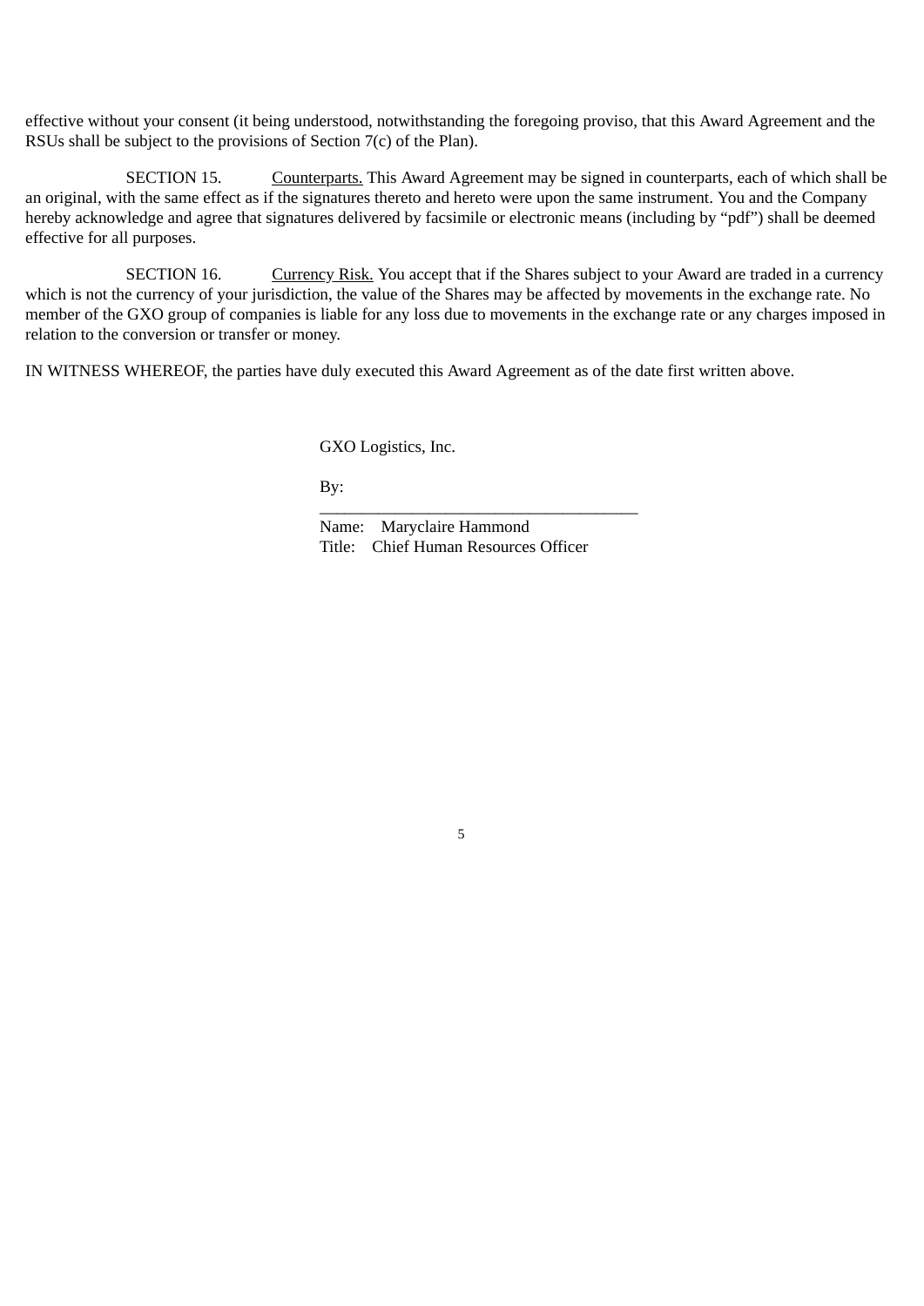effective without your consent (it being understood, notwithstanding the foregoing proviso, that this Award Agreement and the RSUs shall be subject to the provisions of Section 7(c) of the Plan).

SECTION 15. Counterparts. This Award Agreement may be signed in counterparts, each of which shall be an original, with the same effect as if the signatures thereto and hereto were upon the same instrument. You and the Company hereby acknowledge and agree that signatures delivered by facsimile or electronic means (including by "pdf") shall be deemed effective for all purposes.

SECTION 16. Currency Risk. You accept that if the Shares subject to your Award are traded in a currency which is not the currency of your jurisdiction, the value of the Shares may be affected by movements in the exchange rate. No member of the GXO group of companies is liable for any loss due to movements in the exchange rate or any charges imposed in relation to the conversion or transfer or money.

IN WITNESS WHEREOF, the parties have duly executed this Award Agreement as of the date first written above.

GXO Logistics, Inc.

By: ______________________________________

Name: Maryclaire Hammond
Title: Chief Human Resources Officer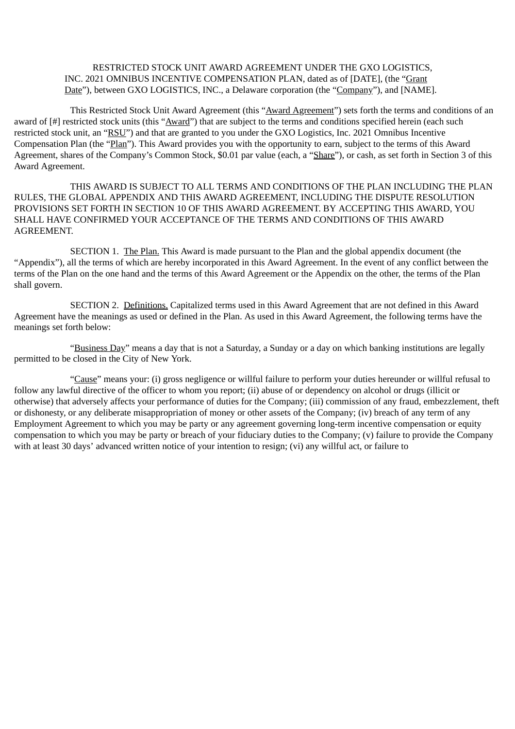RESTRICTED STOCK UNIT AWARD AGREEMENT UNDER THE GXO LOGISTICS, INC. 2021 OMNIBUS INCENTIVE COMPENSATION PLAN, dated as of [DATE], (the "Grant Date"), between GXO LOGISTICS, INC., a Delaware corporation (the "Company"), and [NAME].

This Restricted Stock Unit Award Agreement (this "Award Agreement") sets forth the terms and conditions of an award of [#] restricted stock units (this "Award") that are subject to the terms and conditions specified herein (each such restricted stock unit, an "RSU") and that are granted to you under the GXO Logistics, Inc. 2021 Omnibus Incentive Compensation Plan (the "Plan"). This Award provides you with the opportunity to earn, subject to the terms of this Award Agreement, shares of the Company's Common Stock, $0.01 par value (each, a "Share"), or cash, as set forth in Section 3 of this Award Agreement.

THIS AWARD IS SUBJECT TO ALL TERMS AND CONDITIONS OF THE PLAN INCLUDING THE PLAN RULES, THE GLOBAL APPENDIX AND THIS AWARD AGREEMENT, INCLUDING THE DISPUTE RESOLUTION PROVISIONS SET FORTH IN SECTION 10 OF THIS AWARD AGREEMENT. BY ACCEPTING THIS AWARD, YOU SHALL HAVE CONFIRMED YOUR ACCEPTANCE OF THE TERMS AND CONDITIONS OF THIS AWARD AGREEMENT.

SECTION 1. The Plan. This Award is made pursuant to the Plan and the global appendix document (the "Appendix"), all the terms of which are hereby incorporated in this Award Agreement. In the event of any conflict between the terms of the Plan on the one hand and the terms of this Award Agreement or the Appendix on the other, the terms of the Plan shall govern.

SECTION 2. Definitions. Capitalized terms used in this Award Agreement that are not defined in this Award Agreement have the meanings as used or defined in the Plan. As used in this Award Agreement, the following terms have the meanings set forth below:

"Business Day" means a day that is not a Saturday, a Sunday or a day on which banking institutions are legally permitted to be closed in the City of New York.

"Cause" means your: (i) gross negligence or willful failure to perform your duties hereunder or willful refusal to follow any lawful directive of the officer to whom you report; (ii) abuse of or dependency on alcohol or drugs (illicit or otherwise) that adversely affects your performance of duties for the Company; (iii) commission of any fraud, embezzlement, theft or dishonesty, or any deliberate misappropriation of money or other assets of the Company; (iv) breach of any term of any Employment Agreement to which you may be party or any agreement governing long-term incentive compensation or equity compensation to which you may be party or breach of your fiduciary duties to the Company; (v) failure to provide the Company with at least 30 days' advanced written notice of your intention to resign; (vi) any willful act, or failure to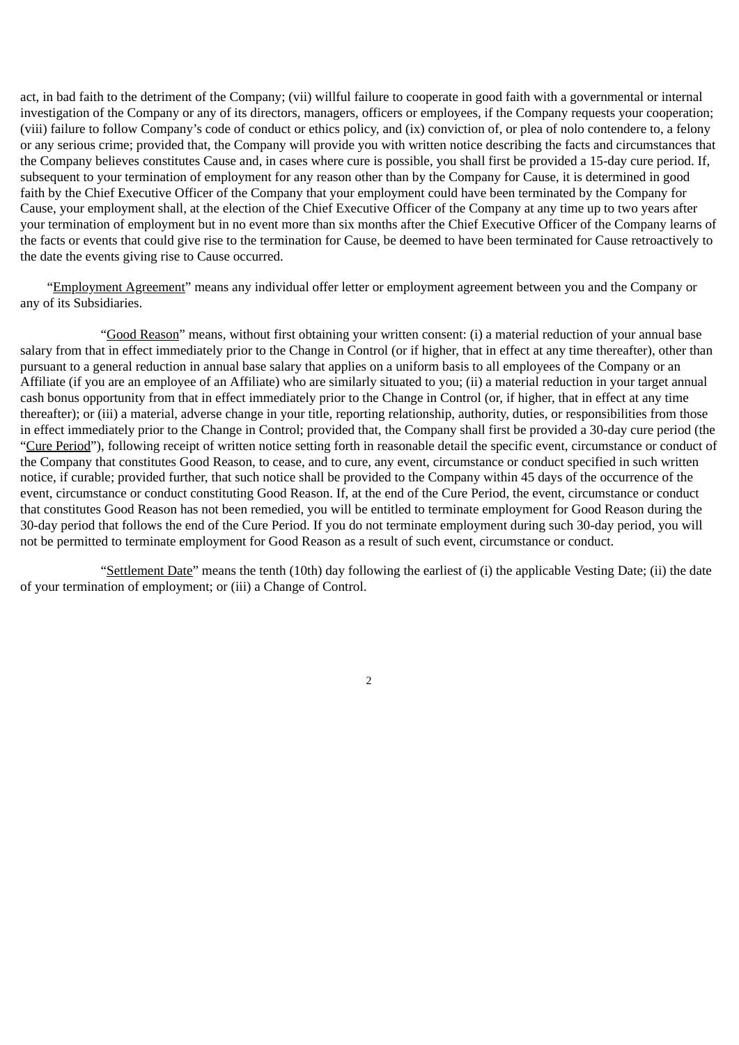act, in bad faith to the detriment of the Company; (vii) willful failure to cooperate in good faith with a governmental or internal investigation of the Company or any of its directors, managers, officers or employees, if the Company requests your cooperation; (viii) failure to follow Company's code of conduct or ethics policy, and (ix) conviction of, or plea of nolo contendere to, a felony or any serious crime; provided that, the Company will provide you with written notice describing the facts and circumstances that the Company believes constitutes Cause and, in cases where cure is possible, you shall first be provided a 15-day cure period. If, subsequent to your termination of employment for any reason other than by the Company for Cause, it is determined in good faith by the Chief Executive Officer of the Company that your employment could have been terminated by the Company for Cause, your employment shall, at the election of the Chief Executive Officer of the Company at any time up to two years after your termination of employment but in no event more than six months after the Chief Executive Officer of the Company learns of the facts or events that could give rise to the termination for Cause, be deemed to have been terminated for Cause retroactively to the date the events giving rise to Cause occurred.

"Employment Agreement" means any individual offer letter or employment agreement between you and the Company or any of its Subsidiaries.

"Good Reason" means, without first obtaining your written consent: (i) a material reduction of your annual base salary from that in effect immediately prior to the Change in Control (or if higher, that in effect at any time thereafter), other than pursuant to a general reduction in annual base salary that applies on a uniform basis to all employees of the Company or an Affiliate (if you are an employee of an Affiliate) who are similarly situated to you; (ii) a material reduction in your target annual cash bonus opportunity from that in effect immediately prior to the Change in Control (or, if higher, that in effect at any time thereafter); or (iii) a material, adverse change in your title, reporting relationship, authority, duties, or responsibilities from those in effect immediately prior to the Change in Control; provided that, the Company shall first be provided a 30-day cure period (the "Cure Period"), following receipt of written notice setting forth in reasonable detail the specific event, circumstance or conduct of the Company that constitutes Good Reason, to cease, and to cure, any event, circumstance or conduct specified in such written notice, if curable; provided further, that such notice shall be provided to the Company within 45 days of the occurrence of the event, circumstance or conduct constituting Good Reason. If, at the end of the Cure Period, the event, circumstance or conduct that constitutes Good Reason has not been remedied, you will be entitled to terminate employment for Good Reason during the 30-day period that follows the end of the Cure Period. If you do not terminate employment during such 30-day period, you will not be permitted to terminate employment for Good Reason as a result of such event, circumstance or conduct.

"Settlement Date" means the tenth (10th) day following the earliest of (i) the applicable Vesting Date; (ii) the date of your termination of employment; or (iii) a Change of Control.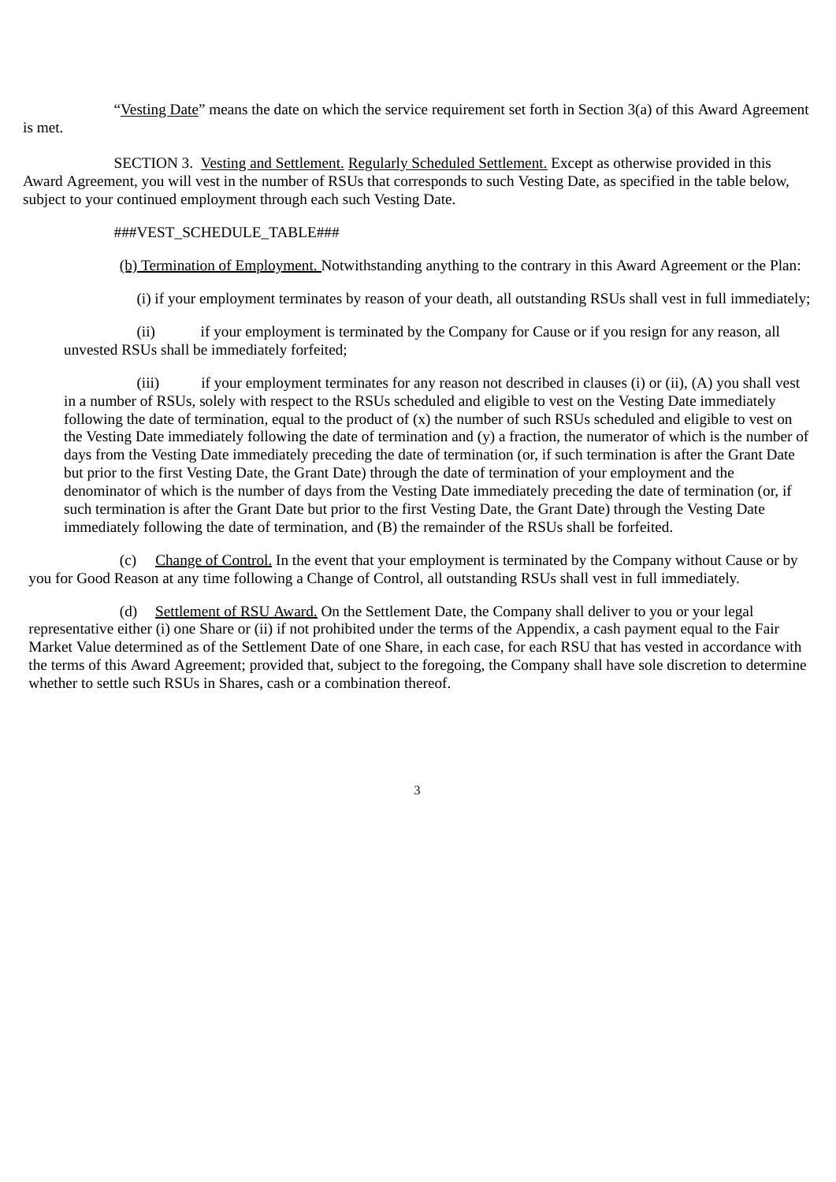"Vesting Date" means the date on which the service requirement set forth in Section 3(a) of this Award Agreement is met.

SECTION 3. Vesting and Settlement. Regularly Scheduled Settlement. Except as otherwise provided in this Award Agreement, you will vest in the number of RSUs that corresponds to such Vesting Date, as specified in the table below, subject to your continued employment through each such Vesting Date.

###VEST_SCHEDULE_TABLE###

(b) Termination of Employment. Notwithstanding anything to the contrary in this Award Agreement or the Plan:

(i) if your employment terminates by reason of your death, all outstanding RSUs shall vest in full immediately;

(ii) if your employment is terminated by the Company for Cause or if you resign for any reason, all unvested RSUs shall be immediately forfeited;

(iii) if your employment terminates for any reason not described in clauses (i) or (ii), (A) you shall vest in a number of RSUs, solely with respect to the RSUs scheduled and eligible to vest on the Vesting Date immediately following the date of termination, equal to the product of (x) the number of such RSUs scheduled and eligible to vest on the Vesting Date immediately following the date of termination and (y) a fraction, the numerator of which is the number of days from the Vesting Date immediately preceding the date of termination (or, if such termination is after the Grant Date but prior to the first Vesting Date, the Grant Date) through the date of termination of your employment and the denominator of which is the number of days from the Vesting Date immediately preceding the date of termination (or, if such termination is after the Grant Date but prior to the first Vesting Date, the Grant Date) through the Vesting Date immediately following the date of termination, and (B) the remainder of the RSUs shall be forfeited.

(c) Change of Control. In the event that your employment is terminated by the Company without Cause or by you for Good Reason at any time following a Change of Control, all outstanding RSUs shall vest in full immediately.

(d) Settlement of RSU Award. On the Settlement Date, the Company shall deliver to you or your legal representative either (i) one Share or (ii) if not prohibited under the terms of the Appendix, a cash payment equal to the Fair Market Value determined as of the Settlement Date of one Share, in each case, for each RSU that has vested in accordance with the terms of this Award Agreement; provided that, subject to the foregoing, the Company shall have sole discretion to determine whether to settle such RSUs in Shares, cash or a combination thereof.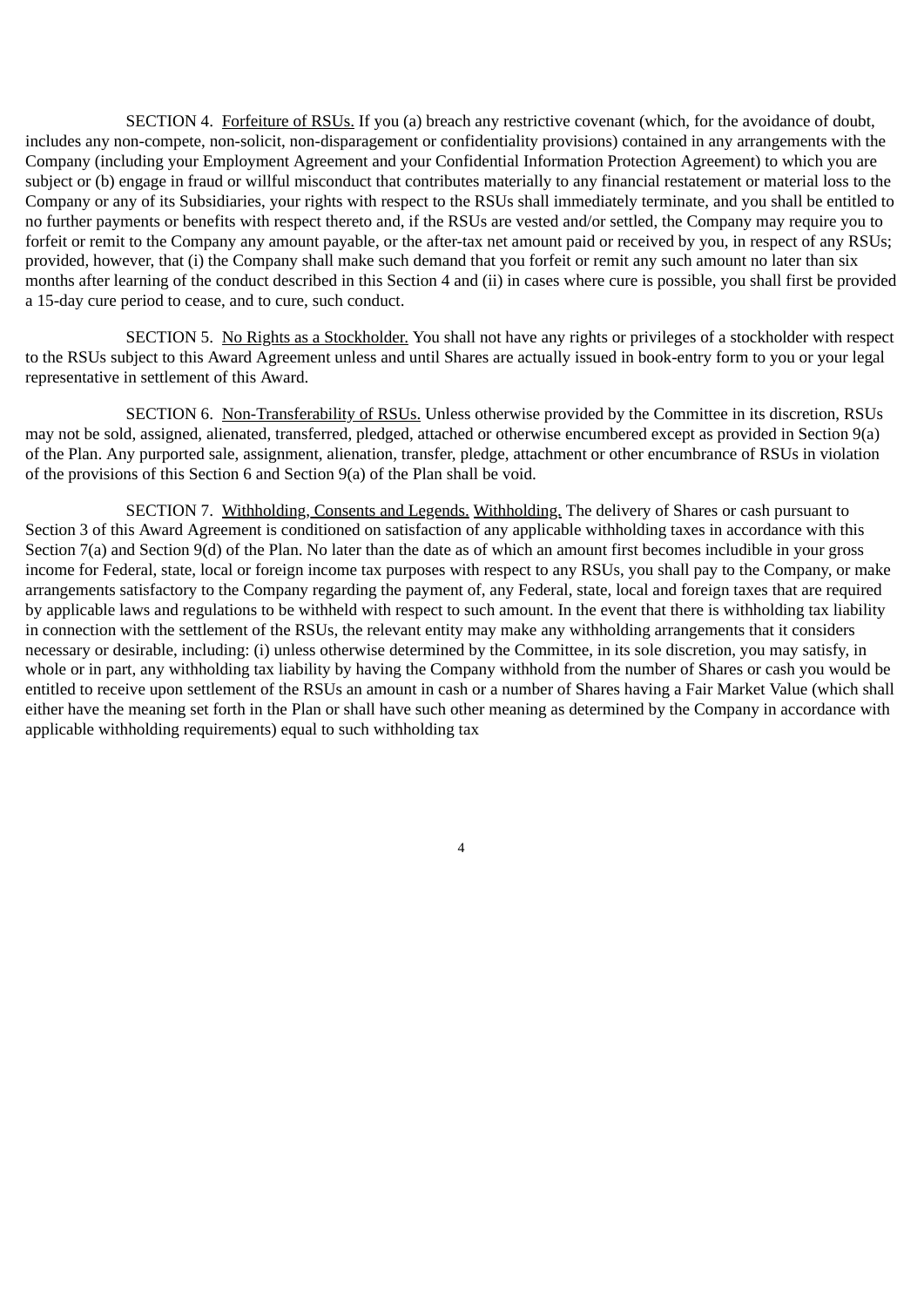SECTION 4. Forfeiture of RSUs. If you (a) breach any restrictive covenant (which, for the avoidance of doubt, includes any non-compete, non-solicit, non-disparagement or confidentiality provisions) contained in any arrangements with the Company (including your Employment Agreement and your Confidential Information Protection Agreement) to which you are subject or (b) engage in fraud or willful misconduct that contributes materially to any financial restatement or material loss to the Company or any of its Subsidiaries, your rights with respect to the RSUs shall immediately terminate, and you shall be entitled to no further payments or benefits with respect thereto and, if the RSUs are vested and/or settled, the Company may require you to forfeit or remit to the Company any amount payable, or the after-tax net amount paid or received by you, in respect of any RSUs; provided, however, that (i) the Company shall make such demand that you forfeit or remit any such amount no later than six months after learning of the conduct described in this Section 4 and (ii) in cases where cure is possible, you shall first be provided a 15-day cure period to cease, and to cure, such conduct.

SECTION 5. No Rights as a Stockholder. You shall not have any rights or privileges of a stockholder with respect to the RSUs subject to this Award Agreement unless and until Shares are actually issued in book-entry form to you or your legal representative in settlement of this Award.

SECTION 6. Non-Transferability of RSUs. Unless otherwise provided by the Committee in its discretion, RSUs may not be sold, assigned, alienated, transferred, pledged, attached or otherwise encumbered except as provided in Section 9(a) of the Plan. Any purported sale, assignment, alienation, transfer, pledge, attachment or other encumbrance of RSUs in violation of the provisions of this Section 6 and Section 9(a) of the Plan shall be void.

SECTION 7. Withholding, Consents and Legends. Withholding. The delivery of Shares or cash pursuant to Section 3 of this Award Agreement is conditioned on satisfaction of any applicable withholding taxes in accordance with this Section 7(a) and Section 9(d) of the Plan. No later than the date as of which an amount first becomes includible in your gross income for Federal, state, local or foreign income tax purposes with respect to any RSUs, you shall pay to the Company, or make arrangements satisfactory to the Company regarding the payment of, any Federal, state, local and foreign taxes that are required by applicable laws and regulations to be withheld with respect to such amount. In the event that there is withholding tax liability in connection with the settlement of the RSUs, the relevant entity may make any withholding arrangements that it considers necessary or desirable, including: (i) unless otherwise determined by the Committee, in its sole discretion, you may satisfy, in whole or in part, any withholding tax liability by having the Company withhold from the number of Shares or cash you would be entitled to receive upon settlement of the RSUs an amount in cash or a number of Shares having a Fair Market Value (which shall either have the meaning set forth in the Plan or shall have such other meaning as determined by the Company in accordance with applicable withholding requirements) equal to such withholding tax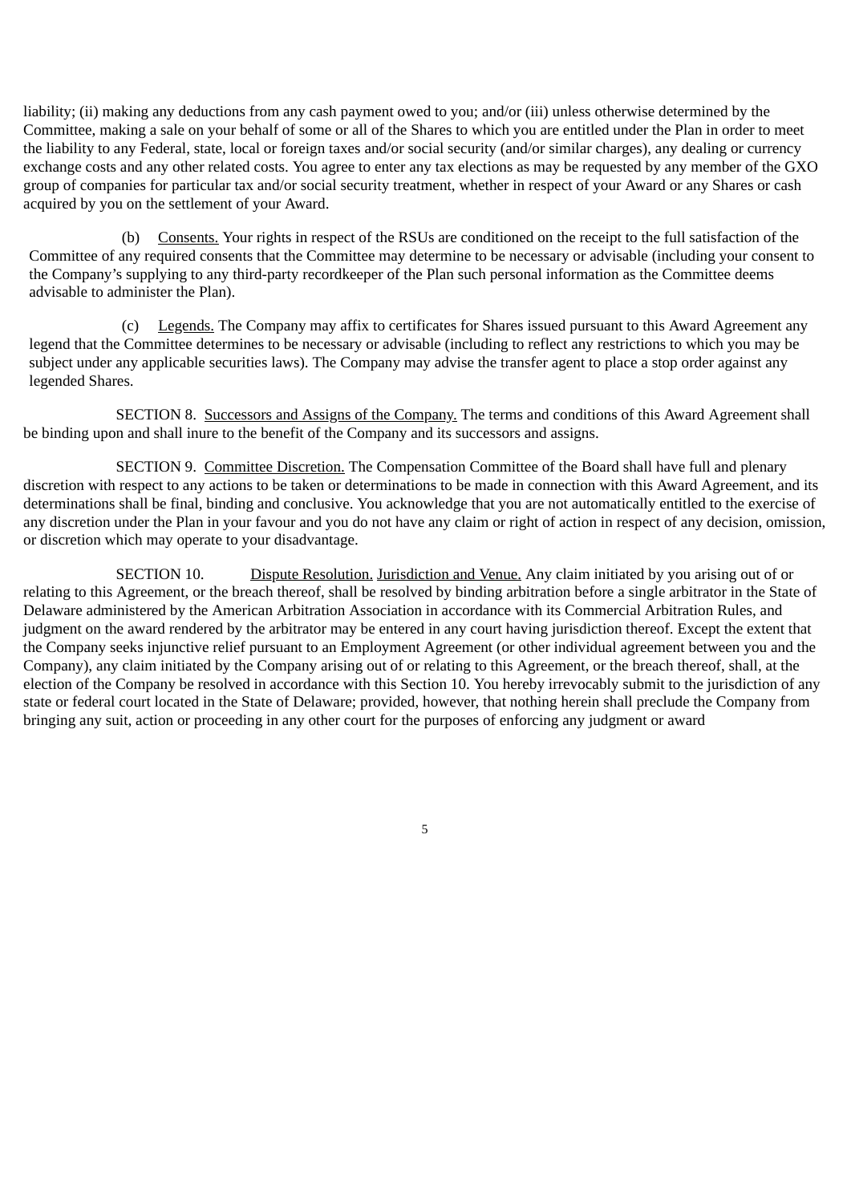liability; (ii) making any deductions from any cash payment owed to you; and/or (iii) unless otherwise determined by the Committee, making a sale on your behalf of some or all of the Shares to which you are entitled under the Plan in order to meet the liability to any Federal, state, local or foreign taxes and/or social security (and/or similar charges), any dealing or currency exchange costs and any other related costs. You agree to enter any tax elections as may be requested by any member of the GXO group of companies for particular tax and/or social security treatment, whether in respect of your Award or any Shares or cash acquired by you on the settlement of your Award.

(b) Consents. Your rights in respect of the RSUs are conditioned on the receipt to the full satisfaction of the Committee of any required consents that the Committee may determine to be necessary or advisable (including your consent to the Company's supplying to any third-party recordkeeper of the Plan such personal information as the Committee deems advisable to administer the Plan).

(c) Legends. The Company may affix to certificates for Shares issued pursuant to this Award Agreement any legend that the Committee determines to be necessary or advisable (including to reflect any restrictions to which you may be subject under any applicable securities laws). The Company may advise the transfer agent to place a stop order against any legended Shares.

SECTION 8. Successors and Assigns of the Company. The terms and conditions of this Award Agreement shall be binding upon and shall inure to the benefit of the Company and its successors and assigns.

SECTION 9. Committee Discretion. The Compensation Committee of the Board shall have full and plenary discretion with respect to any actions to be taken or determinations to be made in connection with this Award Agreement, and its determinations shall be final, binding and conclusive. You acknowledge that you are not automatically entitled to the exercise of any discretion under the Plan in your favour and you do not have any claim or right of action in respect of any decision, omission, or discretion which may operate to your disadvantage.

SECTION 10. Dispute Resolution. Jurisdiction and Venue. Any claim initiated by you arising out of or relating to this Agreement, or the breach thereof, shall be resolved by binding arbitration before a single arbitrator in the State of Delaware administered by the American Arbitration Association in accordance with its Commercial Arbitration Rules, and judgment on the award rendered by the arbitrator may be entered in any court having jurisdiction thereof. Except the extent that the Company seeks injunctive relief pursuant to an Employment Agreement (or other individual agreement between you and the Company), any claim initiated by the Company arising out of or relating to this Agreement, or the breach thereof, shall, at the election of the Company be resolved in accordance with this Section 10. You hereby irrevocably submit to the jurisdiction of any state or federal court located in the State of Delaware; provided, however, that nothing herein shall preclude the Company from bringing any suit, action or proceeding in any other court for the purposes of enforcing any judgment or award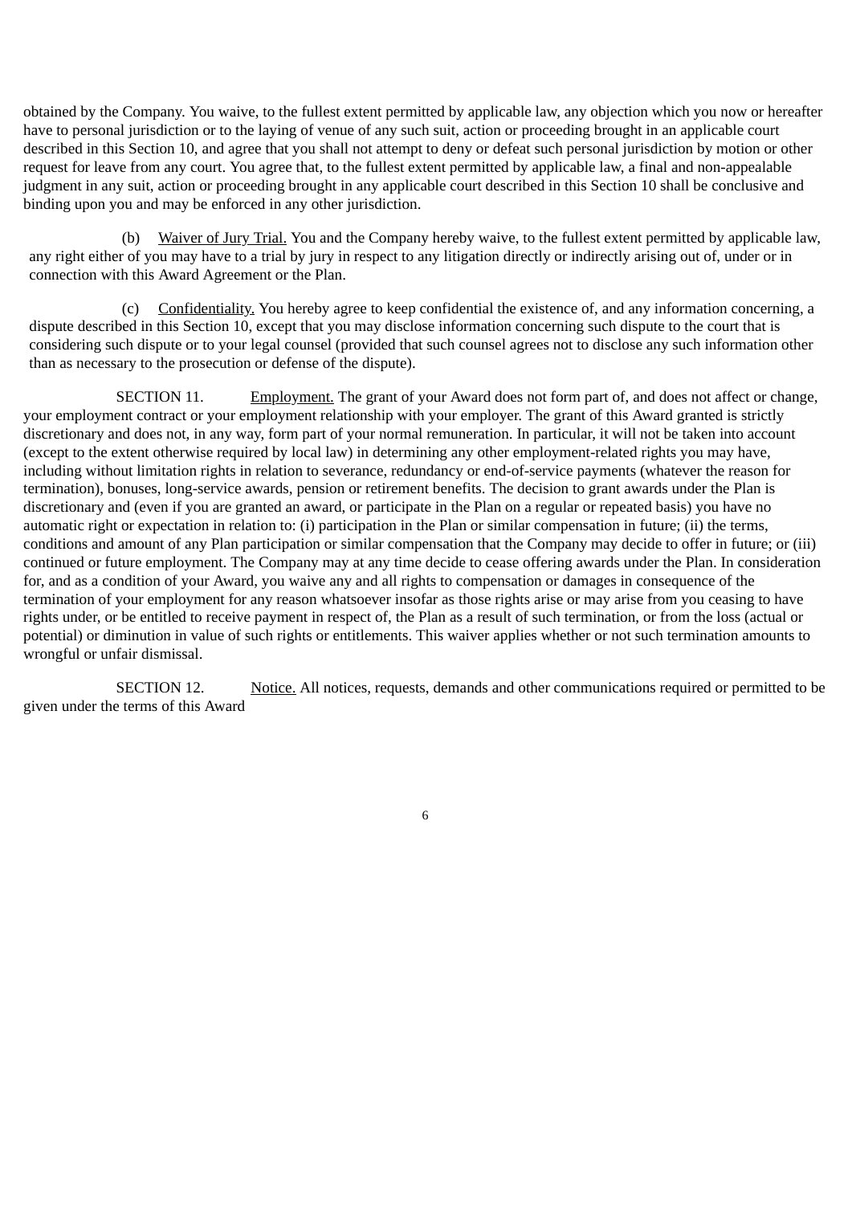obtained by the Company. You waive, to the fullest extent permitted by applicable law, any objection which you now or hereafter have to personal jurisdiction or to the laying of venue of any such suit, action or proceeding brought in an applicable court described in this Section 10, and agree that you shall not attempt to deny or defeat such personal jurisdiction by motion or other request for leave from any court. You agree that, to the fullest extent permitted by applicable law, a final and non-appealable judgment in any suit, action or proceeding brought in any applicable court described in this Section 10 shall be conclusive and binding upon you and may be enforced in any other jurisdiction.

(b) Waiver of Jury Trial. You and the Company hereby waive, to the fullest extent permitted by applicable law, any right either of you may have to a trial by jury in respect to any litigation directly or indirectly arising out of, under or in connection with this Award Agreement or the Plan.

(c) Confidentiality. You hereby agree to keep confidential the existence of, and any information concerning, a dispute described in this Section 10, except that you may disclose information concerning such dispute to the court that is considering such dispute or to your legal counsel (provided that such counsel agrees not to disclose any such information other than as necessary to the prosecution or defense of the dispute).

SECTION 11. Employment. The grant of your Award does not form part of, and does not affect or change, your employment contract or your employment relationship with your employer. The grant of this Award granted is strictly discretionary and does not, in any way, form part of your normal remuneration. In particular, it will not be taken into account (except to the extent otherwise required by local law) in determining any other employment-related rights you may have, including without limitation rights in relation to severance, redundancy or end-of-service payments (whatever the reason for termination), bonuses, long-service awards, pension or retirement benefits. The decision to grant awards under the Plan is discretionary and (even if you are granted an award, or participate in the Plan on a regular or repeated basis) you have no automatic right or expectation in relation to: (i) participation in the Plan or similar compensation in future; (ii) the terms, conditions and amount of any Plan participation or similar compensation that the Company may decide to offer in future; or (iii) continued or future employment. The Company may at any time decide to cease offering awards under the Plan. In consideration for, and as a condition of your Award, you waive any and all rights to compensation or damages in consequence of the termination of your employment for any reason whatsoever insofar as those rights arise or may arise from you ceasing to have rights under, or be entitled to receive payment in respect of, the Plan as a result of such termination, or from the loss (actual or potential) or diminution in value of such rights or entitlements. This waiver applies whether or not such termination amounts to wrongful or unfair dismissal.

SECTION 12. Notice. All notices, requests, demands and other communications required or permitted to be given under the terms of this Award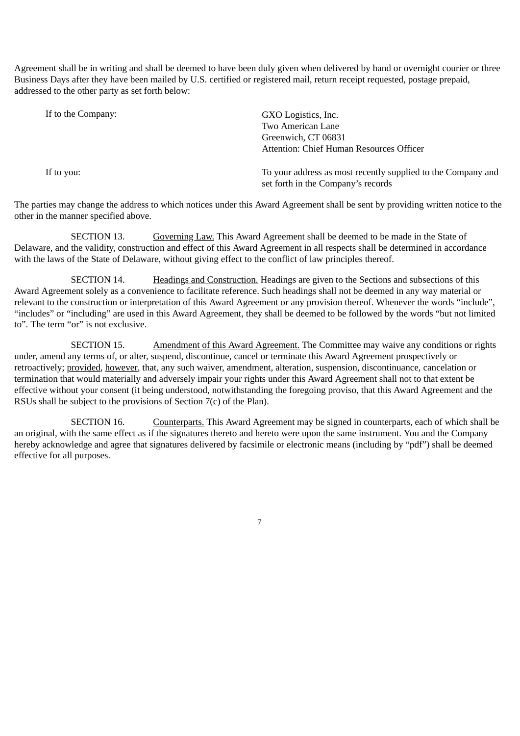Agreement shall be in writing and shall be deemed to have been duly given when delivered by hand or overnight courier or three Business Days after they have been mailed by U.S. certified or registered mail, return receipt requested, postage prepaid, addressed to the other party as set forth below:

| | |
|---|---|
| If to the Company: | GXO Logistics, Inc.<br>Two American Lane<br>Greenwich, CT 06831<br>Attention: Chief Human Resources Officer |
| If to you: | To your address as most recently supplied to the Company and set forth in the Company's records |

The parties may change the address to which notices under this Award Agreement shall be sent by providing written notice to the other in the manner specified above.

SECTION 13. Governing Law. This Award Agreement shall be deemed to be made in the State of Delaware, and the validity, construction and effect of this Award Agreement in all respects shall be determined in accordance with the laws of the State of Delaware, without giving effect to the conflict of law principles thereof.

SECTION 14. Headings and Construction. Headings are given to the Sections and subsections of this Award Agreement solely as a convenience to facilitate reference. Such headings shall not be deemed in any way material or relevant to the construction or interpretation of this Award Agreement or any provision thereof. Whenever the words "include", "includes" or "including" are used in this Award Agreement, they shall be deemed to be followed by the words "but not limited to". The term "or" is not exclusive.

SECTION 15. Amendment of this Award Agreement. The Committee may waive any conditions or rights under, amend any terms of, or alter, suspend, discontinue, cancel or terminate this Award Agreement prospectively or retroactively; provided, however, that, any such waiver, amendment, alteration, suspension, discontinuance, cancelation or termination that would materially and adversely impair your rights under this Award Agreement shall not to that extent be effective without your consent (it being understood, notwithstanding the foregoing proviso, that this Award Agreement and the RSUs shall be subject to the provisions of Section 7(c) of the Plan).

SECTION 16. Counterparts. This Award Agreement may be signed in counterparts, each of which shall be an original, with the same effect as if the signatures thereto and hereto were upon the same instrument. You and the Company hereby acknowledge and agree that signatures delivered by facsimile or electronic means (including by "pdf") shall be deemed effective for all purposes.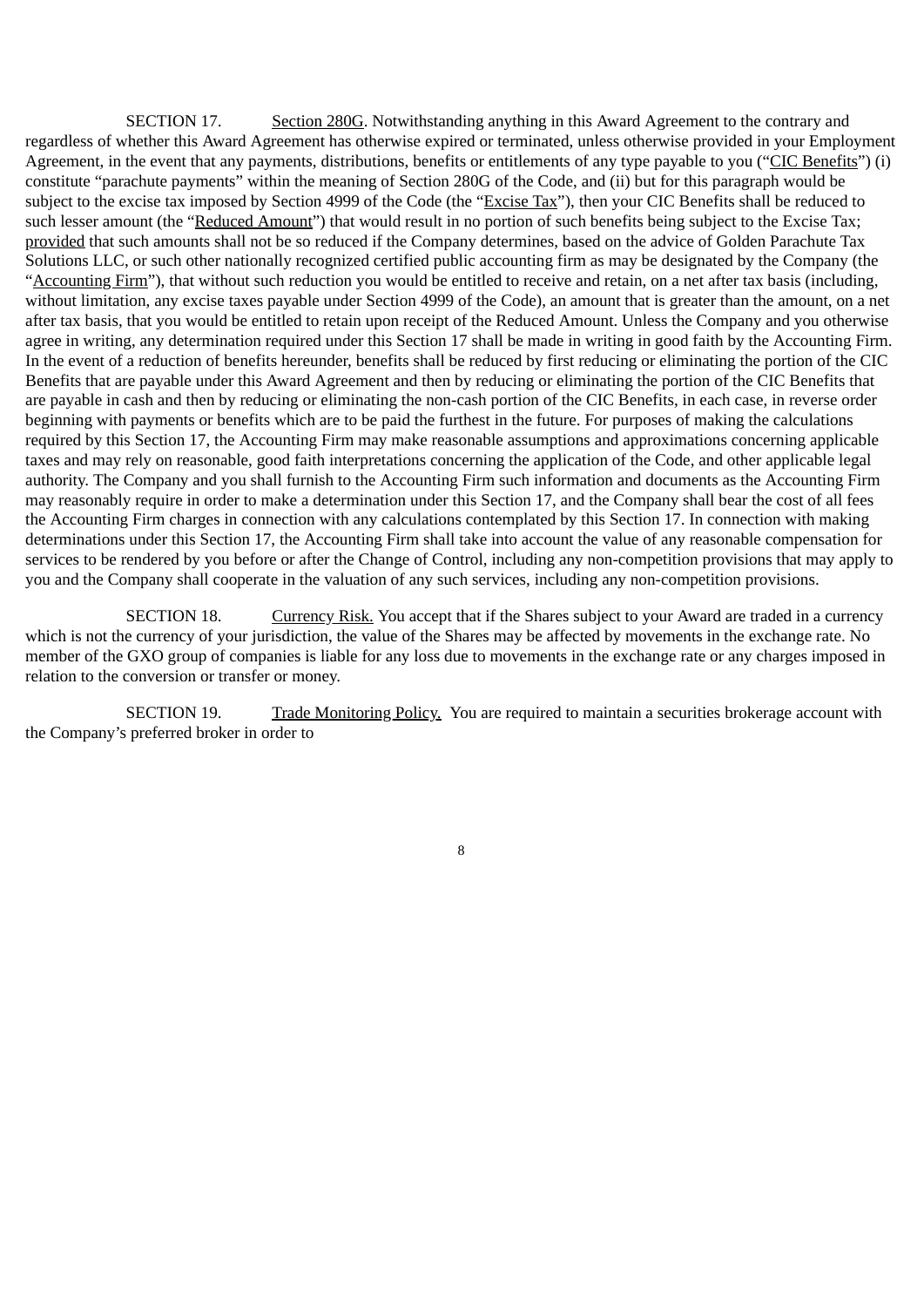SECTION 17. Section 280G. Notwithstanding anything in this Award Agreement to the contrary and regardless of whether this Award Agreement has otherwise expired or terminated, unless otherwise provided in your Employment Agreement, in the event that any payments, distributions, benefits or entitlements of any type payable to you ("CIC Benefits") (i) constitute "parachute payments" within the meaning of Section 280G of the Code, and (ii) but for this paragraph would be subject to the excise tax imposed by Section 4999 of the Code (the "Excise Tax"), then your CIC Benefits shall be reduced to such lesser amount (the "Reduced Amount") that would result in no portion of such benefits being subject to the Excise Tax; provided that such amounts shall not be so reduced if the Company determines, based on the advice of Golden Parachute Tax Solutions LLC, or such other nationally recognized certified public accounting firm as may be designated by the Company (the "Accounting Firm"), that without such reduction you would be entitled to receive and retain, on a net after tax basis (including, without limitation, any excise taxes payable under Section 4999 of the Code), an amount that is greater than the amount, on a net after tax basis, that you would be entitled to retain upon receipt of the Reduced Amount. Unless the Company and you otherwise agree in writing, any determination required under this Section 17 shall be made in writing in good faith by the Accounting Firm. In the event of a reduction of benefits hereunder, benefits shall be reduced by first reducing or eliminating the portion of the CIC Benefits that are payable under this Award Agreement and then by reducing or eliminating the portion of the CIC Benefits that are payable in cash and then by reducing or eliminating the non-cash portion of the CIC Benefits, in each case, in reverse order beginning with payments or benefits which are to be paid the furthest in the future. For purposes of making the calculations required by this Section 17, the Accounting Firm may make reasonable assumptions and approximations concerning applicable taxes and may rely on reasonable, good faith interpretations concerning the application of the Code, and other applicable legal authority. The Company and you shall furnish to the Accounting Firm such information and documents as the Accounting Firm may reasonably require in order to make a determination under this Section 17, and the Company shall bear the cost of all fees the Accounting Firm charges in connection with any calculations contemplated by this Section 17. In connection with making determinations under this Section 17, the Accounting Firm shall take into account the value of any reasonable compensation for services to be rendered by you before or after the Change of Control, including any non-competition provisions that may apply to you and the Company shall cooperate in the valuation of any such services, including any non-competition provisions.

SECTION 18. Currency Risk. You accept that if the Shares subject to your Award are traded in a currency which is not the currency of your jurisdiction, the value of the Shares may be affected by movements in the exchange rate. No member of the GXO group of companies is liable for any loss due to movements in the exchange rate or any charges imposed in relation to the conversion or transfer or money.

SECTION 19. Trade Monitoring Policy. You are required to maintain a securities brokerage account with the Company's preferred broker in order to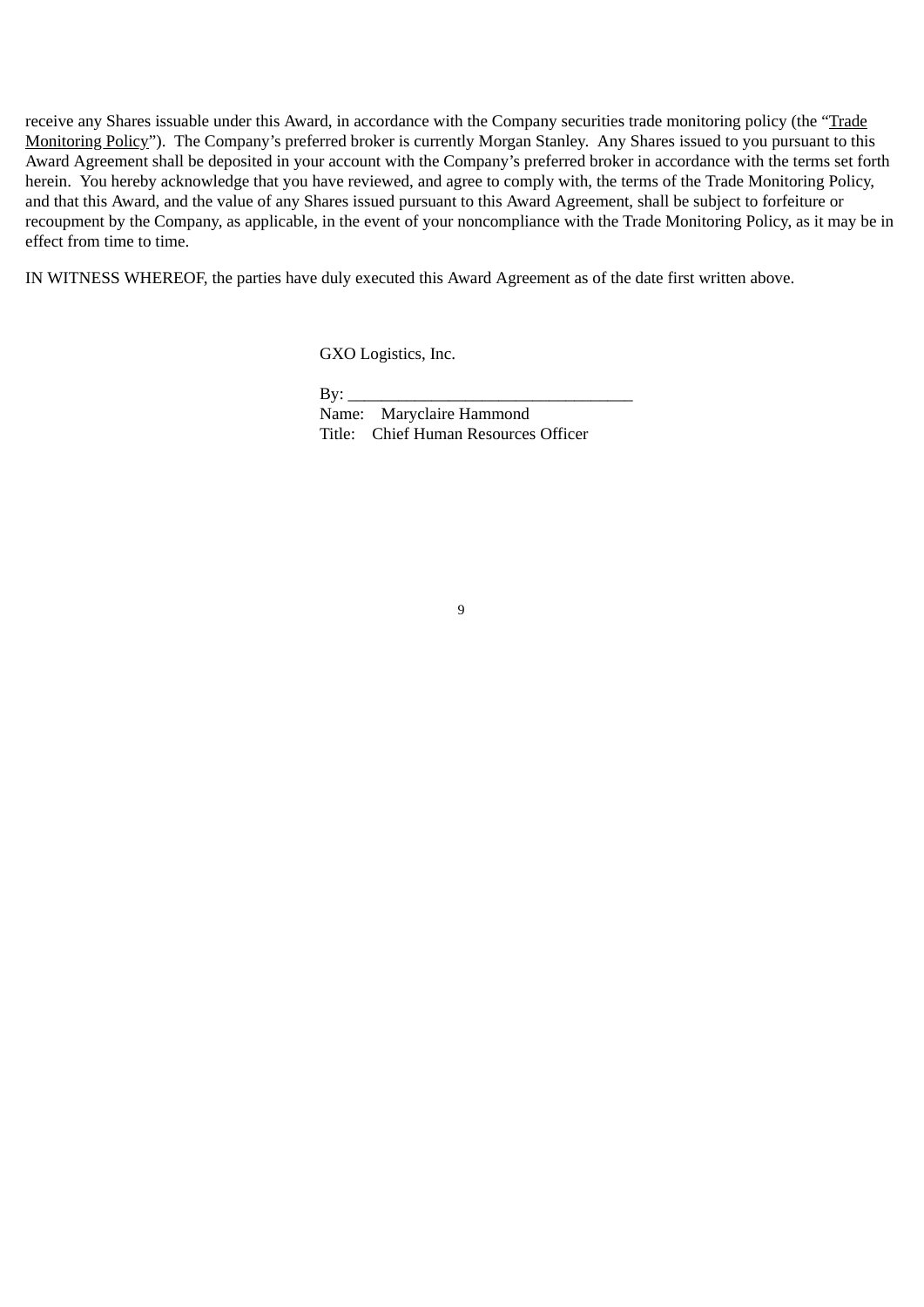receive any Shares issuable under this Award, in accordance with the Company securities trade monitoring policy (the "Trade Monitoring Policy"). The Company's preferred broker is currently Morgan Stanley. Any Shares issued to you pursuant to this Award Agreement shall be deposited in your account with the Company's preferred broker in accordance with the terms set forth herein. You hereby acknowledge that you have reviewed, and agree to comply with, the terms of the Trade Monitoring Policy, and that this Award, and the value of any Shares issued pursuant to this Award Agreement, shall be subject to forfeiture or recoupment by the Company, as applicable, in the event of your noncompliance with the Trade Monitoring Policy, as it may be in effect from time to time.

IN WITNESS WHEREOF, the parties have duly executed this Award Agreement as of the date first written above.

GXO Logistics, Inc.

By: _________________________________

Name: Maryclaire Hammond

Title: Chief Human Resources Officer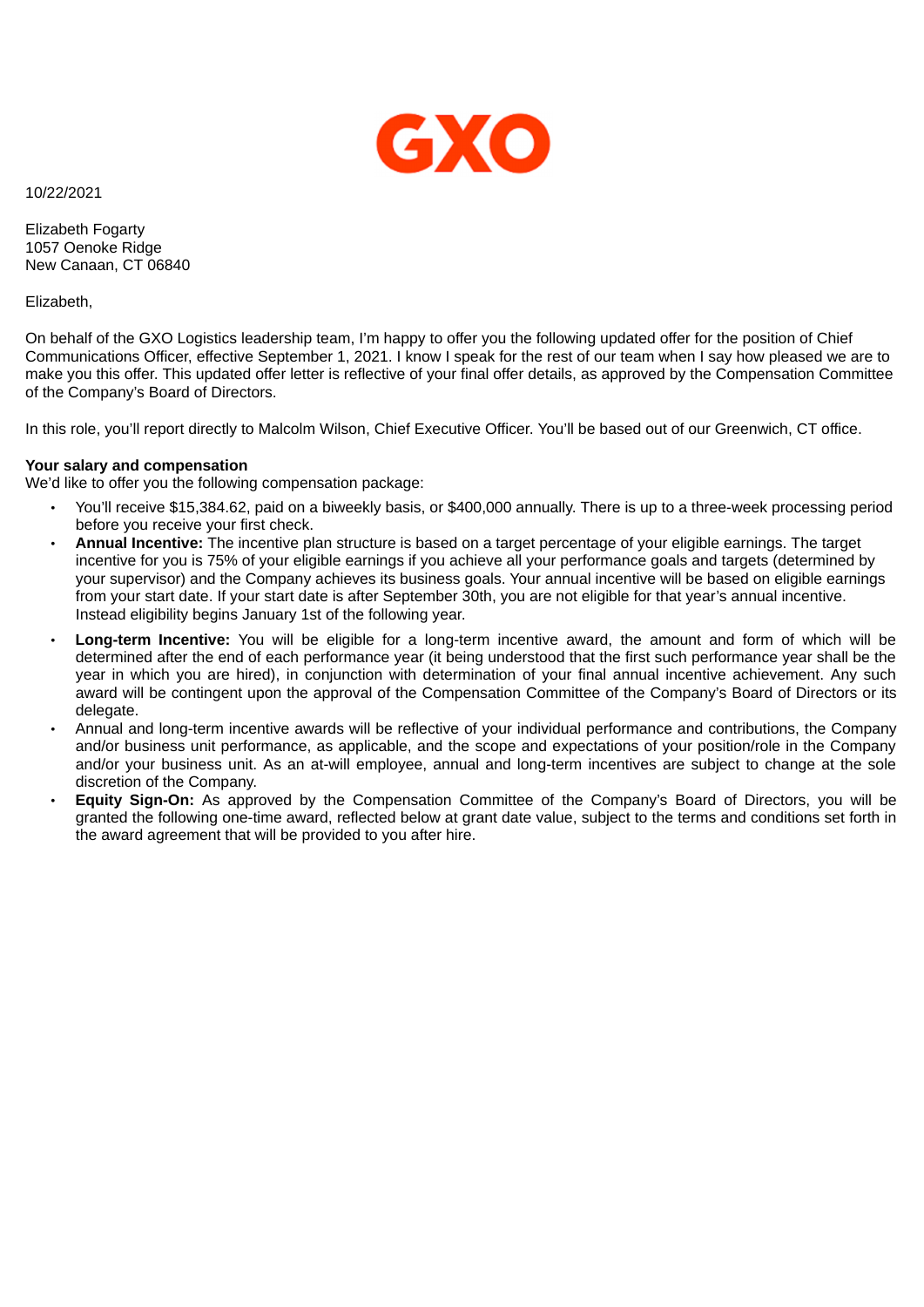GXO

10/22/2021

Elizabeth Fogarty
1057 Oenoke Ridge
New Canaan, CT 06840

Elizabeth,

On behalf of the GXO Logistics leadership team, I'm happy to offer you the following updated offer for the position of Chief Communications Officer, effective September 1, 2021. I know I speak for the rest of our team when I say how pleased we are to make you this offer. This updated offer letter is reflective of your final offer details, as approved by the Compensation Committee of the Company's Board of Directors.

In this role, you'll report directly to Malcolm Wilson, Chief Executive Officer. You'll be based out of our Greenwich, CT office.

**Your salary and compensation**
We'd like to offer you the following compensation package:

- You'll receive $15,384.62, paid on a biweekly basis, or $400,000 annually. There is up to a three-week processing period before you receive your first check.
- **Annual Incentive:** The incentive plan structure is based on a target percentage of your eligible earnings. The target incentive for you is 75% of your eligible earnings if you achieve all your performance goals and targets (determined by your supervisor) and the Company achieves its business goals. Your annual incentive will be based on eligible earnings from your start date. If your start date is after September 30th, you are not eligible for that year's annual incentive. Instead eligibility begins January 1st of the following year.
- **Long-term Incentive:** You will be eligible for a long-term incentive award, the amount and form of which will be determined after the end of each performance year (it being understood that the first such performance year shall be the year in which you are hired), in conjunction with determination of your final annual incentive achievement. Any such award will be contingent upon the approval of the Compensation Committee of the Company's Board of Directors or its delegate.
- Annual and long-term incentive awards will be reflective of your individual performance and contributions, the Company and/or business unit performance, as applicable, and the scope and expectations of your position/role in the Company and/or your business unit. As an at-will employee, annual and long-term incentives are subject to change at the sole discretion of the Company.
- **Equity Sign-On:** As approved by the Compensation Committee of the Company's Board of Directors, you will be granted the following one-time award, reflected below at grant date value, subject to the terms and conditions set forth in the award agreement that will be provided to you after hire.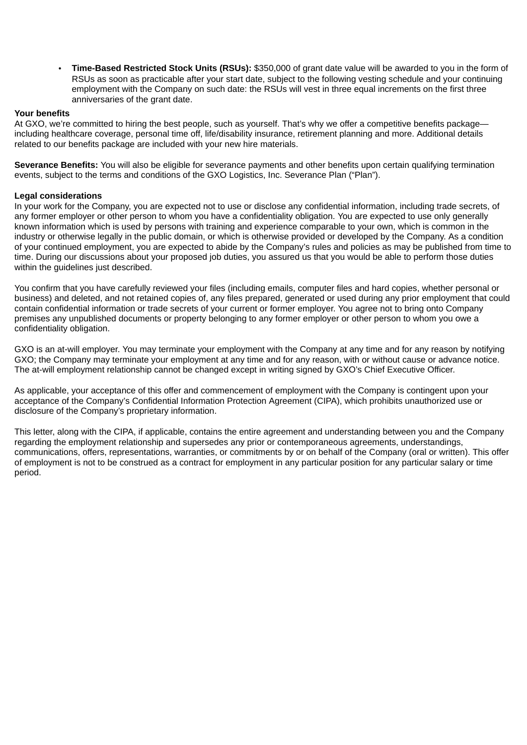- **Time-Based Restricted Stock Units (RSUs):** $350,000 of grant date value will be awarded to you in the form of RSUs as soon as practicable after your start date, subject to the following vesting schedule and your continuing employment with the Company on such date: the RSUs will vest in three equal increments on the first three anniversaries of the grant date.

**Your benefits**
At GXO, we're committed to hiring the best people, such as yourself. That's why we offer a competitive benefits package—including healthcare coverage, personal time off, life/disability insurance, retirement planning and more. Additional details related to our benefits package are included with your new hire materials.

**Severance Benefits:** You will also be eligible for severance payments and other benefits upon certain qualifying termination events, subject to the terms and conditions of the GXO Logistics, Inc. Severance Plan ("Plan").

**Legal considerations**
In your work for the Company, you are expected not to use or disclose any confidential information, including trade secrets, of any former employer or other person to whom you have a confidentiality obligation. You are expected to use only generally known information which is used by persons with training and experience comparable to your own, which is common in the industry or otherwise legally in the public domain, or which is otherwise provided or developed by the Company. As a condition of your continued employment, you are expected to abide by the Company's rules and policies as may be published from time to time. During our discussions about your proposed job duties, you assured us that you would be able to perform those duties within the guidelines just described.

You confirm that you have carefully reviewed your files (including emails, computer files and hard copies, whether personal or business) and deleted, and not retained copies of, any files prepared, generated or used during any prior employment that could contain confidential information or trade secrets of your current or former employer. You agree not to bring onto Company premises any unpublished documents or property belonging to any former employer or other person to whom you owe a confidentiality obligation.

GXO is an at-will employer. You may terminate your employment with the Company at any time and for any reason by notifying GXO; the Company may terminate your employment at any time and for any reason, with or without cause or advance notice. The at-will employment relationship cannot be changed except in writing signed by GXO's Chief Executive Officer.

As applicable, your acceptance of this offer and commencement of employment with the Company is contingent upon your acceptance of the Company's Confidential Information Protection Agreement (CIPA), which prohibits unauthorized use or disclosure of the Company's proprietary information.

This letter, along with the CIPA, if applicable, contains the entire agreement and understanding between you and the Company regarding the employment relationship and supersedes any prior or contemporaneous agreements, understandings, communications, offers, representations, warranties, or commitments by or on behalf of the Company (oral or written). This offer of employment is not to be construed as a contract for employment in any particular position for any particular salary or time period.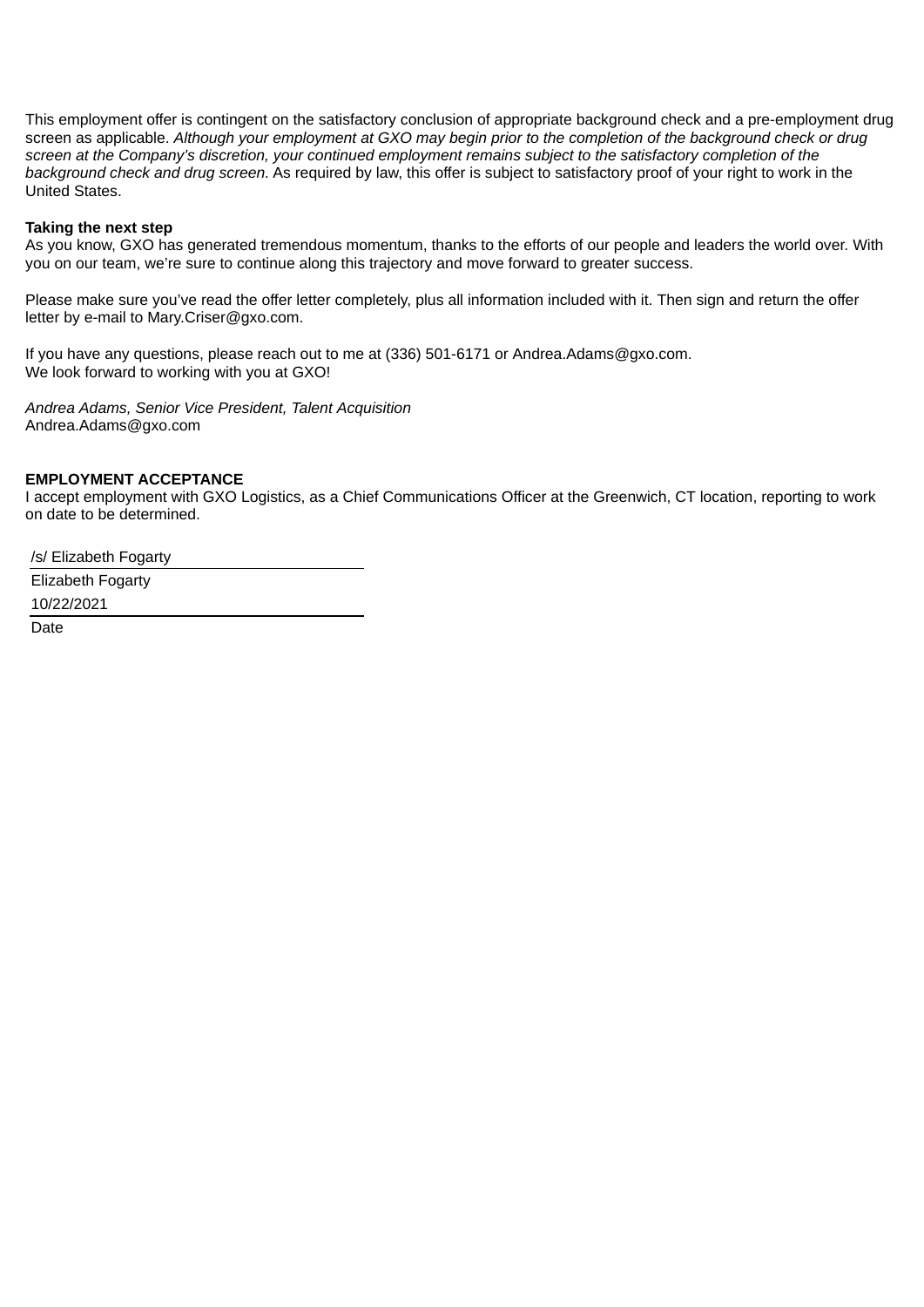This employment offer is contingent on the satisfactory conclusion of appropriate background check and a pre-employment drug screen as applicable. *Although your employment at GXO may begin prior to the completion of the background check or drug screen at the Company's discretion, your continued employment remains subject to the satisfactory completion of the background check and drug screen.* As required by law, this offer is subject to satisfactory proof of your right to work in the United States.

**Taking the next step**
As you know, GXO has generated tremendous momentum, thanks to the efforts of our people and leaders the world over. With you on our team, we're sure to continue along this trajectory and move forward to greater success.

Please make sure you've read the offer letter completely, plus all information included with it. Then sign and return the offer letter by e-mail to Mary.Criser@gxo.com.

If you have any questions, please reach out to me at (336) 501-6171 or Andrea.Adams@gxo.com.
We look forward to working with you at GXO!

*Andrea Adams, Senior Vice President, Talent Acquisition*
Andrea.Adams@gxo.com

**EMPLOYMENT ACCEPTANCE**
I accept employment with GXO Logistics, as a Chief Communications Officer at the Greenwich, CT location, reporting to work on date to be determined.

/s/ Elizabeth Fogarty
Elizabeth Fogarty

10/22/2021
Date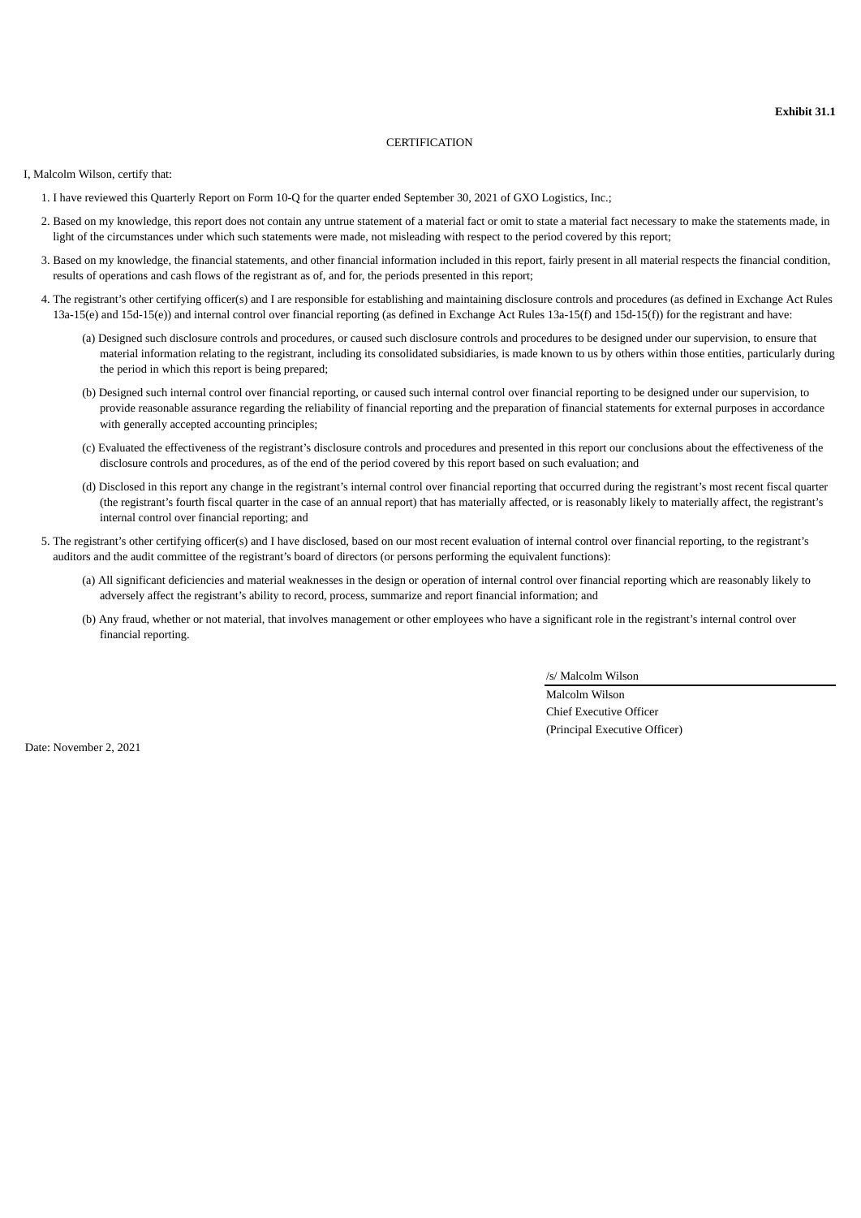**Exhibit 31.1**

CERTIFICATION

I, Malcolm Wilson, certify that:

1. I have reviewed this Quarterly Report on Form 10-Q for the quarter ended September 30, 2021 of GXO Logistics, Inc.;

2. Based on my knowledge, this report does not contain any untrue statement of a material fact or omit to state a material fact necessary to make the statements made, in light of the circumstances under which such statements were made, not misleading with respect to the period covered by this report;

3. Based on my knowledge, the financial statements, and other financial information included in this report, fairly present in all material respects the financial condition, results of operations and cash flows of the registrant as of, and for, the periods presented in this report;

4. The registrant's other certifying officer(s) and I are responsible for establishing and maintaining disclosure controls and procedures (as defined in Exchange Act Rules 13a-15(e) and 15d-15(e)) and internal control over financial reporting (as defined in Exchange Act Rules 13a-15(f) and 15d-15(f)) for the registrant and have:

   (a) Designed such disclosure controls and procedures, or caused such disclosure controls and procedures to be designed under our supervision, to ensure that material information relating to the registrant, including its consolidated subsidiaries, is made known to us by others within those entities, particularly during the period in which this report is being prepared;

   (b) Designed such internal control over financial reporting, or caused such internal control over financial reporting to be designed under our supervision, to provide reasonable assurance regarding the reliability of financial reporting and the preparation of financial statements for external purposes in accordance with generally accepted accounting principles;

   (c) Evaluated the effectiveness of the registrant's disclosure controls and procedures and presented in this report our conclusions about the effectiveness of the disclosure controls and procedures, as of the end of the period covered by this report based on such evaluation; and

   (d) Disclosed in this report any change in the registrant's internal control over financial reporting that occurred during the registrant's most recent fiscal quarter (the registrant's fourth fiscal quarter in the case of an annual report) that has materially affected, or is reasonably likely to materially affect, the registrant's internal control over financial reporting; and

5. The registrant's other certifying officer(s) and I have disclosed, based on our most recent evaluation of internal control over financial reporting, to the registrant's auditors and the audit committee of the registrant's board of directors (or persons performing the equivalent functions):

   (a) All significant deficiencies and material weaknesses in the design or operation of internal control over financial reporting which are reasonably likely to adversely affect the registrant's ability to record, process, summarize and report financial information; and

   (b) Any fraud, whether or not material, that involves management or other employees who have a significant role in the registrant's internal control over financial reporting.

/s/ Malcolm Wilson

Malcolm Wilson
Chief Executive Officer
(Principal Executive Officer)

Date: November 2, 2021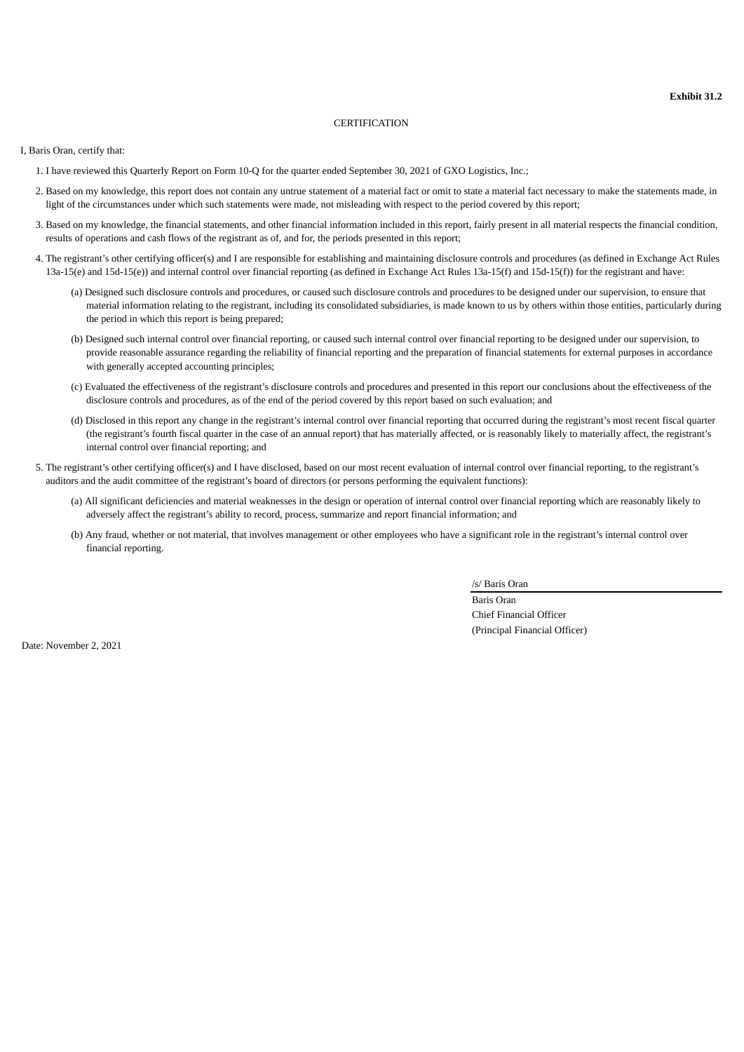**Exhibit 31.2**

CERTIFICATION

I, Baris Oran, certify that:

1. I have reviewed this Quarterly Report on Form 10-Q for the quarter ended September 30, 2021 of GXO Logistics, Inc.;
2. Based on my knowledge, this report does not contain any untrue statement of a material fact or omit to state a material fact necessary to make the statements made, in light of the circumstances under which such statements were made, not misleading with respect to the period covered by this report;
3. Based on my knowledge, the financial statements, and other financial information included in this report, fairly present in all material respects the financial condition, results of operations and cash flows of the registrant as of, and for, the periods presented in this report;
4. The registrant's other certifying officer(s) and I are responsible for establishing and maintaining disclosure controls and procedures (as defined in Exchange Act Rules 13a-15(e) and 15d-15(e)) and internal control over financial reporting (as defined in Exchange Act Rules 13a-15(f) and 15d-15(f)) for the registrant and have:
   (a) Designed such disclosure controls and procedures, or caused such disclosure controls and procedures to be designed under our supervision, to ensure that material information relating to the registrant, including its consolidated subsidiaries, is made known to us by others within those entities, particularly during the period in which this report is being prepared;
   (b) Designed such internal control over financial reporting, or caused such internal control over financial reporting to be designed under our supervision, to provide reasonable assurance regarding the reliability of financial reporting and the preparation of financial statements for external purposes in accordance with generally accepted accounting principles;
   (c) Evaluated the effectiveness of the registrant's disclosure controls and procedures and presented in this report our conclusions about the effectiveness of the disclosure controls and procedures, as of the end of the period covered by this report based on such evaluation; and
   (d) Disclosed in this report any change in the registrant's internal control over financial reporting that occurred during the registrant's most recent fiscal quarter (the registrant's fourth fiscal quarter in the case of an annual report) that has materially affected, or is reasonably likely to materially affect, the registrant's internal control over financial reporting; and
5. The registrant's other certifying officer(s) and I have disclosed, based on our most recent evaluation of internal control over financial reporting, to the registrant's auditors and the audit committee of the registrant's board of directors (or persons performing the equivalent functions):
   (a) All significant deficiencies and material weaknesses in the design or operation of internal control over financial reporting which are reasonably likely to adversely affect the registrant's ability to record, process, summarize and report financial information; and
   (b) Any fraud, whether or not material, that involves management or other employees who have a significant role in the registrant's internal control over financial reporting.

/s/ Baris Oran
Baris Oran
Chief Financial Officer
(Principal Financial Officer)

Date: November 2, 2021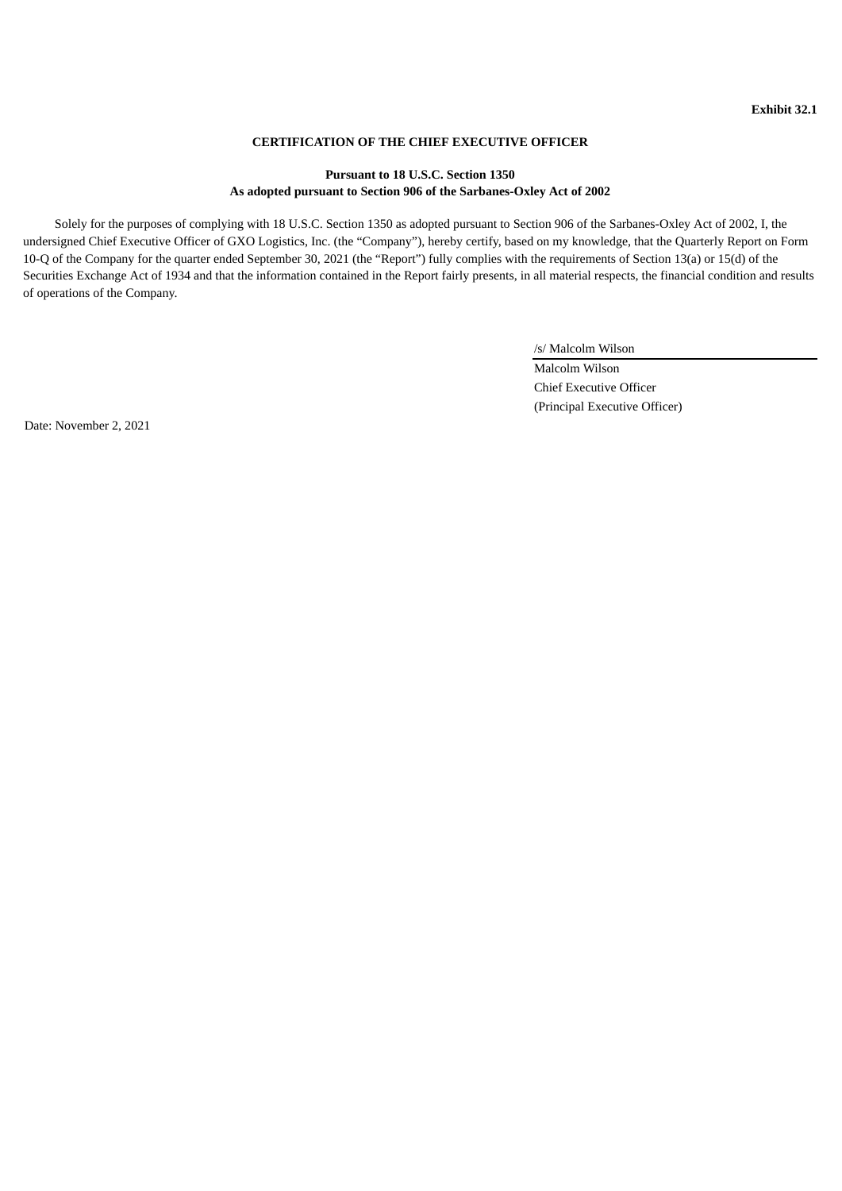**Exhibit 32.1**

**CERTIFICATION OF THE CHIEF EXECUTIVE OFFICER**

**Pursuant to 18 U.S.C. Section 1350**
**As adopted pursuant to Section 906 of the Sarbanes-Oxley Act of 2002**

Solely for the purposes of complying with 18 U.S.C. Section 1350 as adopted pursuant to Section 906 of the Sarbanes-Oxley Act of 2002, I, the undersigned Chief Executive Officer of GXO Logistics, Inc. (the "Company"), hereby certify, based on my knowledge, that the Quarterly Report on Form 10-Q of the Company for the quarter ended September 30, 2021 (the "Report") fully complies with the requirements of Section 13(a) or 15(d) of the Securities Exchange Act of 1934 and that the information contained in the Report fairly presents, in all material respects, the financial condition and results of operations of the Company.

/s/ Malcolm Wilson

Malcolm Wilson
Chief Executive Officer
(Principal Executive Officer)

Date: November 2, 2021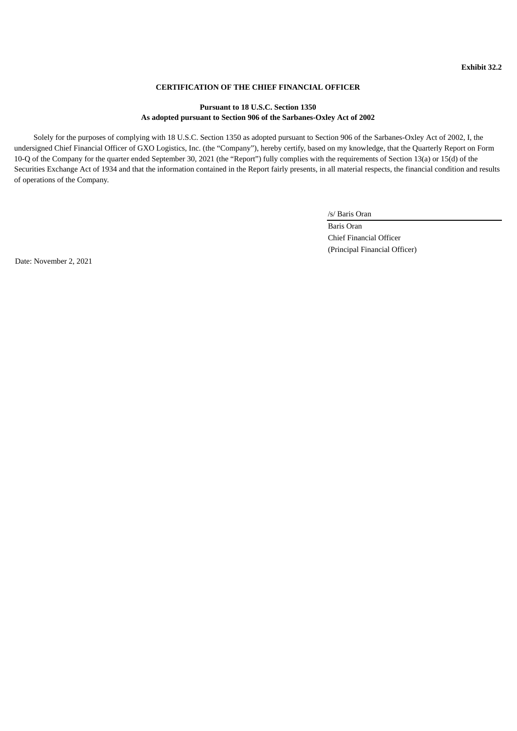**Exhibit 32.2**

**CERTIFICATION OF THE CHIEF FINANCIAL OFFICER**

**Pursuant to 18 U.S.C. Section 1350**
**As adopted pursuant to Section 906 of the Sarbanes-Oxley Act of 2002**

Solely for the purposes of complying with 18 U.S.C. Section 1350 as adopted pursuant to Section 906 of the Sarbanes-Oxley Act of 2002, I, the undersigned Chief Financial Officer of GXO Logistics, Inc. (the "Company"), hereby certify, based on my knowledge, that the Quarterly Report on Form 10-Q of the Company for the quarter ended September 30, 2021 (the "Report") fully complies with the requirements of Section 13(a) or 15(d) of the Securities Exchange Act of 1934 and that the information contained in the Report fairly presents, in all material respects, the financial condition and results of operations of the Company.

/s/ Baris Oran

Baris Oran
Chief Financial Officer
(Principal Financial Officer)

Date: November 2, 2021